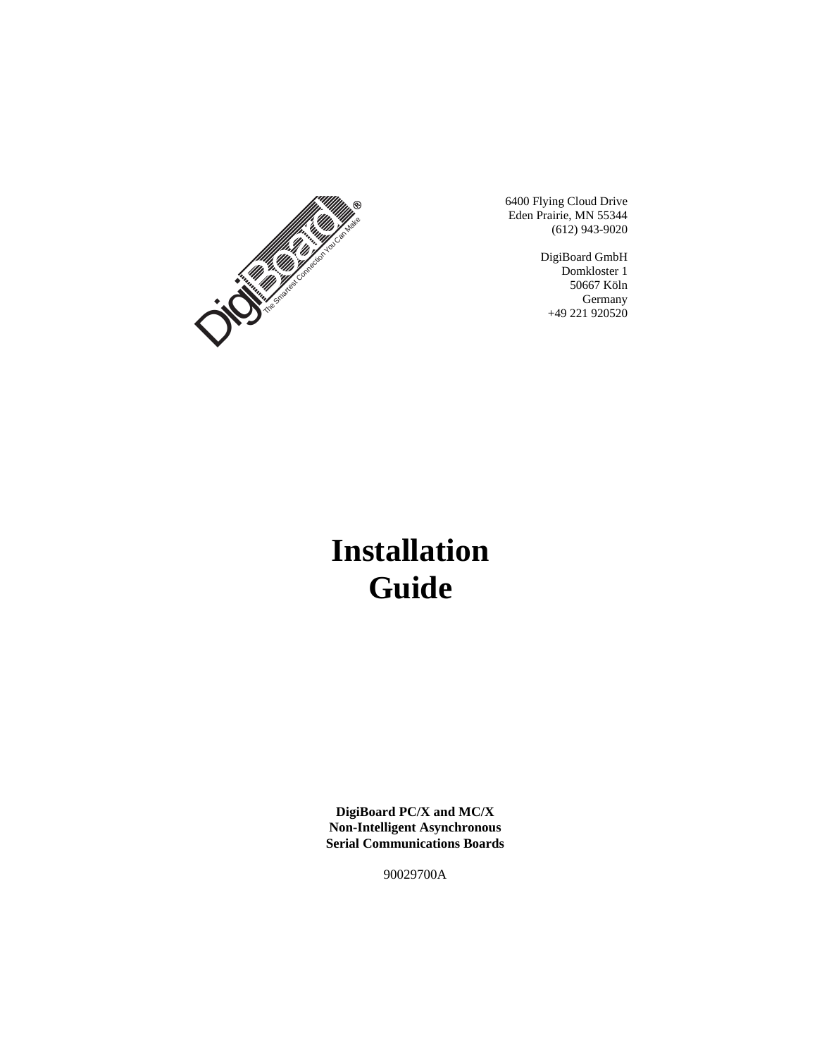DigiBoard®

The Smartest Connection You Can Make

6400 Flying Cloud Drive
Eden Prairie, MN 55344
(612) 943-9020

DigiBoard GmbH
Domkloster 1
50667 Köln
Germany
+49 221 920520

# Installation Guide

**DigiBoard PC/X and MC/X**
**Non-Intelligent Asynchronous**
**Serial Communications Boards**

90029700A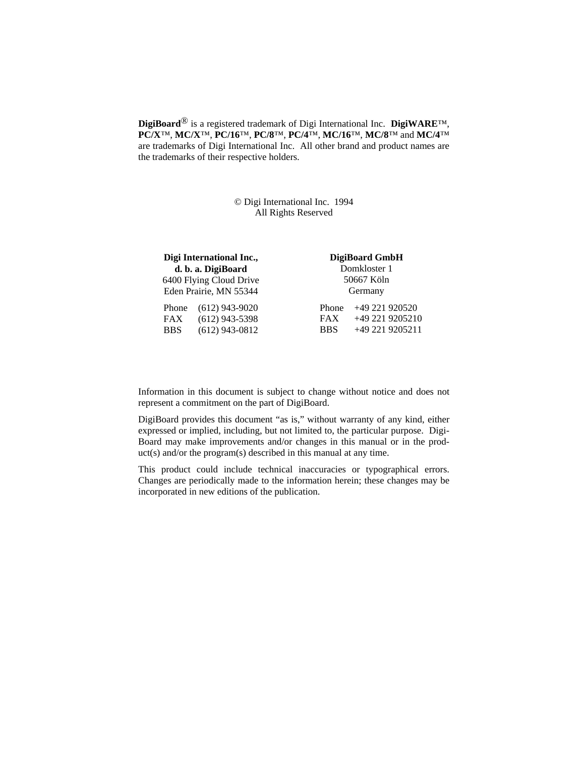**DigiBoard**® is a registered trademark of Digi International Inc. **DigiWARE**™, **PC/X**™, **MC/X**™, **PC/16**™, **PC/8**™, **PC/4**™, **MC/16**™, **MC/8**™ and **MC/4**™ are trademarks of Digi International Inc. All other brand and product names are the trademarks of their respective holders.

© Digi International Inc. 1994
All Rights Reserved

**Digi International Inc.,**
**d. b. a. DigiBoard**
6400 Flying Cloud Drive
Eden Prairie, MN 55344

| | |
|---|---|
| Phone | (612) 943-9020 |
| FAX | (612) 943-5398 |
| BBS | (612) 943-0812 |

**DigiBoard GmbH**
Domkloster 1
50667 Köln
Germany

| | |
|---|---|
| Phone | +49 221 920520 |
| FAX | +49 221 9205210 |
| BBS | +49 221 9205211 |

Information in this document is subject to change without notice and does not represent a commitment on the part of DigiBoard.

DigiBoard provides this document "as is," without warranty of any kind, either expressed or implied, including, but not limited to, the particular purpose. DigiBoard may make improvements and/or changes in this manual or in the product(s) and/or the program(s) described in this manual at any time.

This product could include technical inaccuracies or typographical errors. Changes are periodically made to the information herein; these changes may be incorporated in new editions of the publication.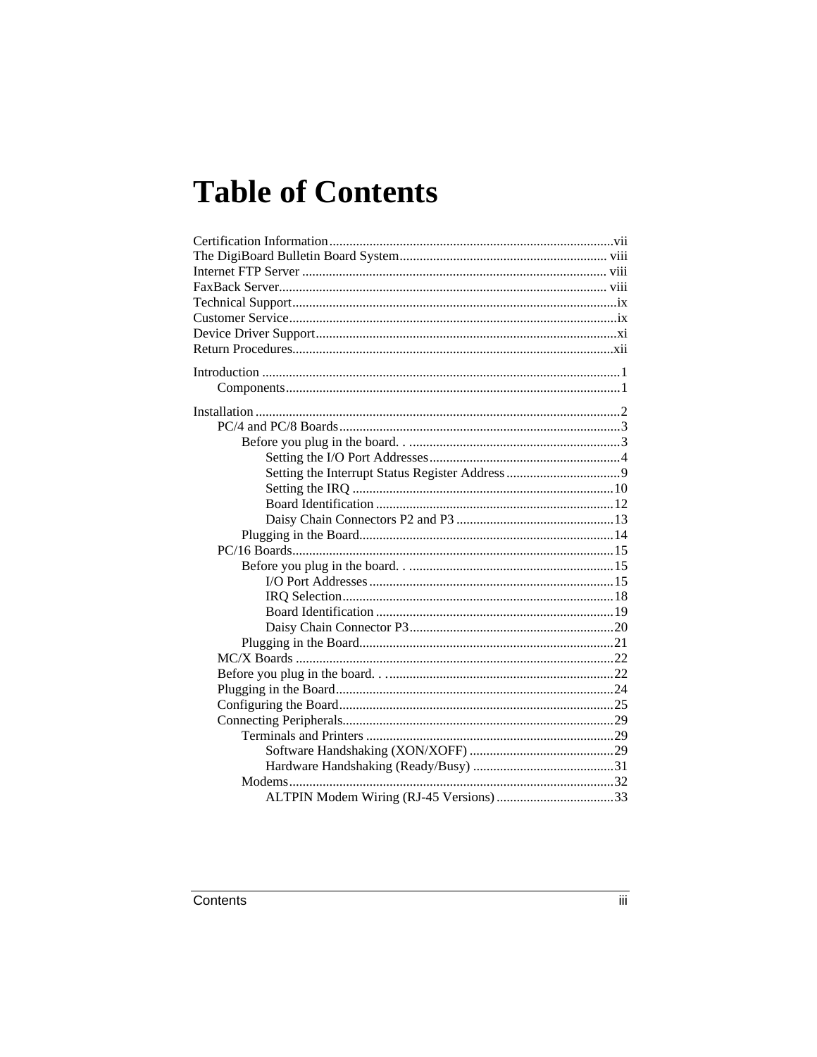# Table of Contents

Certification Information....................................................................................vii
The DigiBoard Bulletin Board System............................................................. viii
Internet FTP Server .......................................................................................... viii
FaxBack Server................................................................................................. viii
Technical Support................................................................................................ix
Customer Service.................................................................................................ix
Device Driver Support.........................................................................................xi
Return Procedures...............................................................................................xii

Introduction ..........................................................................................................1
- Components...................................................................................................1

Installation ............................................................................................................2
- PC/4 and PC/8 Boards...................................................................................3
  - Before you plug in the board. . ..............................................................3
    - Setting the I/O Port Addresses.........................................................4
    - Setting the Interrupt Status Register Address..................................9
    - Setting the IRQ .............................................................................10
    - Board Identification ......................................................................12
    - Daisy Chain Connectors P2 and P3 ...............................................13
  - Plugging in the Board...........................................................................14
- PC/16 Boards...............................................................................................15
  - Before you plug in the board. . .............................................................15
    - I/O Port Addresses........................................................................15
    - IRQ Selection................................................................................18
    - Board Identification ......................................................................19
    - Daisy Chain Connector P3.............................................................20
  - Plugging in the Board...........................................................................21
- MC/X Boards ..............................................................................................22
- Before you plug in the board. . ....................................................................22
- Plugging in the Board..................................................................................24
- Configuring the Board.................................................................................25
- Connecting Peripherals................................................................................29
  - Terminals and Printers ..........................................................................29
    - Software Handshaking (XON/XOFF) ...........................................29
    - Hardware Handshaking (Ready/Busy) ..........................................31
  - Modems................................................................................................32
    - ALTPIN Modem Wiring (RJ-45 Versions)...................................33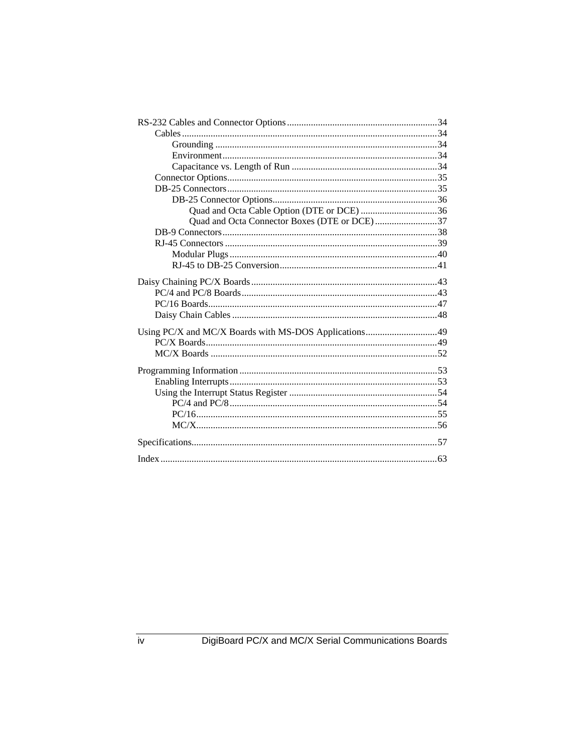- RS-232 Cables and Connector Options ........ 34
  - Cables ........ 34
    - Grounding ........ 34
    - Environment ........ 34
    - Capacitance vs. Length of Run ........ 34
  - Connector Options ........ 35
  - DB-25 Connectors ........ 35
    - DB-25 Connector Options ........ 36
      - Quad and Octa Cable Option (DTE or DCE) ........ 36
      - Quad and Octa Connector Boxes (DTE or DCE) ........ 37
  - DB-9 Connectors ........ 38
  - RJ-45 Connectors ........ 39
    - Modular Plugs ........ 40
    - RJ-45 to DB-25 Conversion ........ 41
- Daisy Chaining PC/X Boards ........ 43
  - PC/4 and PC/8 Boards ........ 43
  - PC/16 Boards ........ 47
  - Daisy Chain Cables ........ 48
- Using PC/X and MC/X Boards with MS-DOS Applications ........ 49
  - PC/X Boards ........ 49
  - MC/X Boards ........ 52
- Programming Information ........ 53
  - Enabling Interrupts ........ 53
  - Using the Interrupt Status Register ........ 54
    - PC/4 and PC/8 ........ 54
    - PC/16 ........ 55
    - MC/X ........ 56
- Specifications ........ 57
- Index ........ 63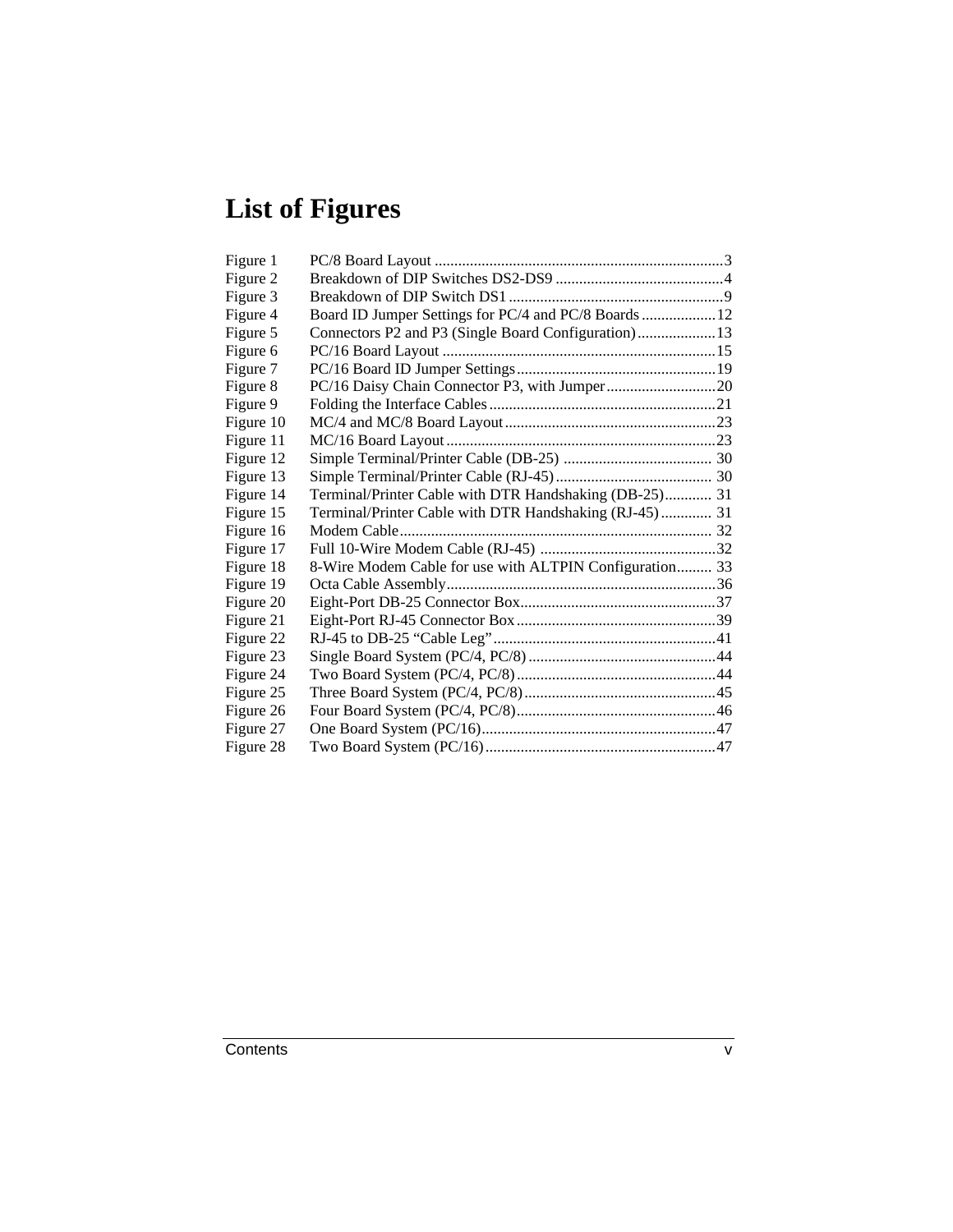# List of Figures

| | | |
|---|---|---|
| Figure 1 | PC/8 Board Layout | 3 |
| Figure 2 | Breakdown of DIP Switches DS2-DS9 | 4 |
| Figure 3 | Breakdown of DIP Switch DS1 | 9 |
| Figure 4 | Board ID Jumper Settings for PC/4 and PC/8 Boards | 12 |
| Figure 5 | Connectors P2 and P3 (Single Board Configuration) | 13 |
| Figure 6 | PC/16 Board Layout | 15 |
| Figure 7 | PC/16 Board ID Jumper Settings | 19 |
| Figure 8 | PC/16 Daisy Chain Connector P3, with Jumper | 20 |
| Figure 9 | Folding the Interface Cables | 21 |
| Figure 10 | MC/4 and MC/8 Board Layout | 23 |
| Figure 11 | MC/16 Board Layout | 23 |
| Figure 12 | Simple Terminal/Printer Cable (DB-25) | 30 |
| Figure 13 | Simple Terminal/Printer Cable (RJ-45) | 30 |
| Figure 14 | Terminal/Printer Cable with DTR Handshaking (DB-25) | 31 |
| Figure 15 | Terminal/Printer Cable with DTR Handshaking (RJ-45) | 31 |
| Figure 16 | Modem Cable | 32 |
| Figure 17 | Full 10-Wire Modem Cable (RJ-45) | 32 |
| Figure 18 | 8-Wire Modem Cable for use with ALTPIN Configuration | 33 |
| Figure 19 | Octa Cable Assembly | 36 |
| Figure 20 | Eight-Port DB-25 Connector Box | 37 |
| Figure 21 | Eight-Port RJ-45 Connector Box | 39 |
| Figure 22 | RJ-45 to DB-25 "Cable Leg" | 41 |
| Figure 23 | Single Board System (PC/4, PC/8) | 44 |
| Figure 24 | Two Board System (PC/4, PC/8) | 44 |
| Figure 25 | Three Board System (PC/4, PC/8) | 45 |
| Figure 26 | Four Board System (PC/4, PC/8) | 46 |
| Figure 27 | One Board System (PC/16) | 47 |
| Figure 28 | Two Board System (PC/16) | 47 |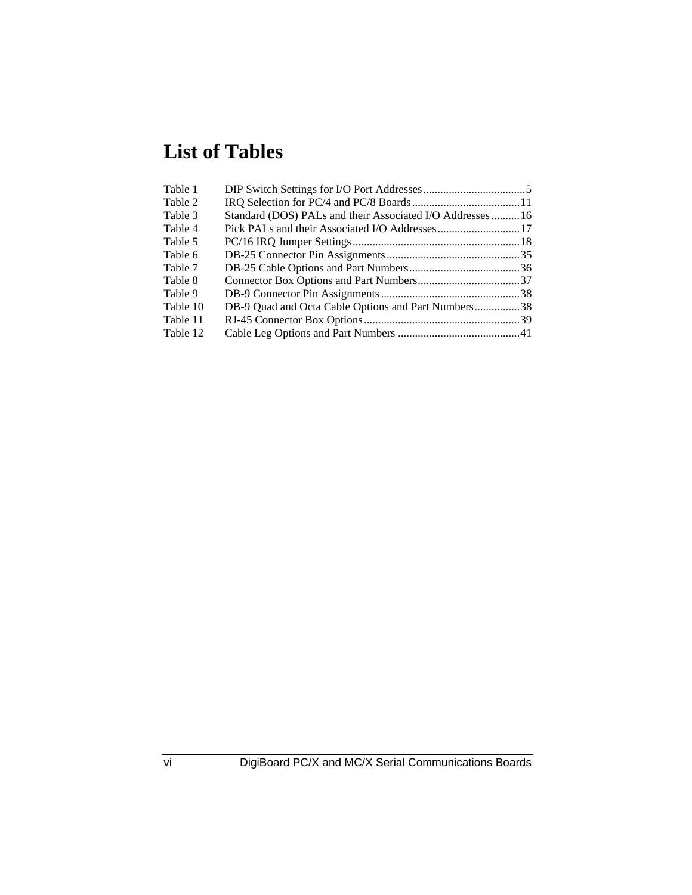# List of Tables

Table 1 DIP Switch Settings for I/O Port Addresses....................................5
Table 2 IRQ Selection for PC/4 and PC/8 Boards......................................11
Table 3 Standard (DOS) PALs and their Associated I/O Addresses..........16
Table 4 Pick PALs and their Associated I/O Addresses.............................17
Table 5 PC/16 IRQ Jumper Settings...........................................................18
Table 6 DB-25 Connector Pin Assignments...............................................35
Table 7 DB-25 Cable Options and Part Numbers.......................................36
Table 8 Connector Box Options and Part Numbers....................................37
Table 9 DB-9 Connector Pin Assignments.................................................38
Table 10 DB-9 Quad and Octa Cable Options and Part Numbers................38
Table 11 RJ-45 Connector Box Options.......................................................39
Table 12 Cable Leg Options and Part Numbers ...........................................41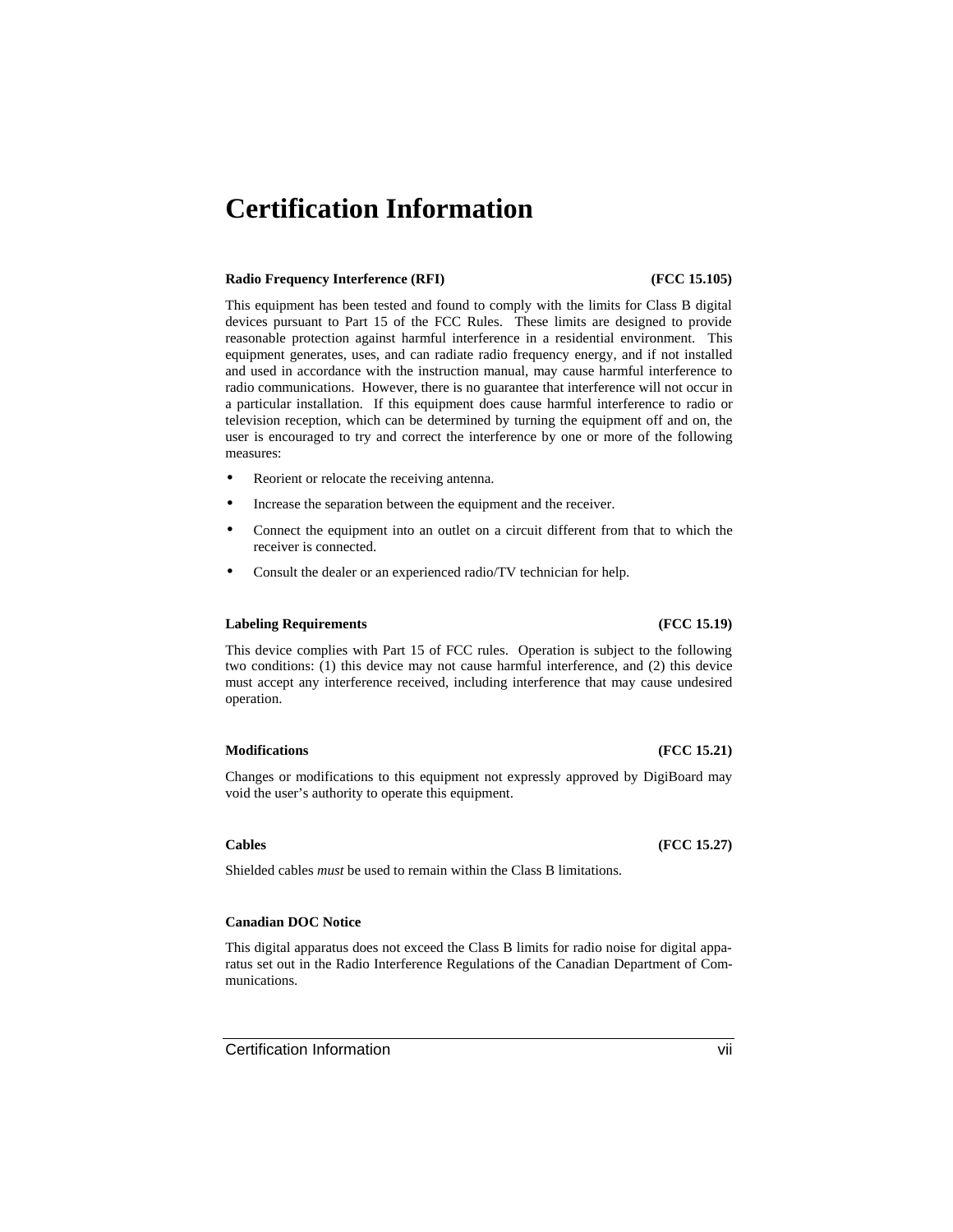# Certification Information

**Radio Frequency Interference (RFI) (FCC 15.105)**

This equipment has been tested and found to comply with the limits for Class B digital devices pursuant to Part 15 of the FCC Rules. These limits are designed to provide reasonable protection against harmful interference in a residential environment. This equipment generates, uses, and can radiate radio frequency energy, and if not installed and used in accordance with the instruction manual, may cause harmful interference to radio communications. However, there is no guarantee that interference will not occur in a particular installation. If this equipment does cause harmful interference to radio or television reception, which can be determined by turning the equipment off and on, the user is encouraged to try and correct the interference by one or more of the following measures:

- Reorient or relocate the receiving antenna.
- Increase the separation between the equipment and the receiver.
- Connect the equipment into an outlet on a circuit different from that to which the receiver is connected.
- Consult the dealer or an experienced radio/TV technician for help.

**Labeling Requirements (FCC 15.19)**

This device complies with Part 15 of FCC rules. Operation is subject to the following two conditions: (1) this device may not cause harmful interference, and (2) this device must accept any interference received, including interference that may cause undesired operation.

**Modifications (FCC 15.21)**

Changes or modifications to this equipment not expressly approved by DigiBoard may void the user's authority to operate this equipment.

**Cables (FCC 15.27)**

Shielded cables *must* be used to remain within the Class B limitations.

**Canadian DOC Notice**

This digital apparatus does not exceed the Class B limits for radio noise for digital apparatus set out in the Radio Interference Regulations of the Canadian Department of Communications.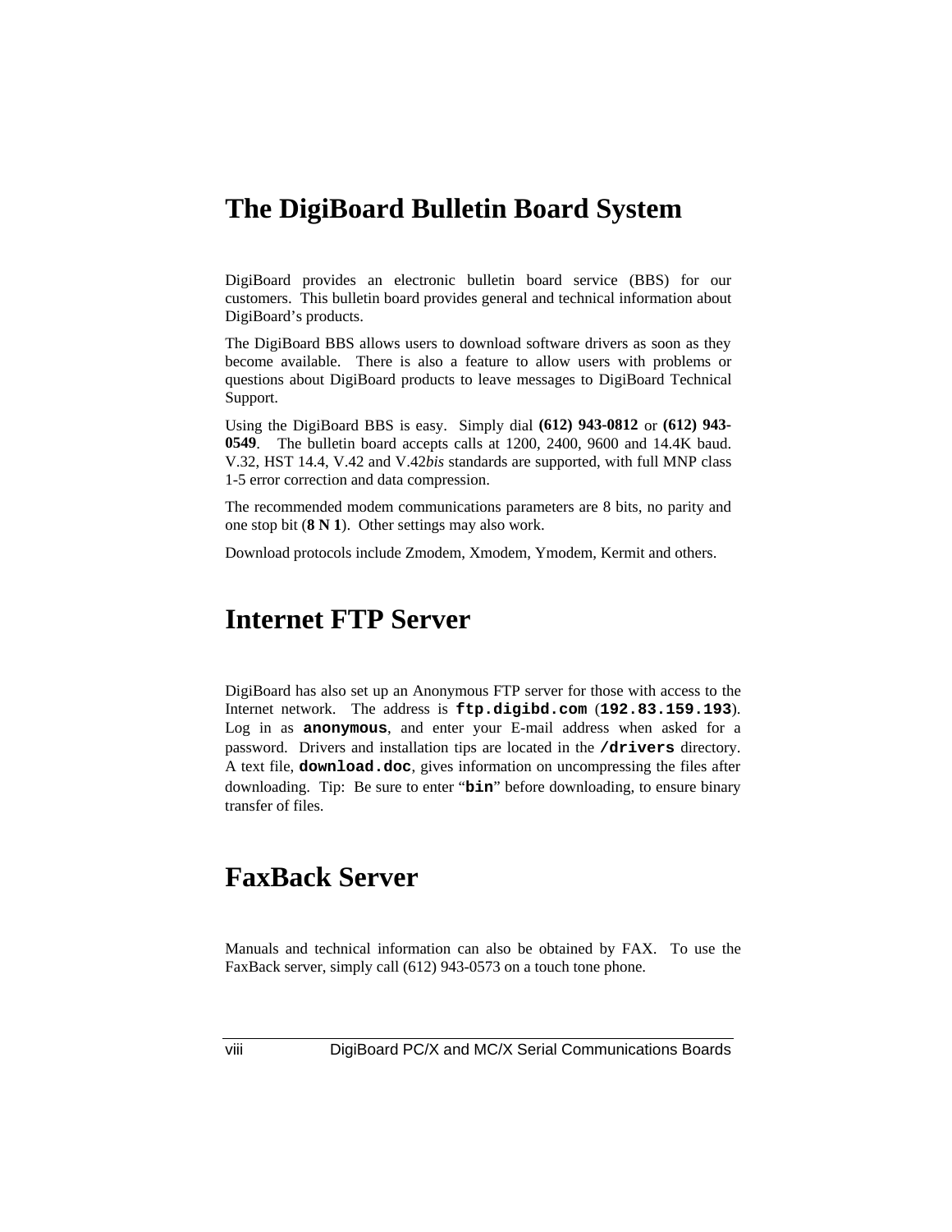# The DigiBoard Bulletin Board System

DigiBoard provides an electronic bulletin board service (BBS) for our customers. This bulletin board provides general and technical information about DigiBoard's products.

The DigiBoard BBS allows users to download software drivers as soon as they become available. There is also a feature to allow users with problems or questions about DigiBoard products to leave messages to DigiBoard Technical Support.

Using the DigiBoard BBS is easy. Simply dial **(612) 943-0812** or **(612) 943-0549**. The bulletin board accepts calls at 1200, 2400, 9600 and 14.4K baud. V.32, HST 14.4, V.42 and V.42*bis* standards are supported, with full MNP class 1-5 error correction and data compression.

The recommended modem communications parameters are 8 bits, no parity and one stop bit (**8 N 1**). Other settings may also work.

Download protocols include Zmodem, Xmodem, Ymodem, Kermit and others.

# Internet FTP Server

DigiBoard has also set up an Anonymous FTP server for those with access to the Internet network. The address is **`ftp.digibd.com`** (**`192.83.159.193`**). Log in as **`anonymous`**, and enter your E-mail address when asked for a password. Drivers and installation tips are located in the **`/drivers`** directory. A text file, **`download.doc`**, gives information on uncompressing the files after downloading. Tip: Be sure to enter "**`bin`**" before downloading, to ensure binary transfer of files.

# FaxBack Server

Manuals and technical information can also be obtained by FAX. To use the FaxBack server, simply call (612) 943-0573 on a touch tone phone.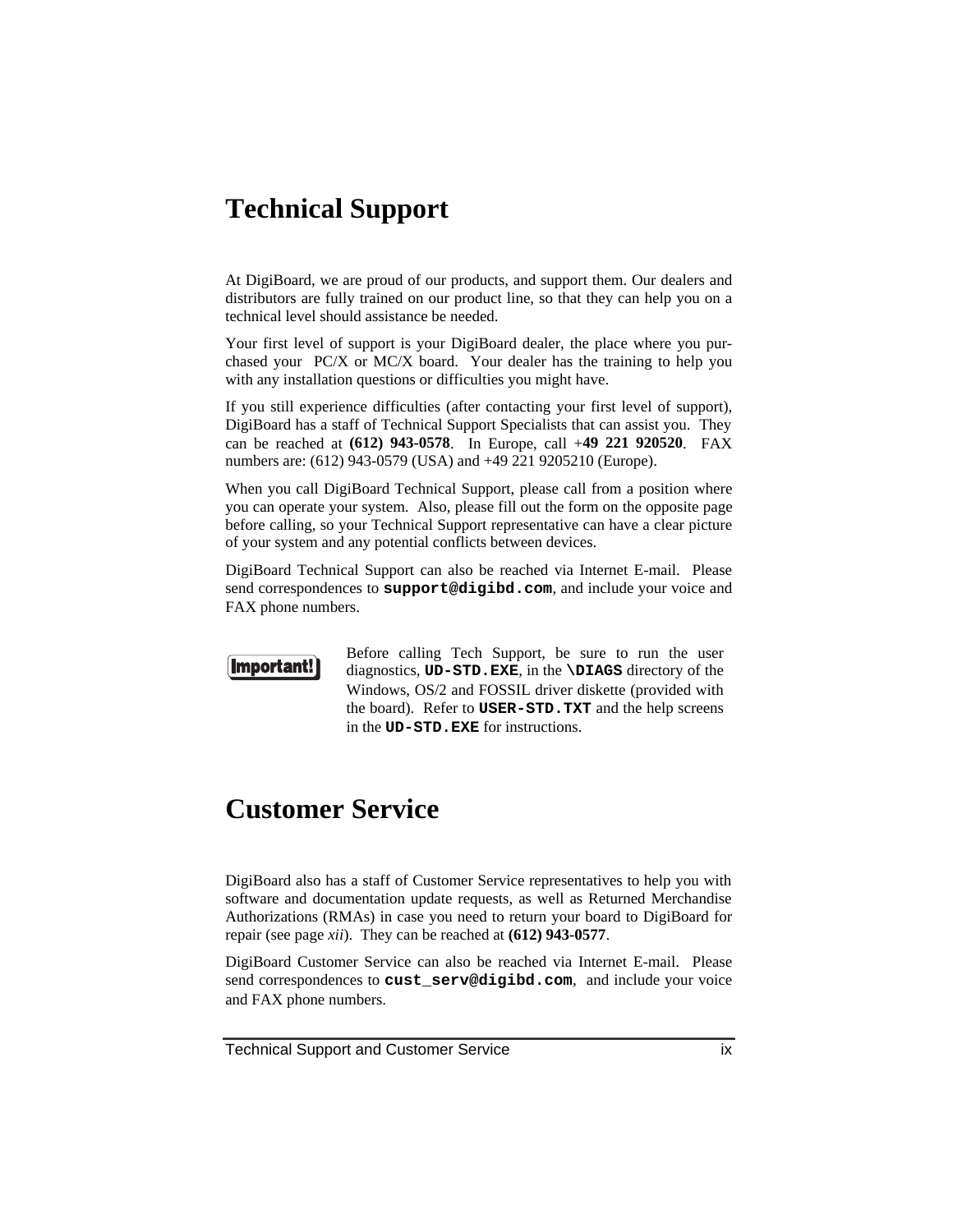# Technical Support

At DigiBoard, we are proud of our products, and support them. Our dealers and distributors are fully trained on our product line, so that they can help you on a technical level should assistance be needed.

Your first level of support is your DigiBoard dealer, the place where you purchased your PC/X or MC/X board. Your dealer has the training to help you with any installation questions or difficulties you might have.

If you still experience difficulties (after contacting your first level of support), DigiBoard has a staff of Technical Support Specialists that can assist you. They can be reached at **(612) 943-0578**. In Europe, call +**49 221 920520**. FAX numbers are: (612) 943-0579 (USA) and +49 221 9205210 (Europe).

When you call DigiBoard Technical Support, please call from a position where you can operate your system. Also, please fill out the form on the opposite page before calling, so your Technical Support representative can have a clear picture of your system and any potential conflicts between devices.

DigiBoard Technical Support can also be reached via Internet E-mail. Please send correspondences to **support@digibd.com**, and include your voice and FAX phone numbers.

**Important!** Before calling Tech Support, be sure to run the user diagnostics, **UD-STD.EXE**, in the **\DIAGS** directory of the Windows, OS/2 and FOSSIL driver diskette (provided with the board). Refer to **USER-STD.TXT** and the help screens in the **UD-STD.EXE** for instructions.

# Customer Service

DigiBoard also has a staff of Customer Service representatives to help you with software and documentation update requests, as well as Returned Merchandise Authorizations (RMAs) in case you need to return your board to DigiBoard for repair (see page *xii*). They can be reached at **(612) 943-0577**.

DigiBoard Customer Service can also be reached via Internet E-mail. Please send correspondences to **cust_serv@digibd.com**, and include your voice and FAX phone numbers.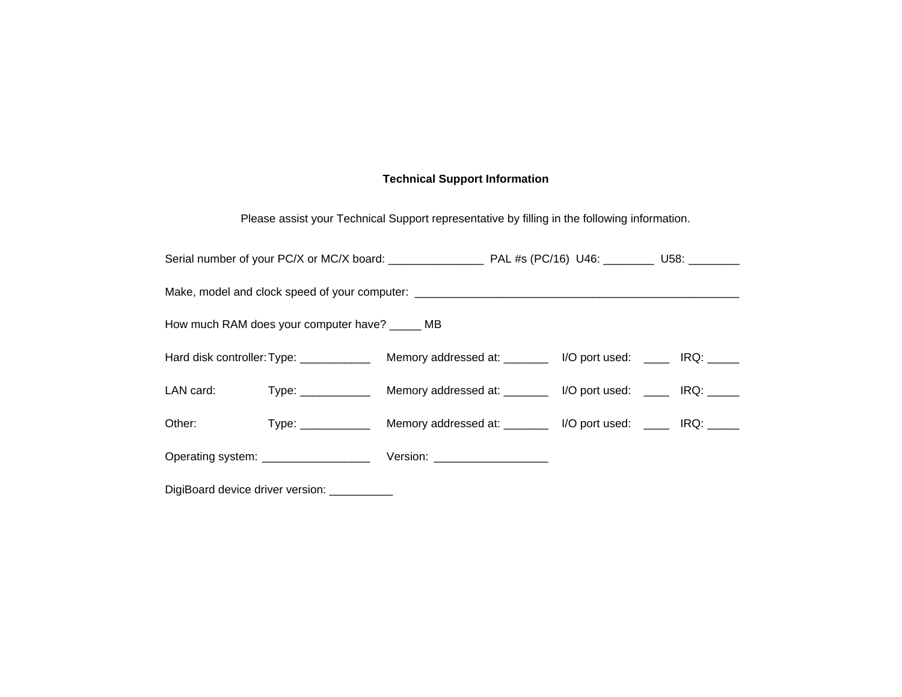## Technical Support Information

Please assist your Technical Support representative by filling in the following information.

Serial number of your PC/X or MC/X board: _______________ PAL #s (PC/16) U46: ________ U58: ________

Make, model and clock speed of your computer: ______________________________________________________

How much RAM does your computer have? _____ MB

| | | | | |
|---|---|---|---|---|
| Hard disk controller: | Type: ___________ | Memory addressed at: _______ | I/O port used: ____ | IRQ: _____ |
| LAN card: | Type: ___________ | Memory addressed at: _______ | I/O port used: ____ | IRQ: _____ |
| Other: | Type: ___________ | Memory addressed at: _______ | I/O port used: ____ | IRQ: _____ |

Operating system: _________________ Version: _________________

DigiBoard device driver version: __________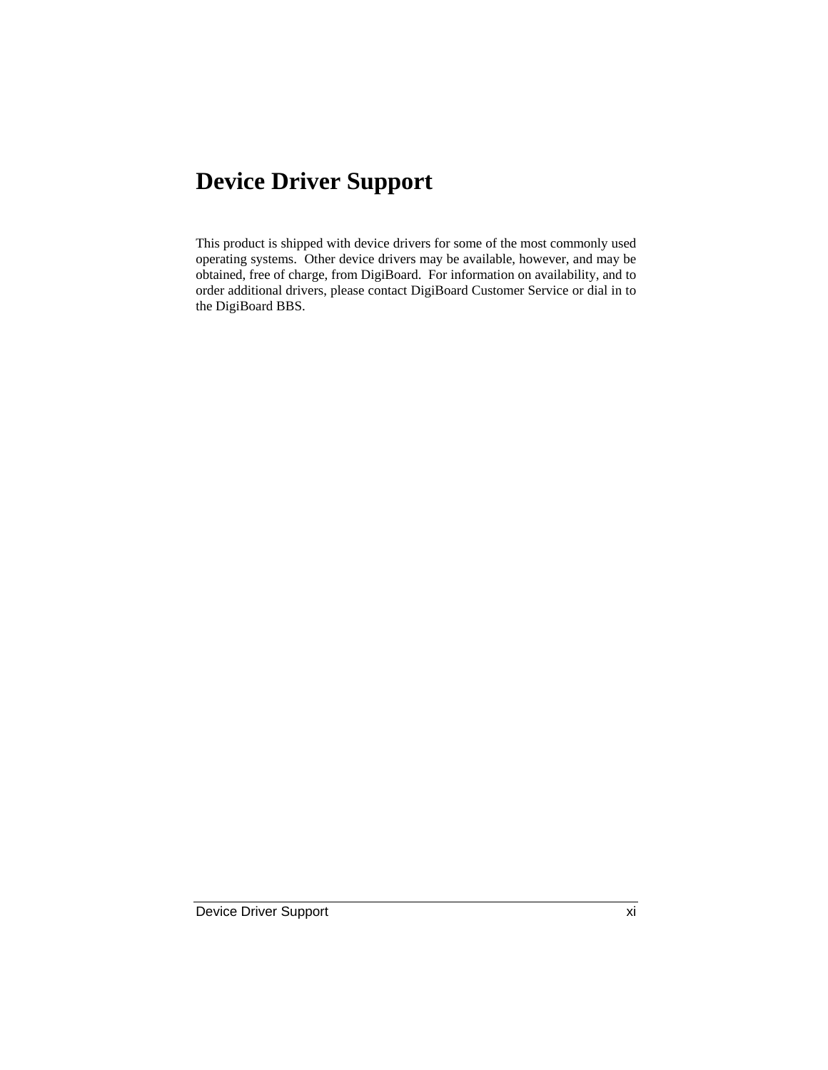# Device Driver Support

This product is shipped with device drivers for some of the most commonly used operating systems. Other device drivers may be available, however, and may be obtained, free of charge, from DigiBoard. For information on availability, and to order additional drivers, please contact DigiBoard Customer Service or dial in to the DigiBoard BBS.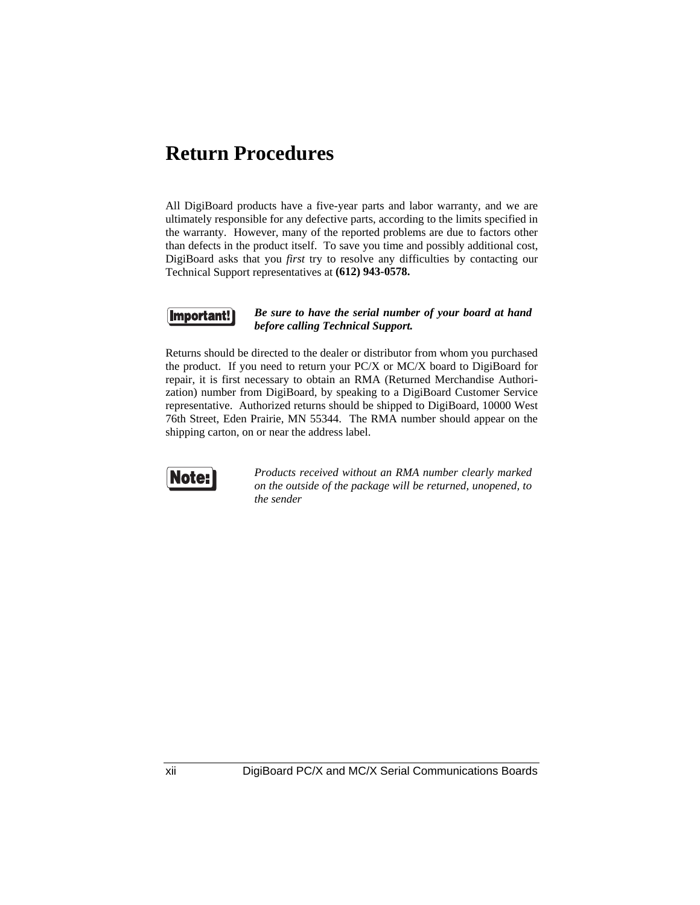# Return Procedures

All DigiBoard products have a five-year parts and labor warranty, and we are ultimately responsible for any defective parts, according to the limits specified in the warranty. However, many of the reported problems are due to factors other than defects in the product itself. To save you time and possibly additional cost, DigiBoard asks that you *first* try to resolve any difficulties by contacting our Technical Support representatives at **(612) 943-0578.**

**Important!** ***Be sure to have the serial number of your board at hand before calling Technical Support.***

Returns should be directed to the dealer or distributor from whom you purchased the product. If you need to return your PC/X or MC/X board to DigiBoard for repair, it is first necessary to obtain an RMA (Returned Merchandise Authorization) number from DigiBoard, by speaking to a DigiBoard Customer Service representative. Authorized returns should be shipped to DigiBoard, 10000 West 76th Street, Eden Prairie, MN 55344. The RMA number should appear on the shipping carton, on or near the address label.

**Note:** *Products received without an RMA number clearly marked on the outside of the package will be returned, unopened, to the sender*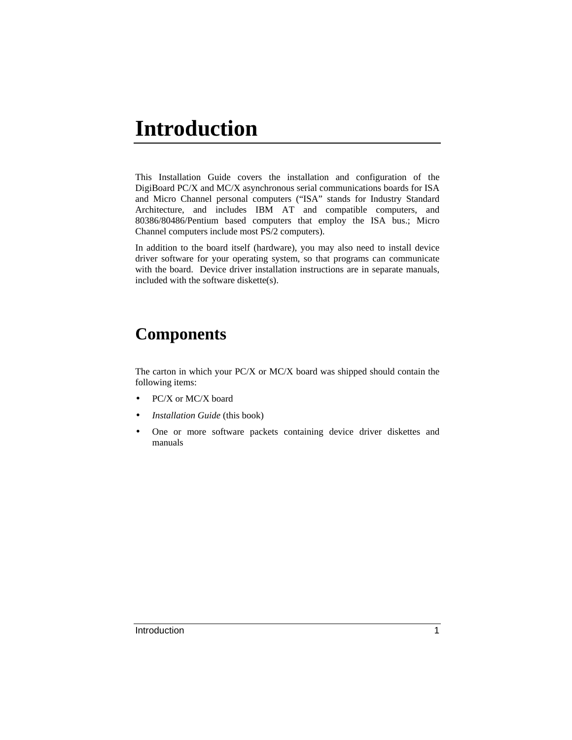# Introduction

This Installation Guide covers the installation and configuration of the DigiBoard PC/X and MC/X asynchronous serial communications boards for ISA and Micro Channel personal computers (“ISA” stands for Industry Standard Architecture, and includes IBM AT and compatible computers, and 80386/80486/Pentium based computers that employ the ISA bus.; Micro Channel computers include most PS/2 computers).

In addition to the board itself (hardware), you may also need to install device driver software for your operating system, so that programs can communicate with the board.  Device driver installation instructions are in separate manuals, included with the software diskette(s).

## Components

The carton in which your PC/X or MC/X board was shipped should contain the following items:

- PC/X or MC/X board
- *Installation Guide* (this book)
- One or more software packets containing device driver diskettes and manuals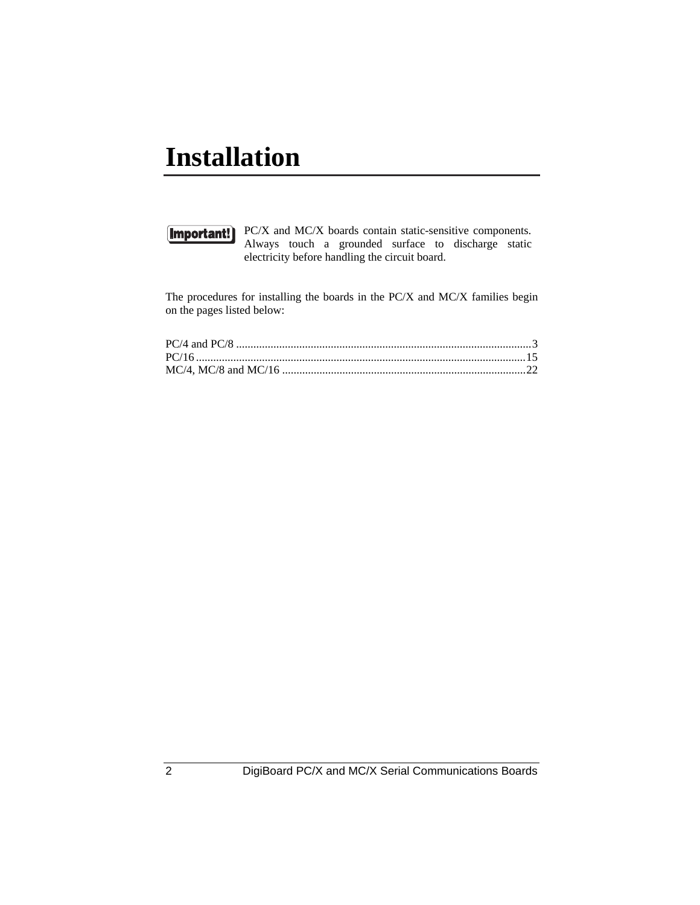# Installation

**Important!** PC/X and MC/X boards contain static-sensitive components. Always touch a grounded surface to discharge static electricity before handling the circuit board.

The procedures for installing the boards in the PC/X and MC/X families begin on the pages listed below:

PC/4 and PC/8 ....................................................................................................3
PC/16 ...............................................................................................................15
MC/4, MC/8 and MC/16 ..................................................................................22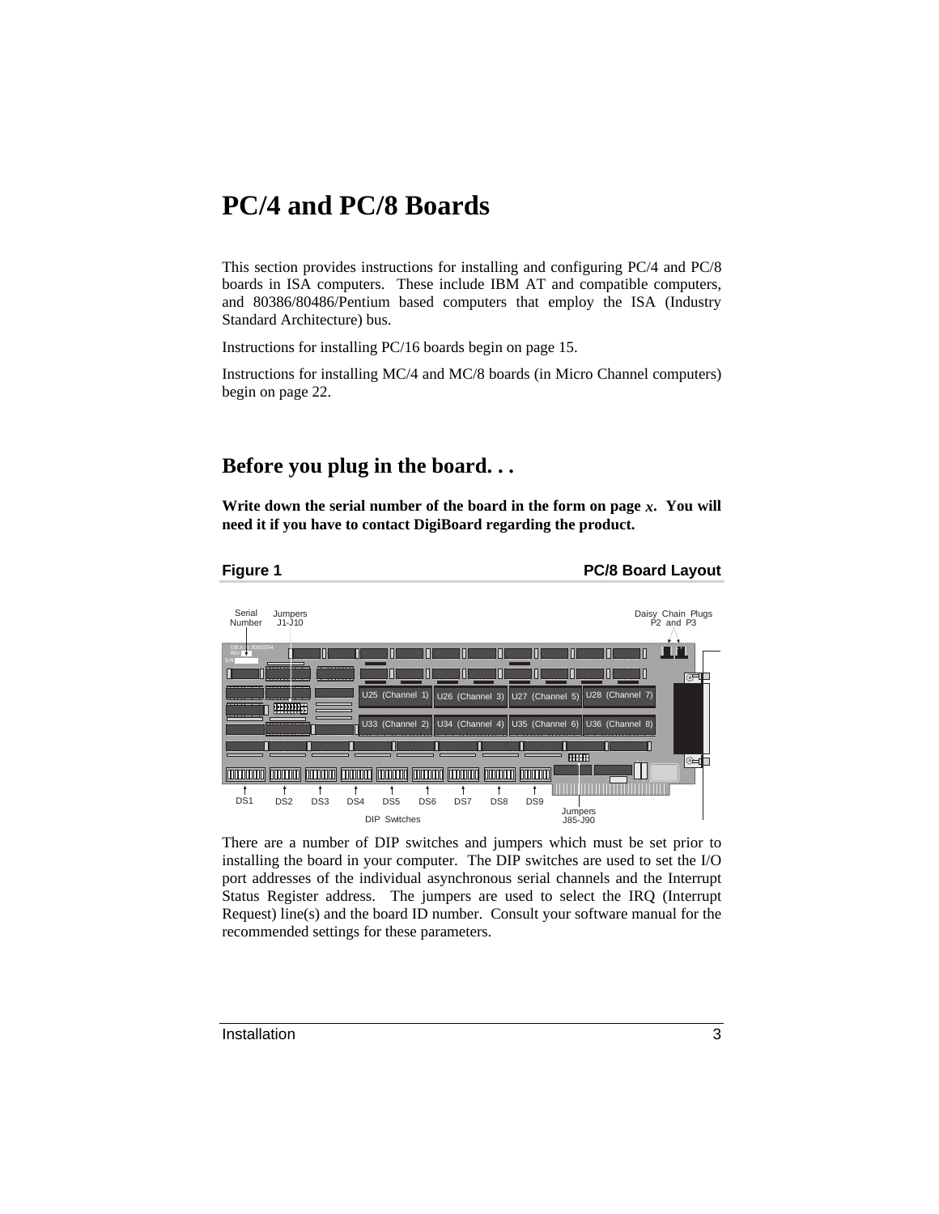# PC/4 and PC/8 Boards

This section provides instructions for installing and configuring PC/4 and PC/8 boards in ISA computers. These include IBM AT and compatible computers, and 80386/80486/Pentium based computers that employ the ISA (Industry Standard Architecture) bus.

Instructions for installing PC/16 boards begin on page 15.

Instructions for installing MC/4 and MC/8 boards (in Micro Channel computers) begin on page 22.

## Before you plug in the board. . .

**Write down the serial number of the board in the form on page *x*. You will need it if you have to contact DigiBoard regarding the product.**

**Figure 1** **PC/8 Board Layout**

There are a number of DIP switches and jumpers which must be set prior to installing the board in your computer. The DIP switches are used to set the I/O port addresses of the individual asynchronous serial channels and the Interrupt Status Register address. The jumpers are used to select the IRQ (Interrupt Request) line(s) and the board ID number. Consult your software manual for the recommended settings for these parameters.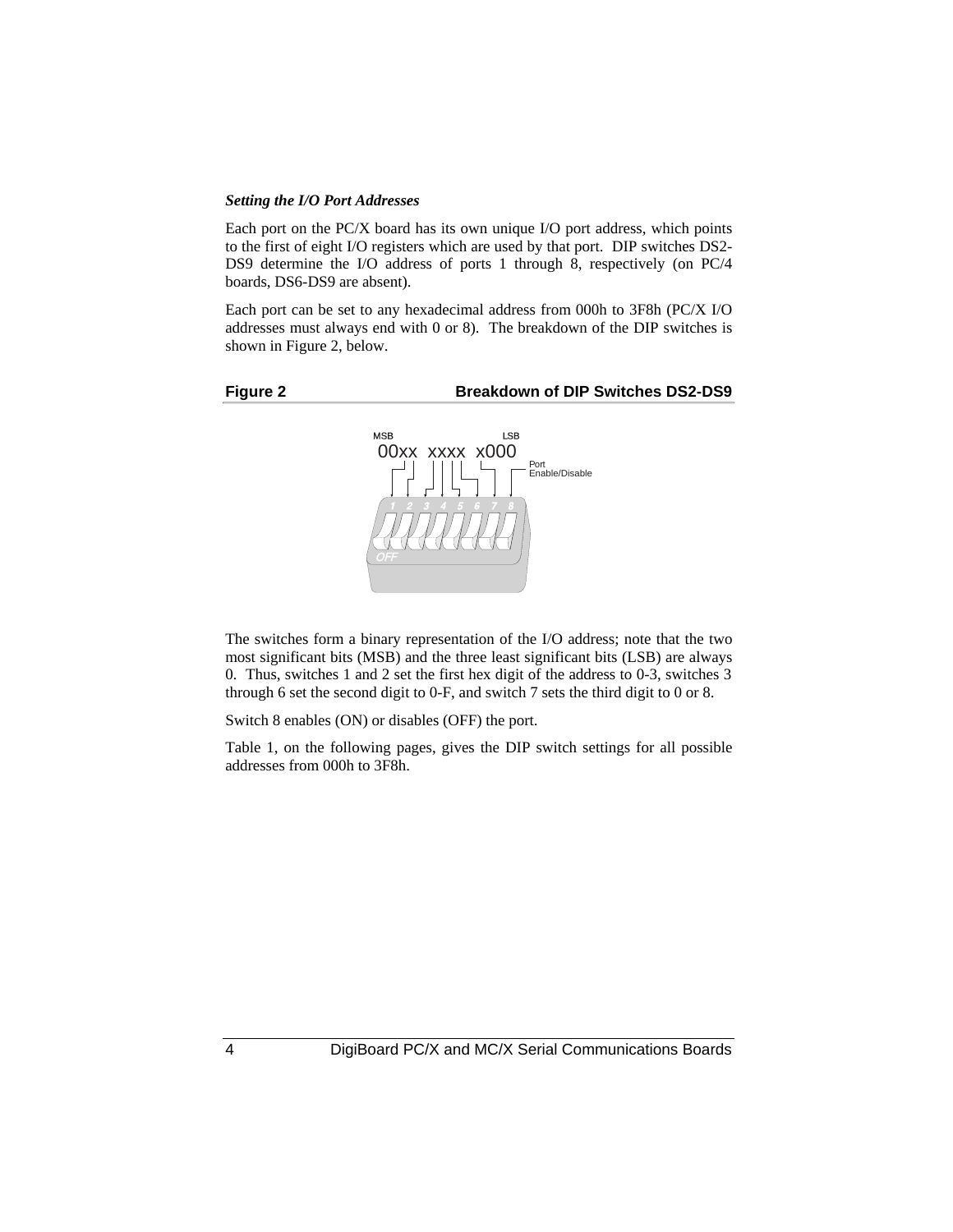### *Setting the I/O Port Addresses*

Each port on the PC/X board has its own unique I/O port address, which points to the first of eight I/O registers which are used by that port. DIP switches DS2-DS9 determine the I/O address of ports 1 through 8, respectively (on PC/4 boards, DS6-DS9 are absent).

Each port can be set to any hexadecimal address from 000h to 3F8h (PC/X I/O addresses must always end with 0 or 8). The breakdown of the DIP switches is shown in Figure 2, below.

**Figure 2 — Breakdown of DIP Switches DS2-DS9**

MSB LSB
00xx xxxx x000
Port Enable/Disable
1 2 3 4 5 6 7 8
OFF

The switches form a binary representation of the I/O address; note that the two most significant bits (MSB) and the three least significant bits (LSB) are always 0. Thus, switches 1 and 2 set the first hex digit of the address to 0-3, switches 3 through 6 set the second digit to 0-F, and switch 7 sets the third digit to 0 or 8.

Switch 8 enables (ON) or disables (OFF) the port.

Table 1, on the following pages, gives the DIP switch settings for all possible addresses from 000h to 3F8h.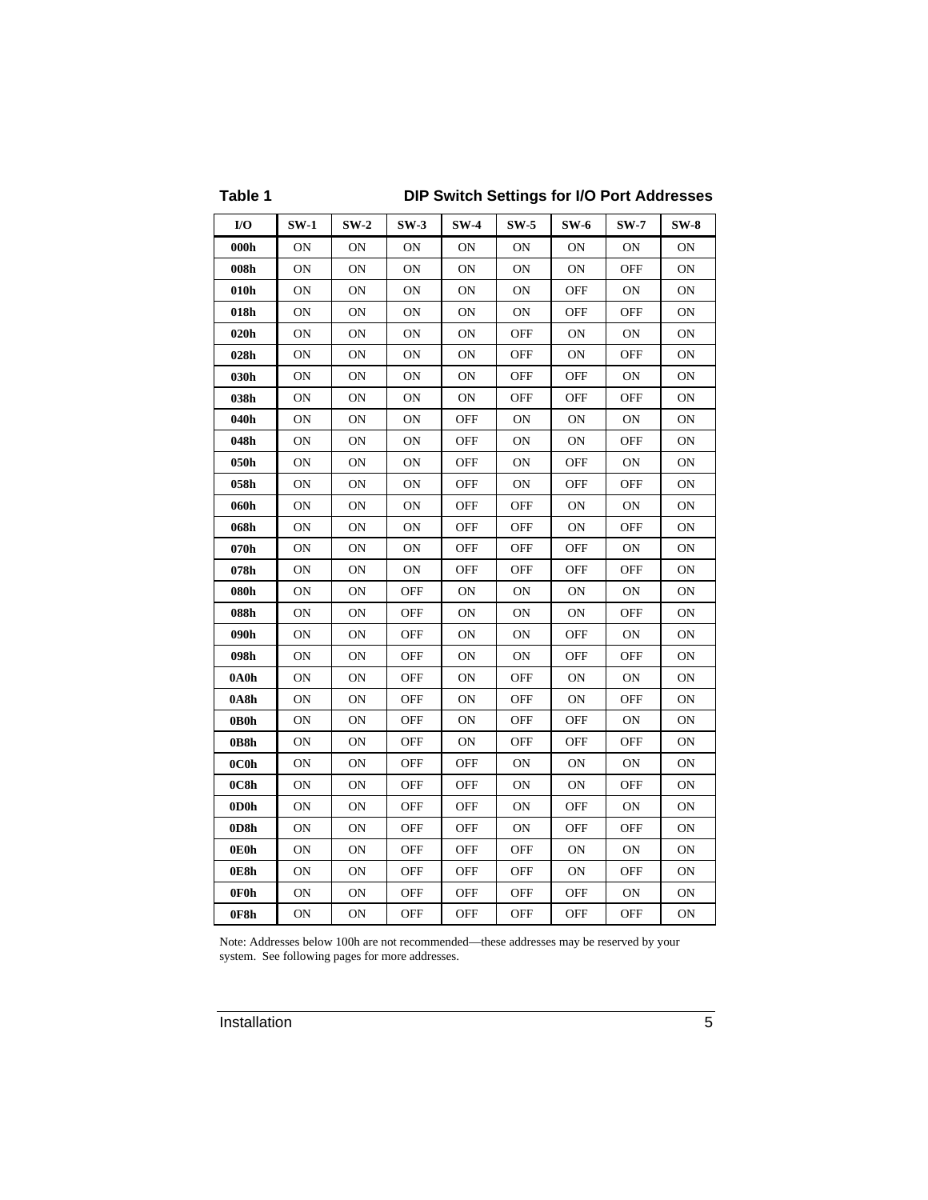**Table 1 DIP Switch Settings for I/O Port Addresses**

| I/O | SW-1 | SW-2 | SW-3 | SW-4 | SW-5 | SW-6 | SW-7 | SW-8 |
|---|---|---|---|---|---|---|---|---|
| **000h** | ON | ON | ON | ON | ON | ON | ON | ON |
| **008h** | ON | ON | ON | ON | ON | ON | OFF | ON |
| **010h** | ON | ON | ON | ON | ON | OFF | ON | ON |
| **018h** | ON | ON | ON | ON | ON | OFF | OFF | ON |
| **020h** | ON | ON | ON | ON | OFF | ON | ON | ON |
| **028h** | ON | ON | ON | ON | OFF | ON | OFF | ON |
| **030h** | ON | ON | ON | ON | OFF | OFF | ON | ON |
| **038h** | ON | ON | ON | ON | OFF | OFF | OFF | ON |
| **040h** | ON | ON | ON | OFF | ON | ON | ON | ON |
| **048h** | ON | ON | ON | OFF | ON | ON | OFF | ON |
| **050h** | ON | ON | ON | OFF | ON | OFF | ON | ON |
| **058h** | ON | ON | ON | OFF | ON | OFF | OFF | ON |
| **060h** | ON | ON | ON | OFF | OFF | ON | ON | ON |
| **068h** | ON | ON | ON | OFF | OFF | ON | OFF | ON |
| **070h** | ON | ON | ON | OFF | OFF | OFF | ON | ON |
| **078h** | ON | ON | ON | OFF | OFF | OFF | OFF | ON |
| **080h** | ON | ON | OFF | ON | ON | ON | ON | ON |
| **088h** | ON | ON | OFF | ON | ON | ON | OFF | ON |
| **090h** | ON | ON | OFF | ON | ON | OFF | ON | ON |
| **098h** | ON | ON | OFF | ON | ON | OFF | OFF | ON |
| **0A0h** | ON | ON | OFF | ON | OFF | ON | ON | ON |
| **0A8h** | ON | ON | OFF | ON | OFF | ON | OFF | ON |
| **0B0h** | ON | ON | OFF | ON | OFF | OFF | ON | ON |
| **0B8h** | ON | ON | OFF | ON | OFF | OFF | OFF | ON |
| **0C0h** | ON | ON | OFF | OFF | ON | ON | ON | ON |
| **0C8h** | ON | ON | OFF | OFF | ON | ON | OFF | ON |
| **0D0h** | ON | ON | OFF | OFF | ON | OFF | ON | ON |
| **0D8h** | ON | ON | OFF | OFF | ON | OFF | OFF | ON |
| **0E0h** | ON | ON | OFF | OFF | OFF | ON | ON | ON |
| **0E8h** | ON | ON | OFF | OFF | OFF | ON | OFF | ON |
| **0F0h** | ON | ON | OFF | OFF | OFF | OFF | ON | ON |
| **0F8h** | ON | ON | OFF | OFF | OFF | OFF | OFF | ON |

Note: Addresses below 100h are not recommended—these addresses may be reserved by your system. See following pages for more addresses.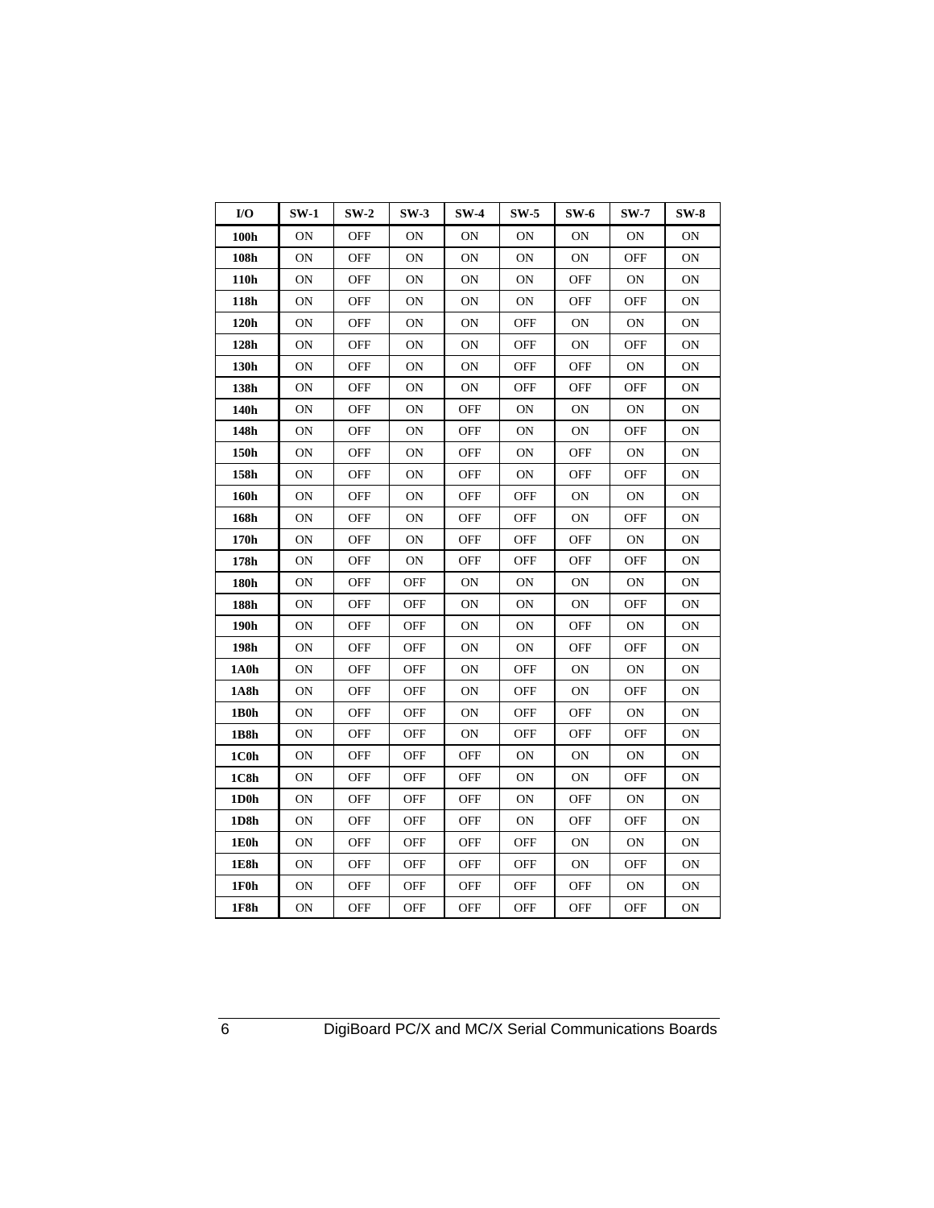| I/O | SW-1 | SW-2 | SW-3 | SW-4 | SW-5 | SW-6 | SW-7 | SW-8 |
|---|---|---|---|---|---|---|---|---|
| **100h** | ON | OFF | ON | ON | ON | ON | ON | ON |
| **108h** | ON | OFF | ON | ON | ON | ON | OFF | ON |
| **110h** | ON | OFF | ON | ON | ON | OFF | ON | ON |
| **118h** | ON | OFF | ON | ON | ON | OFF | OFF | ON |
| **120h** | ON | OFF | ON | ON | OFF | ON | ON | ON |
| **128h** | ON | OFF | ON | ON | OFF | ON | OFF | ON |
| **130h** | ON | OFF | ON | ON | OFF | OFF | ON | ON |
| **138h** | ON | OFF | ON | ON | OFF | OFF | OFF | ON |
| **140h** | ON | OFF | ON | OFF | ON | ON | ON | ON |
| **148h** | ON | OFF | ON | OFF | ON | ON | OFF | ON |
| **150h** | ON | OFF | ON | OFF | ON | OFF | ON | ON |
| **158h** | ON | OFF | ON | OFF | ON | OFF | OFF | ON |
| **160h** | ON | OFF | ON | OFF | OFF | ON | ON | ON |
| **168h** | ON | OFF | ON | OFF | OFF | ON | OFF | ON |
| **170h** | ON | OFF | ON | OFF | OFF | OFF | ON | ON |
| **178h** | ON | OFF | ON | OFF | OFF | OFF | OFF | ON |
| **180h** | ON | OFF | OFF | ON | ON | ON | ON | ON |
| **188h** | ON | OFF | OFF | ON | ON | ON | OFF | ON |
| **190h** | ON | OFF | OFF | ON | ON | OFF | ON | ON |
| **198h** | ON | OFF | OFF | ON | ON | OFF | OFF | ON |
| **1A0h** | ON | OFF | OFF | ON | OFF | ON | ON | ON |
| **1A8h** | ON | OFF | OFF | ON | OFF | ON | OFF | ON |
| **1B0h** | ON | OFF | OFF | ON | OFF | OFF | ON | ON |
| **1B8h** | ON | OFF | OFF | ON | OFF | OFF | OFF | ON |
| **1C0h** | ON | OFF | OFF | OFF | ON | ON | ON | ON |
| **1C8h** | ON | OFF | OFF | OFF | ON | ON | OFF | ON |
| **1D0h** | ON | OFF | OFF | OFF | ON | OFF | ON | ON |
| **1D8h** | ON | OFF | OFF | OFF | ON | OFF | OFF | ON |
| **1E0h** | ON | OFF | OFF | OFF | OFF | ON | ON | ON |
| **1E8h** | ON | OFF | OFF | OFF | OFF | ON | OFF | ON |
| **1F0h** | ON | OFF | OFF | OFF | OFF | OFF | ON | ON |
| **1F8h** | ON | OFF | OFF | OFF | OFF | OFF | OFF | ON |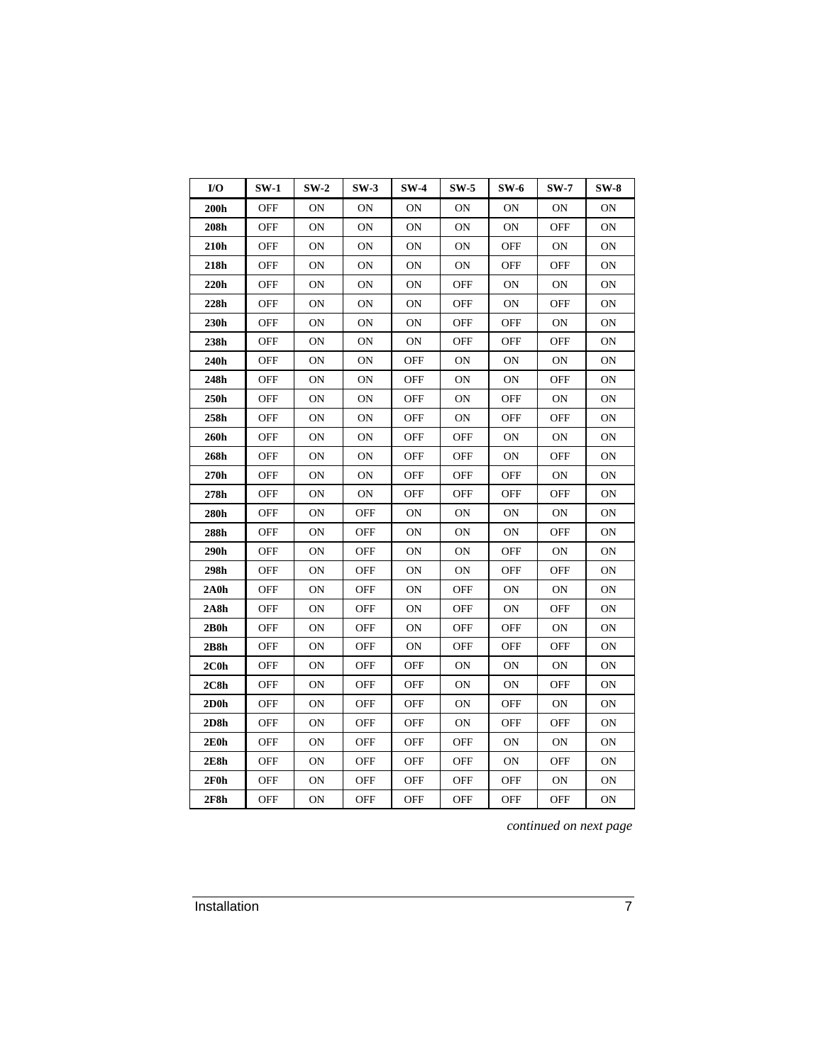| I/O | SW-1 | SW-2 | SW-3 | SW-4 | SW-5 | SW-6 | SW-7 | SW-8 |
|---|---|---|---|---|---|---|---|---|
| **200h** | OFF | ON | ON | ON | ON | ON | ON | ON |
| **208h** | OFF | ON | ON | ON | ON | ON | OFF | ON |
| **210h** | OFF | ON | ON | ON | ON | OFF | ON | ON |
| **218h** | OFF | ON | ON | ON | ON | OFF | OFF | ON |
| **220h** | OFF | ON | ON | ON | OFF | ON | ON | ON |
| **228h** | OFF | ON | ON | ON | OFF | ON | OFF | ON |
| **230h** | OFF | ON | ON | ON | OFF | OFF | ON | ON |
| **238h** | OFF | ON | ON | ON | OFF | OFF | OFF | ON |
| **240h** | OFF | ON | ON | OFF | ON | ON | ON | ON |
| **248h** | OFF | ON | ON | OFF | ON | ON | OFF | ON |
| **250h** | OFF | ON | ON | OFF | ON | OFF | ON | ON |
| **258h** | OFF | ON | ON | OFF | ON | OFF | OFF | ON |
| **260h** | OFF | ON | ON | OFF | OFF | ON | ON | ON |
| **268h** | OFF | ON | ON | OFF | OFF | ON | OFF | ON |
| **270h** | OFF | ON | ON | OFF | OFF | OFF | ON | ON |
| **278h** | OFF | ON | ON | OFF | OFF | OFF | OFF | ON |
| **280h** | OFF | ON | OFF | ON | ON | ON | ON | ON |
| **288h** | OFF | ON | OFF | ON | ON | ON | OFF | ON |
| **290h** | OFF | ON | OFF | ON | ON | OFF | ON | ON |
| **298h** | OFF | ON | OFF | ON | ON | OFF | OFF | ON |
| **2A0h** | OFF | ON | OFF | ON | OFF | ON | ON | ON |
| **2A8h** | OFF | ON | OFF | ON | OFF | ON | OFF | ON |
| **2B0h** | OFF | ON | OFF | ON | OFF | OFF | ON | ON |
| **2B8h** | OFF | ON | OFF | ON | OFF | OFF | OFF | ON |
| **2C0h** | OFF | ON | OFF | OFF | ON | ON | ON | ON |
| **2C8h** | OFF | ON | OFF | OFF | ON | ON | OFF | ON |
| **2D0h** | OFF | ON | OFF | OFF | ON | OFF | ON | ON |
| **2D8h** | OFF | ON | OFF | OFF | ON | OFF | OFF | ON |
| **2E0h** | OFF | ON | OFF | OFF | OFF | ON | ON | ON |
| **2E8h** | OFF | ON | OFF | OFF | OFF | ON | OFF | ON |
| **2F0h** | OFF | ON | OFF | OFF | OFF | OFF | ON | ON |
| **2F8h** | OFF | ON | OFF | OFF | OFF | OFF | OFF | ON |

*continued on next page*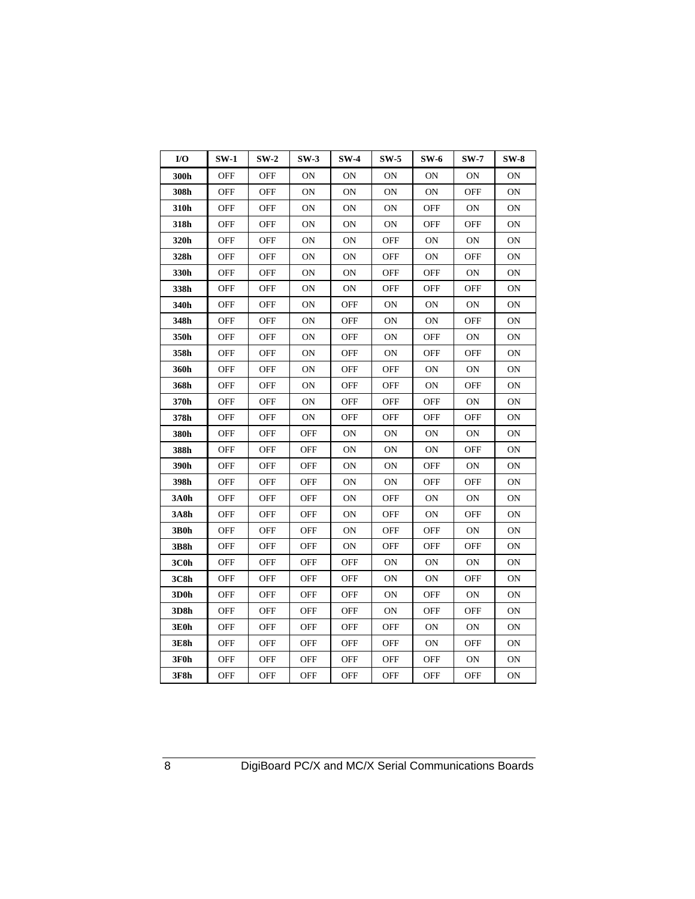| I/O | SW-1 | SW-2 | SW-3 | SW-4 | SW-5 | SW-6 | SW-7 | SW-8 |
|---|---|---|---|---|---|---|---|---|
| 300h | OFF | OFF | ON | ON | ON | ON | ON | ON |
| 308h | OFF | OFF | ON | ON | ON | ON | OFF | ON |
| 310h | OFF | OFF | ON | ON | ON | OFF | ON | ON |
| 318h | OFF | OFF | ON | ON | ON | OFF | OFF | ON |
| 320h | OFF | OFF | ON | ON | OFF | ON | ON | ON |
| 328h | OFF | OFF | ON | ON | OFF | ON | OFF | ON |
| 330h | OFF | OFF | ON | ON | OFF | OFF | ON | ON |
| 338h | OFF | OFF | ON | ON | OFF | OFF | OFF | ON |
| 340h | OFF | OFF | ON | OFF | ON | ON | ON | ON |
| 348h | OFF | OFF | ON | OFF | ON | ON | OFF | ON |
| 350h | OFF | OFF | ON | OFF | ON | OFF | ON | ON |
| 358h | OFF | OFF | ON | OFF | ON | OFF | OFF | ON |
| 360h | OFF | OFF | ON | OFF | OFF | ON | ON | ON |
| 368h | OFF | OFF | ON | OFF | OFF | ON | OFF | ON |
| 370h | OFF | OFF | ON | OFF | OFF | OFF | ON | ON |
| 378h | OFF | OFF | ON | OFF | OFF | OFF | OFF | ON |
| 380h | OFF | OFF | OFF | ON | ON | ON | ON | ON |
| 388h | OFF | OFF | OFF | ON | ON | ON | OFF | ON |
| 390h | OFF | OFF | OFF | ON | ON | OFF | ON | ON |
| 398h | OFF | OFF | OFF | ON | ON | OFF | OFF | ON |
| 3A0h | OFF | OFF | OFF | ON | OFF | ON | ON | ON |
| 3A8h | OFF | OFF | OFF | ON | OFF | ON | OFF | ON |
| 3B0h | OFF | OFF | OFF | ON | OFF | OFF | ON | ON |
| 3B8h | OFF | OFF | OFF | ON | OFF | OFF | OFF | ON |
| 3C0h | OFF | OFF | OFF | OFF | ON | ON | ON | ON |
| 3C8h | OFF | OFF | OFF | OFF | ON | ON | OFF | ON |
| 3D0h | OFF | OFF | OFF | OFF | ON | OFF | ON | ON |
| 3D8h | OFF | OFF | OFF | OFF | ON | OFF | OFF | ON |
| 3E0h | OFF | OFF | OFF | OFF | OFF | ON | ON | ON |
| 3E8h | OFF | OFF | OFF | OFF | OFF | ON | OFF | ON |
| 3F0h | OFF | OFF | OFF | OFF | OFF | OFF | ON | ON |
| 3F8h | OFF | OFF | OFF | OFF | OFF | OFF | OFF | ON |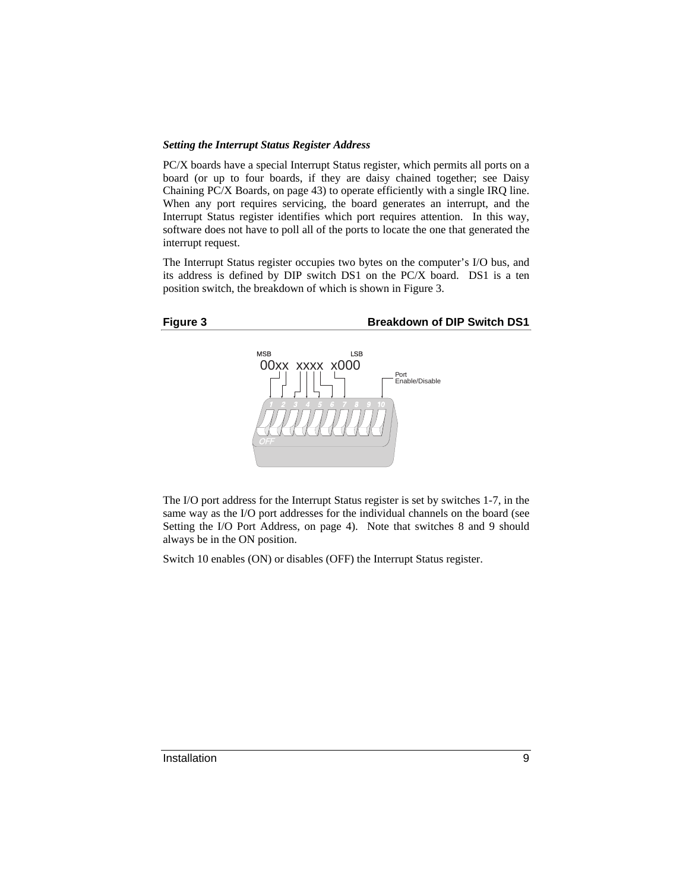*Setting the Interrupt Status Register Address*

PC/X boards have a special Interrupt Status register, which permits all ports on a board (or up to four boards, if they are daisy chained together; see Daisy Chaining PC/X Boards, on page 43) to operate efficiently with a single IRQ line. When any port requires servicing, the board generates an interrupt, and the Interrupt Status register identifies which port requires attention. In this way, software does not have to poll all of the ports to locate the one that generated the interrupt request.

The Interrupt Status register occupies two bytes on the computer's I/O bus, and its address is defined by DIP switch DS1 on the PC/X board. DS1 is a ten position switch, the breakdown of which is shown in Figure 3.

**Figure 3 — Breakdown of DIP Switch DS1**

MSB 00xx xxxx x000 LSB — Port Enable/Disable

The I/O port address for the Interrupt Status register is set by switches 1-7, in the same way as the I/O port addresses for the individual channels on the board (see Setting the I/O Port Address, on page 4). Note that switches 8 and 9 should always be in the ON position.

Switch 10 enables (ON) or disables (OFF) the Interrupt Status register.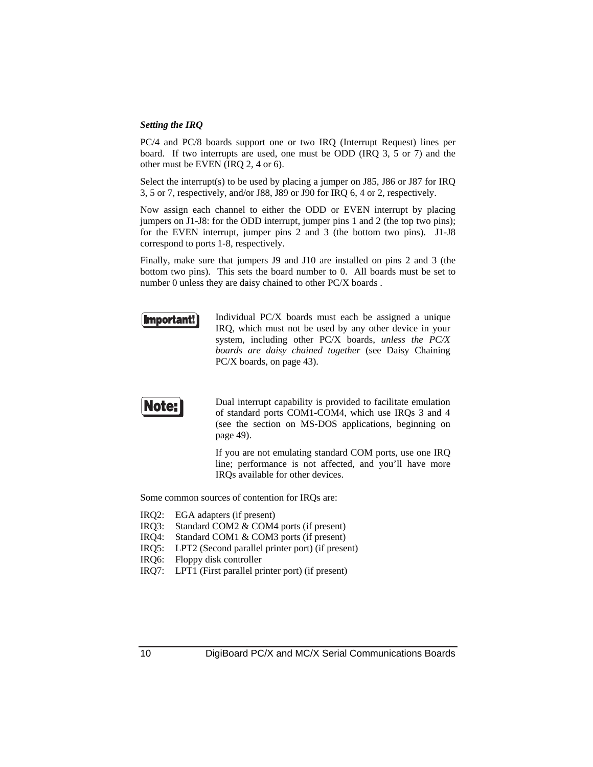***Setting the IRQ***

PC/4 and PC/8 boards support one or two IRQ (Interrupt Request) lines per board. If two interrupts are used, one must be ODD (IRQ 3, 5 or 7) and the other must be EVEN (IRQ 2, 4 or 6).

Select the interrupt(s) to be used by placing a jumper on J85, J86 or J87 for IRQ 3, 5 or 7, respectively, and/or J88, J89 or J90 for IRQ 6, 4 or 2, respectively.

Now assign each channel to either the ODD or EVEN interrupt by placing jumpers on J1-J8: for the ODD interrupt, jumper pins 1 and 2 (the top two pins); for the EVEN interrupt, jumper pins 2 and 3 (the bottom two pins). J1-J8 correspond to ports 1-8, respectively.

Finally, make sure that jumpers J9 and J10 are installed on pins 2 and 3 (the bottom two pins). This sets the board number to 0. All boards must be set to number 0 unless they are daisy chained to other PC/X boards .

**Important!** Individual PC/X boards must each be assigned a unique IRQ, which must not be used by any other device in your system, including other PC/X boards, *unless the PC/X boards are daisy chained together* (see Daisy Chaining PC/X boards, on page 43).

**Note:** Dual interrupt capability is provided to facilitate emulation of standard ports COM1-COM4, which use IRQs 3 and 4 (see the section on MS-DOS applications, beginning on page 49).

If you are not emulating standard COM ports, use one IRQ line; performance is not affected, and you'll have more IRQs available for other devices.

Some common sources of contention for IRQs are:

IRQ2: EGA adapters (if present)
IRQ3: Standard COM2 & COM4 ports (if present)
IRQ4: Standard COM1 & COM3 ports (if present)
IRQ5: LPT2 (Second parallel printer port) (if present)
IRQ6: Floppy disk controller
IRQ7: LPT1 (First parallel printer port) (if present)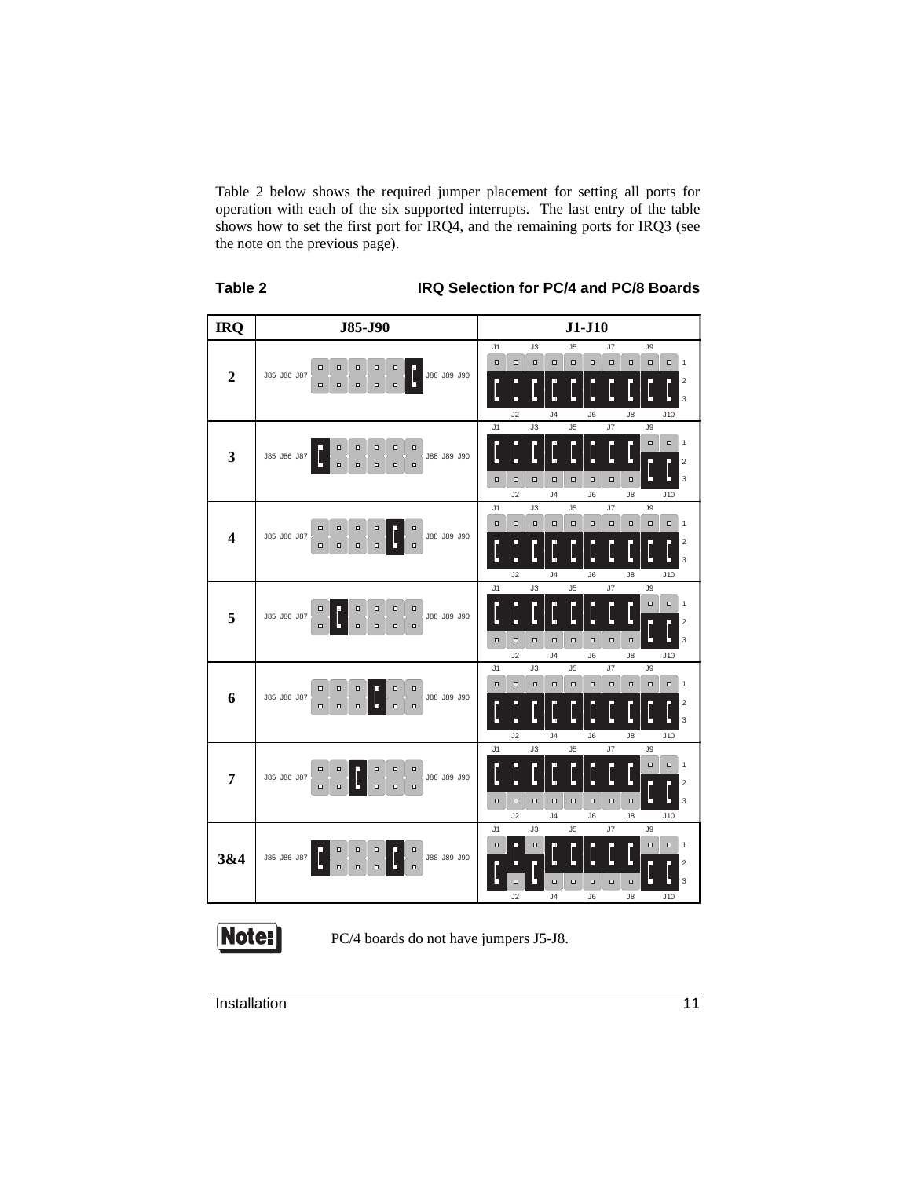Table 2 below shows the required jumper placement for setting all ports for operation with each of the six supported interrupts. The last entry of the table shows how to set the first port for IRQ4, and the remaining ports for IRQ3 (see the note on the previous page).

**Table 2** **IRQ Selection for PC/4 and PC/8 Boards**

| IRQ | J85-J90 | J1-J10 |
|---|---|---|
| 2 | J85 J86 J87 J88 J89 J90 | J1 J3 J5 J7 J9 / J2 J4 J6 J8 J10 (1 2 3) |
| 3 | J85 J86 J87 J88 J89 J90 | J1 J3 J5 J7 J9 / J2 J4 J6 J8 J10 (1 2 3) |
| 4 | J85 J86 J87 J88 J89 J90 | J1 J3 J5 J7 J9 / J2 J4 J6 J8 J10 (1 2 3) |
| 5 | J85 J86 J87 J88 J89 J90 | J1 J3 J5 J7 J9 / J2 J4 J6 J8 J10 (1 2 3) |
| 6 | J85 J86 J87 J88 J89 J90 | J1 J3 J5 J7 J9 / J2 J4 J6 J8 J10 (1 2 3) |
| 7 | J85 J86 J87 J88 J89 J90 | J1 J3 J5 J7 J9 / J2 J4 J6 J8 J10 (1 2 3) |
| 3&4 | J85 J86 J87 J88 J89 J90 | J1 J3 J5 J7 J9 / J2 J4 J6 J8 J10 (1 2 3) |

**Note!** PC/4 boards do not have jumpers J5-J8.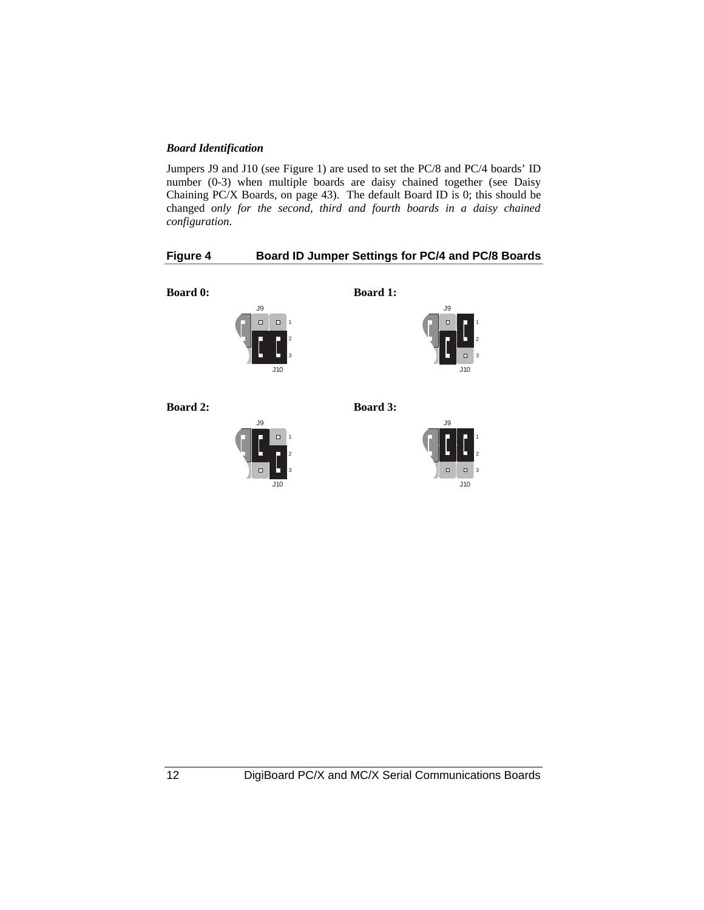### *Board Identification*

Jumpers J9 and J10 (see Figure 1) are used to set the PC/8 and PC/4 boards' ID number (0-3) when multiple boards are daisy chained together (see Daisy Chaining PC/X Boards, on page 43). The default Board ID is 0; this should be changed *only for the second, third and fourth boards in a daisy chained configuration*.

**Figure 4 Board ID Jumper Settings for PC/4 and PC/8 Boards**

**Board 0:**

J9 1 2 3 J10

**Board 1:**

J9 1 2 3 J10

**Board 2:**

J9 1 2 3 J10

**Board 3:**

J9 1 2 3 J10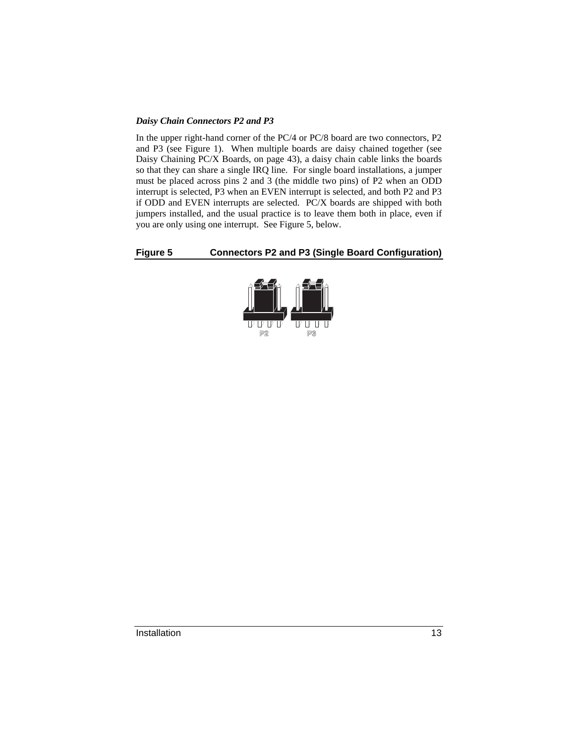### *Daisy Chain Connectors P2 and P3*

In the upper right-hand corner of the PC/4 or PC/8 board are two connectors, P2 and P3 (see Figure 1). When multiple boards are daisy chained together (see Daisy Chaining PC/X Boards, on page 43), a daisy chain cable links the boards so that they can share a single IRQ line. For single board installations, a jumper must be placed across pins 2 and 3 (the middle two pins) of P2 when an ODD interrupt is selected, P3 when an EVEN interrupt is selected, and both P2 and P3 if ODD and EVEN interrupts are selected. PC/X boards are shipped with both jumpers installed, and the usual practice is to leave them both in place, even if you are only using one interrupt. See Figure 5, below.

**Figure 5 Connectors P2 and P3 (Single Board Configuration)**

P2 P3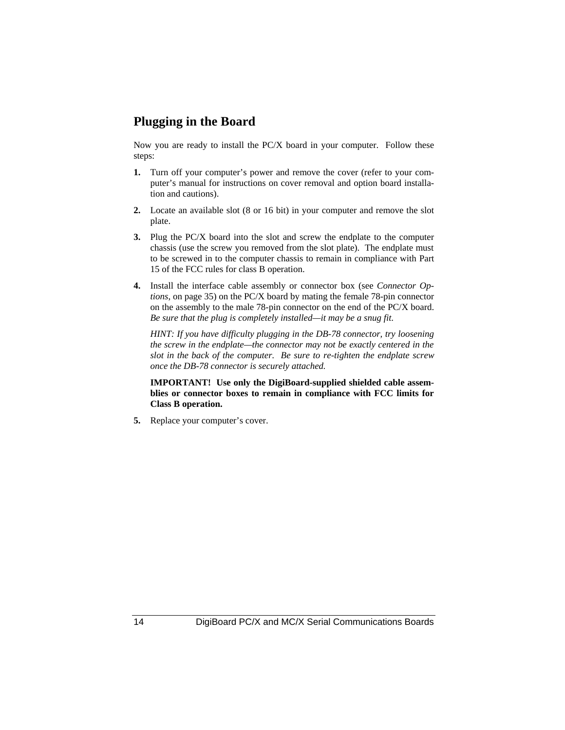## Plugging in the Board

Now you are ready to install the PC/X board in your computer. Follow these steps:

1. Turn off your computer's power and remove the cover (refer to your computer's manual for instructions on cover removal and option board installation and cautions).

2. Locate an available slot (8 or 16 bit) in your computer and remove the slot plate.

3. Plug the PC/X board into the slot and screw the endplate to the computer chassis (use the screw you removed from the slot plate). The endplate must to be screwed in to the computer chassis to remain in compliance with Part 15 of the FCC rules for class B operation.

4. Install the interface cable assembly or connector box (see *Connector Options*, on page 35) on the PC/X board by mating the female 78-pin connector on the assembly to the male 78-pin connector on the end of the PC/X board. *Be sure that the plug is completely installed—it may be a snug fit.*

   *HINT: If you have difficulty plugging in the DB-78 connector, try loosening the screw in the endplate—the connector may not be exactly centered in the slot in the back of the computer. Be sure to re-tighten the endplate screw once the DB-78 connector is securely attached.*

   **IMPORTANT! Use only the DigiBoard-supplied shielded cable assemblies or connector boxes to remain in compliance with FCC limits for Class B operation.**

5. Replace your computer's cover.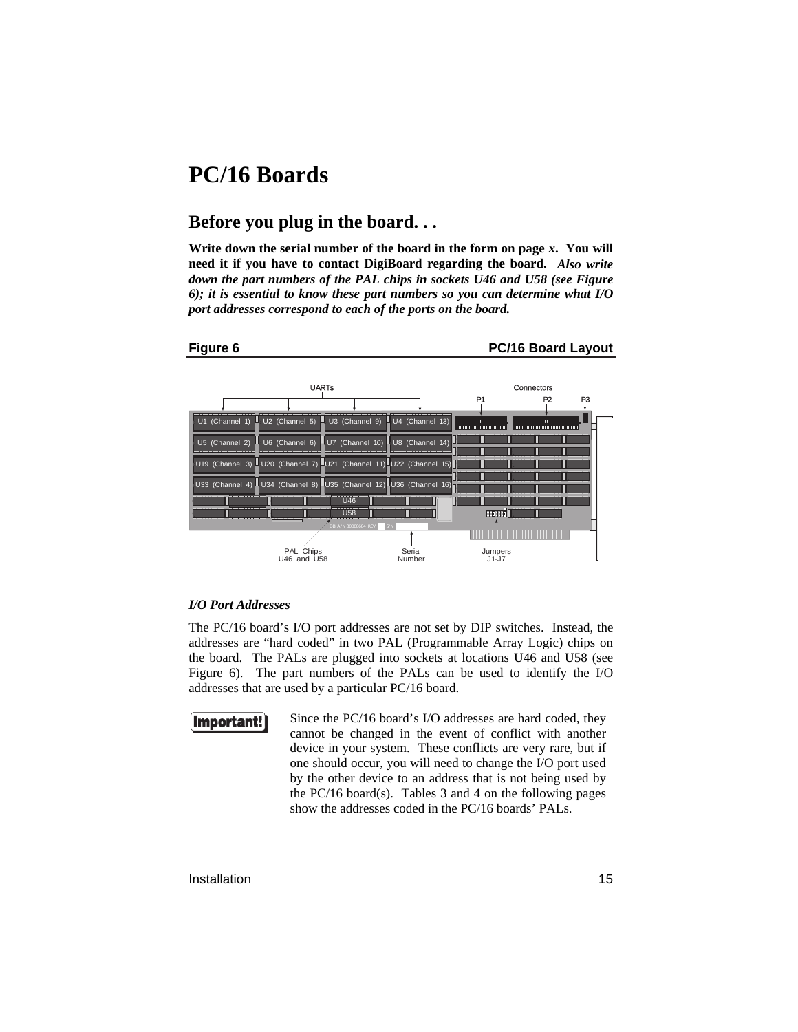# PC/16 Boards

## Before you plug in the board. . .

**Write down the serial number of the board in the form on page *x*. You will need it if you have to contact DigiBoard regarding the board.** ***Also write down the part numbers of the PAL chips in sockets U46 and U58 (see Figure 6); it is essential to know these part numbers so you can determine what I/O port addresses correspond to each of the ports on the board.***

**Figure 6 — PC/16 Board Layout**

UARTs — U1 (Channel 1), U2 (Channel 5), U3 (Channel 9), U4 (Channel 13), U5 (Channel 2), U6 (Channel 6), U7 (Channel 10), U8 (Channel 14), U19 (Channel 3), U20 (Channel 7), U21 (Channel 11), U22 (Channel 15), U33 (Channel 4), U34 (Channel 8), U35 (Channel 12), U36 (Channel 16)

Connectors — P1, P2, P3

PAL Chips U46 and U58 — Serial Number — Jumpers J1-J7

### *I/O Port Addresses*

The PC/16 board's I/O port addresses are not set by DIP switches. Instead, the addresses are "hard coded" in two PAL (Programmable Array Logic) chips on the board. The PALs are plugged into sockets at locations U46 and U58 (see Figure 6). The part numbers of the PALs can be used to identify the I/O addresses that are used by a particular PC/16 board.

**Important!** Since the PC/16 board's I/O addresses are hard coded, they cannot be changed in the event of conflict with another device in your system. These conflicts are very rare, but if one should occur, you will need to change the I/O port used by the other device to an address that is not being used by the PC/16 board(s). Tables 3 and 4 on the following pages show the addresses coded in the PC/16 boards' PALs.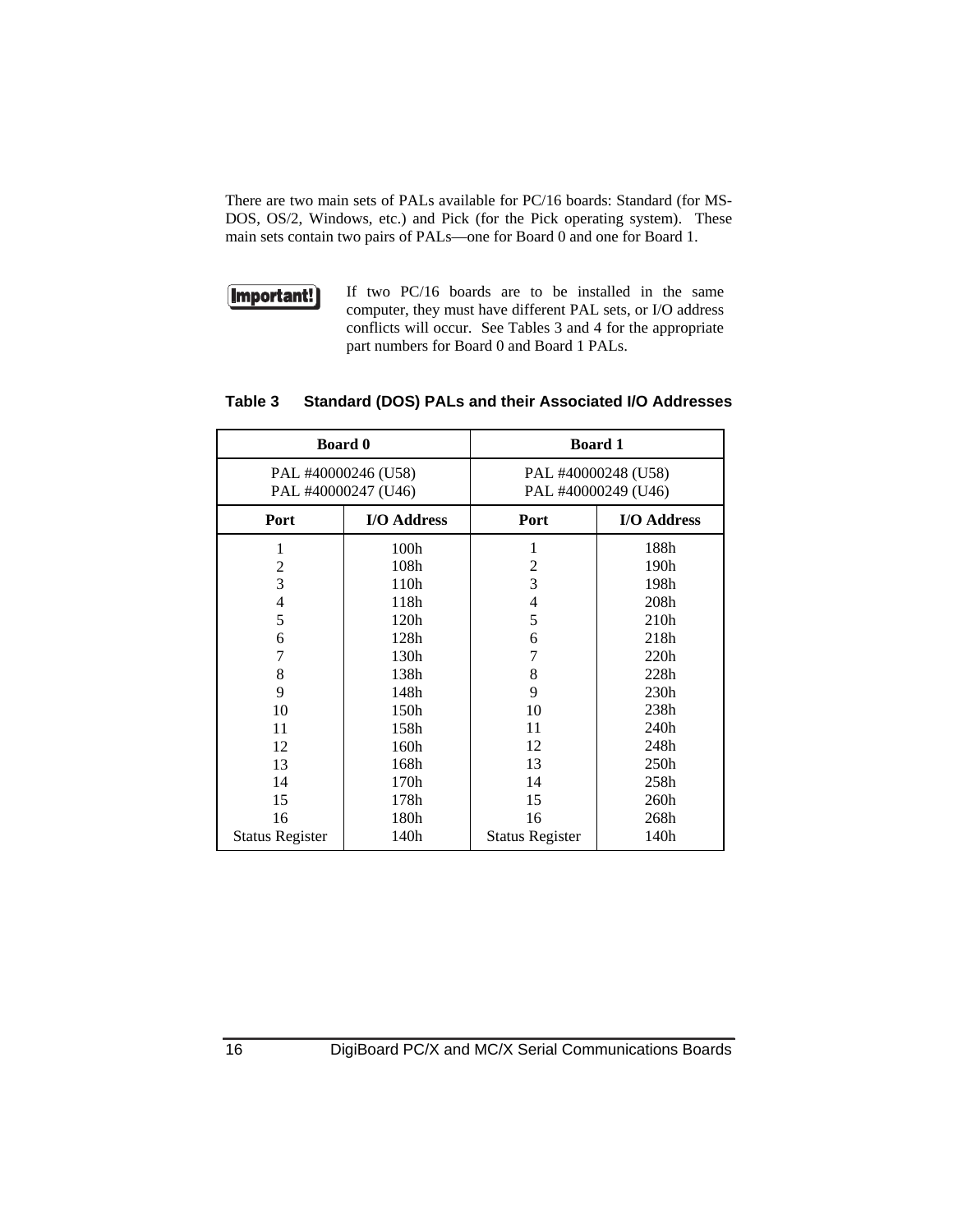There are two main sets of PALs available for PC/16 boards: Standard (for MS-DOS, OS/2, Windows, etc.) and Pick (for the Pick operating system). These main sets contain two pairs of PALs—one for Board 0 and one for Board 1.

**Important!** If two PC/16 boards are to be installed in the same computer, they must have different PAL sets, or I/O address conflicts will occur. See Tables 3 and 4 for the appropriate part numbers for Board 0 and Board 1 PALs.

**Table 3 Standard (DOS) PALs and their Associated I/O Addresses**

| Board 0 | | Board 1 | |
|---|---|---|---|
| PAL #40000246 (U58) PAL #40000247 (U46) | | PAL #40000248 (U58) PAL #40000249 (U46) | |
| **Port** | **I/O Address** | **Port** | **I/O Address** |
| 1 | 100h | 1 | 188h |
| 2 | 108h | 2 | 190h |
| 3 | 110h | 3 | 198h |
| 4 | 118h | 4 | 208h |
| 5 | 120h | 5 | 210h |
| 6 | 128h | 6 | 218h |
| 7 | 130h | 7 | 220h |
| 8 | 138h | 8 | 228h |
| 9 | 148h | 9 | 230h |
| 10 | 150h | 10 | 238h |
| 11 | 158h | 11 | 240h |
| 12 | 160h | 12 | 248h |
| 13 | 168h | 13 | 250h |
| 14 | 170h | 14 | 258h |
| 15 | 178h | 15 | 260h |
| 16 | 180h | 16 | 268h |
| Status Register | 140h | Status Register | 140h |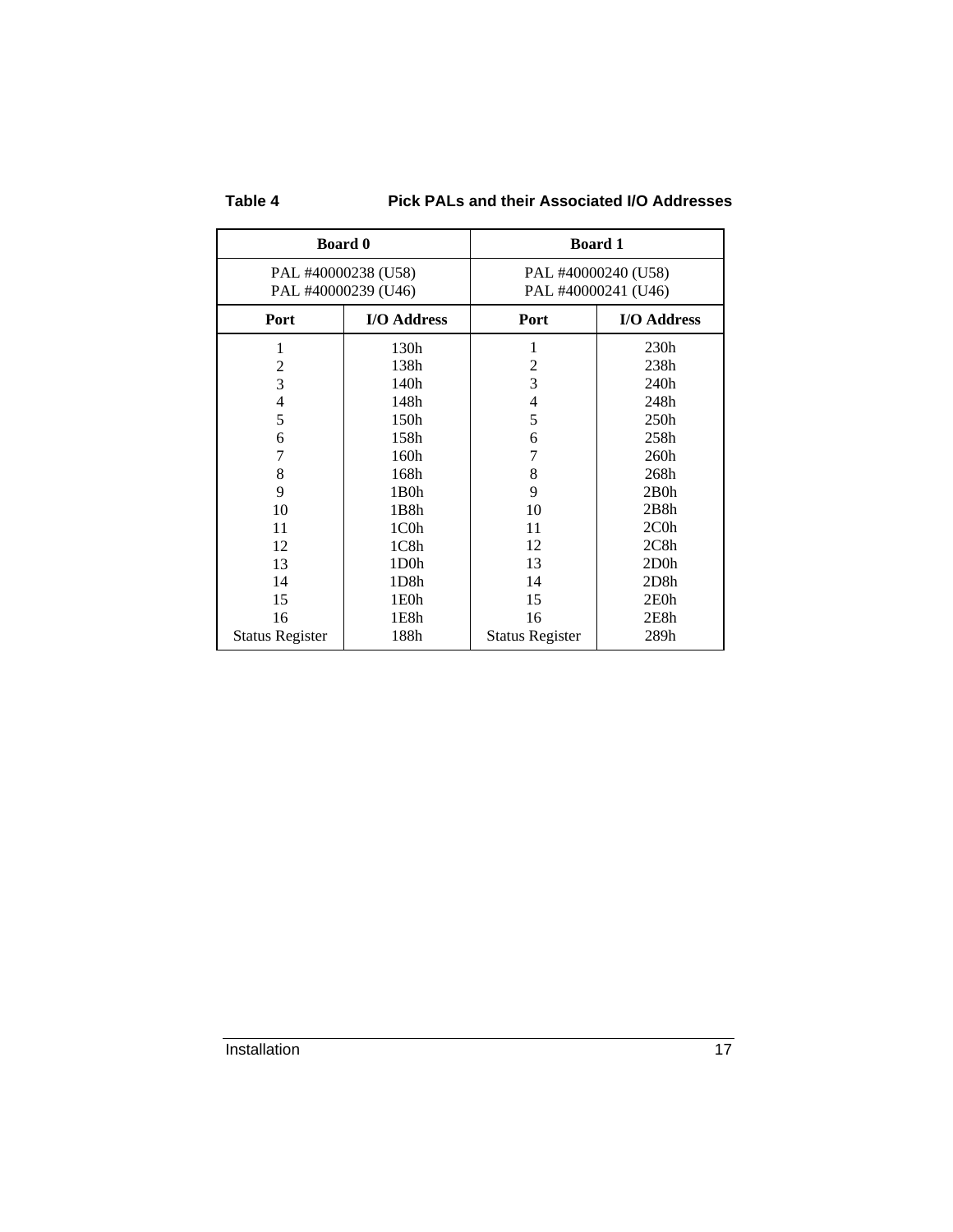**Table 4 Pick PALs and their Associated I/O Addresses**

| Board 0 | | Board 1 | |
|---|---|---|---|
| PAL #40000238 (U58)<br>PAL #40000239 (U46) | | PAL #40000240 (U58)<br>PAL #40000241 (U46) | |
| **Port** | **I/O Address** | **Port** | **I/O Address** |
| 1 | 130h | 1 | 230h |
| 2 | 138h | 2 | 238h |
| 3 | 140h | 3 | 240h |
| 4 | 148h | 4 | 248h |
| 5 | 150h | 5 | 250h |
| 6 | 158h | 6 | 258h |
| 7 | 160h | 7 | 260h |
| 8 | 168h | 8 | 268h |
| 9 | 1B0h | 9 | 2B0h |
| 10 | 1B8h | 10 | 2B8h |
| 11 | 1C0h | 11 | 2C0h |
| 12 | 1C8h | 12 | 2C8h |
| 13 | 1D0h | 13 | 2D0h |
| 14 | 1D8h | 14 | 2D8h |
| 15 | 1E0h | 15 | 2E0h |
| 16 | 1E8h | 16 | 2E8h |
| Status Register | 188h | Status Register | 289h |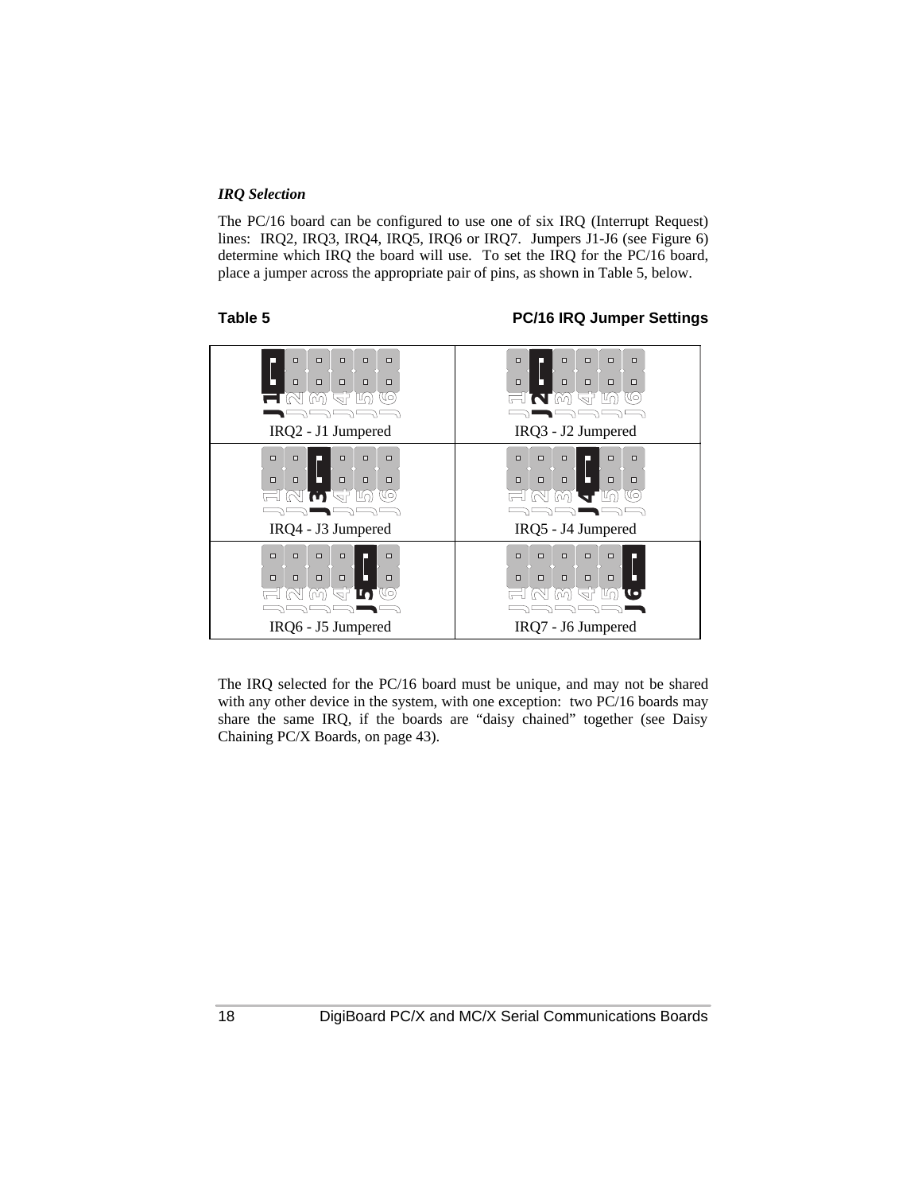***IRQ Selection***

The PC/16 board can be configured to use one of six IRQ (Interrupt Request) lines: IRQ2, IRQ3, IRQ4, IRQ5, IRQ6 or IRQ7. Jumpers J1-J6 (see Figure 6) determine which IRQ the board will use. To set the IRQ for the PC/16 board, place a jumper across the appropriate pair of pins, as shown in Table 5, below.

**Table 5** **PC/16 IRQ Jumper Settings**

| | |
|---|---|
| IRQ2 - J1 Jumpered | IRQ3 - J2 Jumpered |
| IRQ4 - J3 Jumpered | IRQ5 - J4 Jumpered |
| IRQ6 - J5 Jumpered | IRQ7 - J6 Jumpered |

The IRQ selected for the PC/16 board must be unique, and may not be shared with any other device in the system, with one exception: two PC/16 boards may share the same IRQ, if the boards are "daisy chained" together (see Daisy Chaining PC/X Boards, on page 43).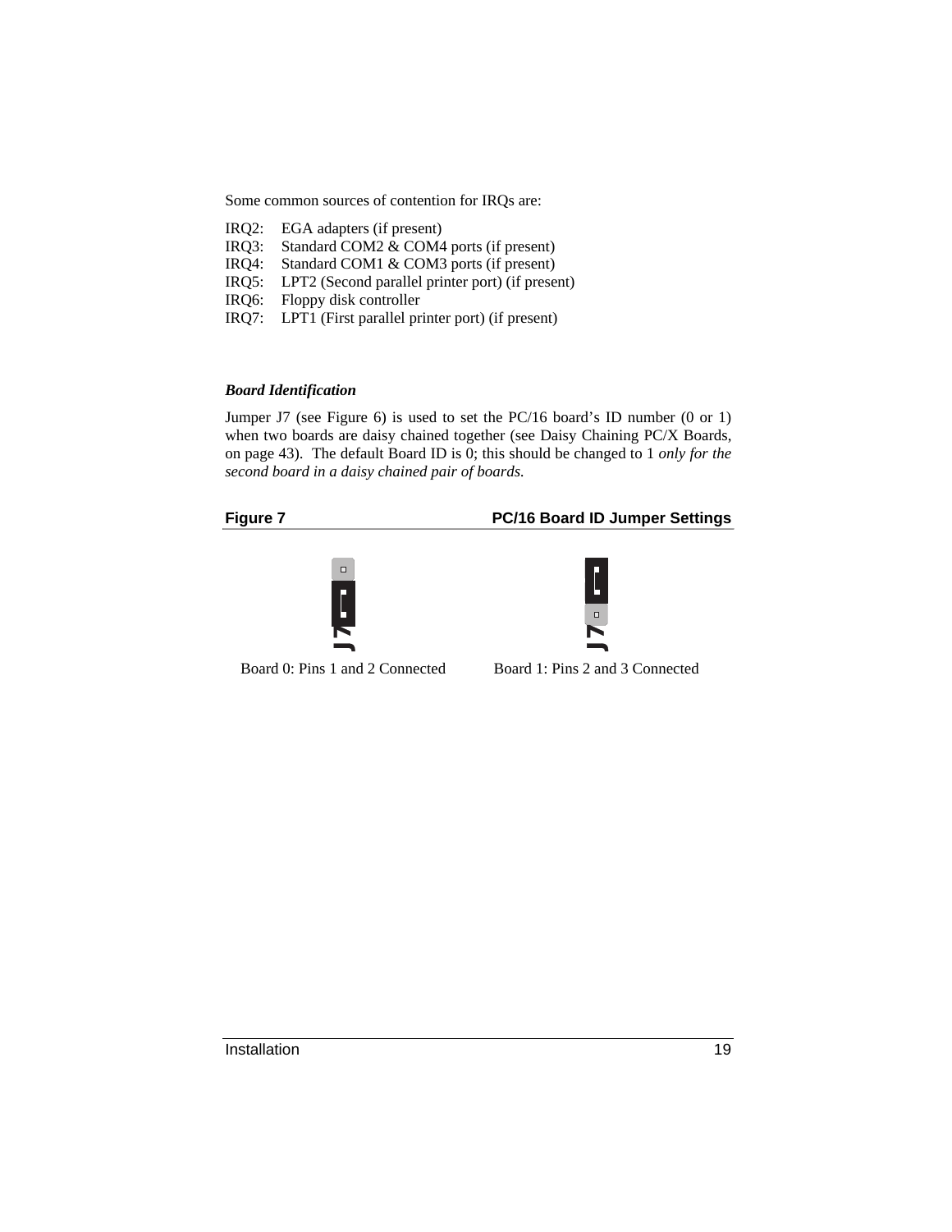Some common sources of contention for IRQs are:

IRQ2: EGA adapters (if present)
IRQ3: Standard COM2 & COM4 ports (if present)
IRQ4: Standard COM1 & COM3 ports (if present)
IRQ5: LPT2 (Second parallel printer port) (if present)
IRQ6: Floppy disk controller
IRQ7: LPT1 (First parallel printer port) (if present)

### *Board Identification*

Jumper J7 (see Figure 6) is used to set the PC/16 board's ID number (0 or 1) when two boards are daisy chained together (see Daisy Chaining PC/X Boards, on page 43). The default Board ID is 0; this should be changed to 1 *only for the second board in a daisy chained pair of boards.*

**Figure 7** **PC/16 Board ID Jumper Settings**

Board 0: Pins 1 and 2 Connected

Board 1: Pins 2 and 3 Connected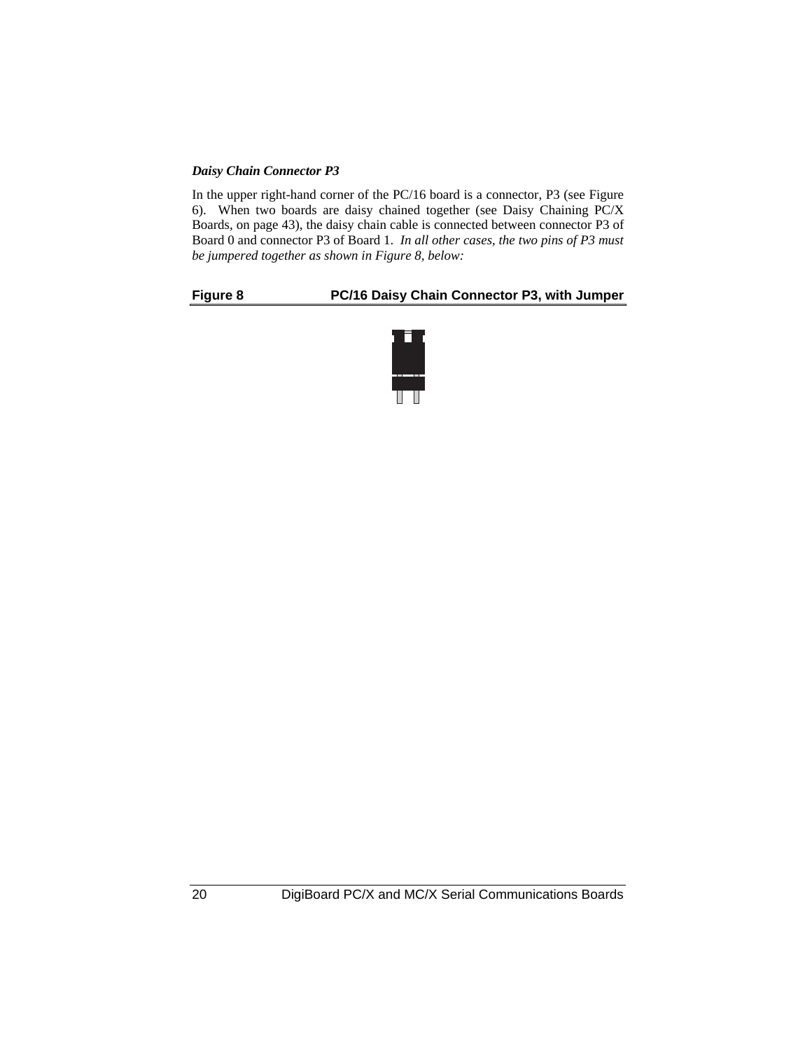### *Daisy Chain Connector P3*

In the upper right-hand corner of the PC/16 board is a connector, P3 (see Figure 6). When two boards are daisy chained together (see Daisy Chaining PC/X Boards, on page 43), the daisy chain cable is connected between connector P3 of Board 0 and connector P3 of Board 1. *In all other cases, the two pins of P3 must be jumpered together as shown in Figure 8, below:*

**Figure 8 PC/16 Daisy Chain Connector P3, with Jumper**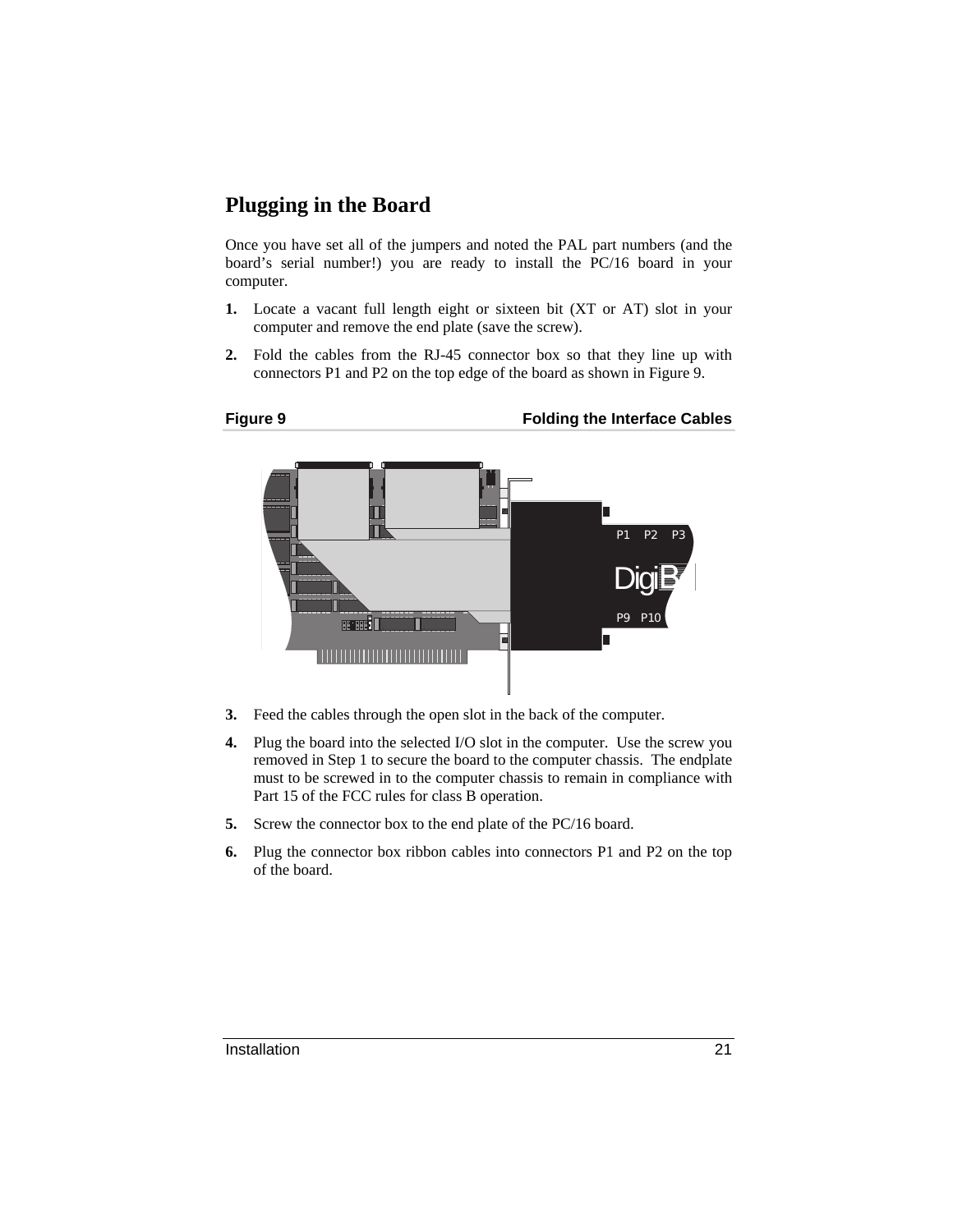## Plugging in the Board

Once you have set all of the jumpers and noted the PAL part numbers (and the board's serial number!) you are ready to install the PC/16 board in your computer.

1. Locate a vacant full length eight or sixteen bit (XT or AT) slot in your computer and remove the end plate (save the screw).
2. Fold the cables from the RJ-45 connector box so that they line up with connectors P1 and P2 on the top edge of the board as shown in Figure 9.

**Figure 9** **Folding the Interface Cables**

3. Feed the cables through the open slot in the back of the computer.
4. Plug the board into the selected I/O slot in the computer. Use the screw you removed in Step 1 to secure the board to the computer chassis. The endplate must to be screwed in to the computer chassis to remain in compliance with Part 15 of the FCC rules for class B operation.
5. Screw the connector box to the end plate of the PC/16 board.
6. Plug the connector box ribbon cables into connectors P1 and P2 on the top of the board.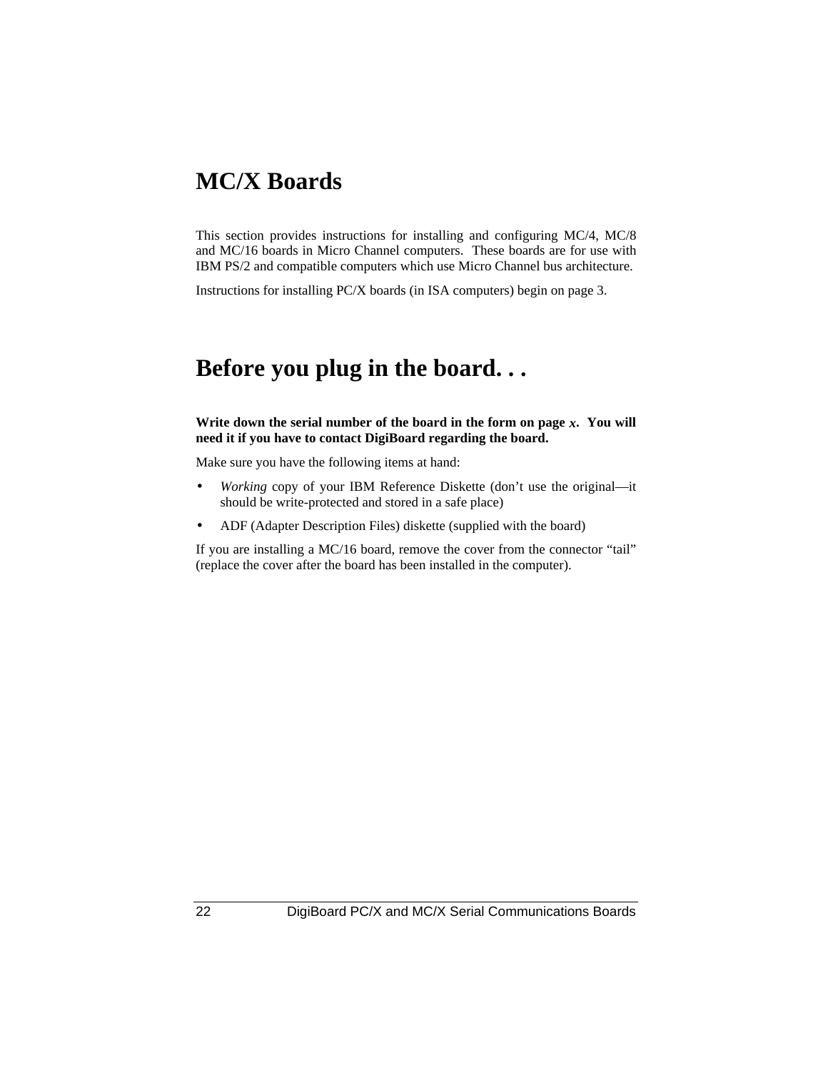# MC/X Boards

This section provides instructions for installing and configuring MC/4, MC/8 and MC/16 boards in Micro Channel computers. These boards are for use with IBM PS/2 and compatible computers which use Micro Channel bus architecture.

Instructions for installing PC/X boards (in ISA computers) begin on page 3.

# Before you plug in the board. . .

**Write down the serial number of the board in the form on page *x*. You will need it if you have to contact DigiBoard regarding the board.**

Make sure you have the following items at hand:

- *Working* copy of your IBM Reference Diskette (don't use the original—it should be write-protected and stored in a safe place)
- ADF (Adapter Description Files) diskette (supplied with the board)

If you are installing a MC/16 board, remove the cover from the connector "tail" (replace the cover after the board has been installed in the computer).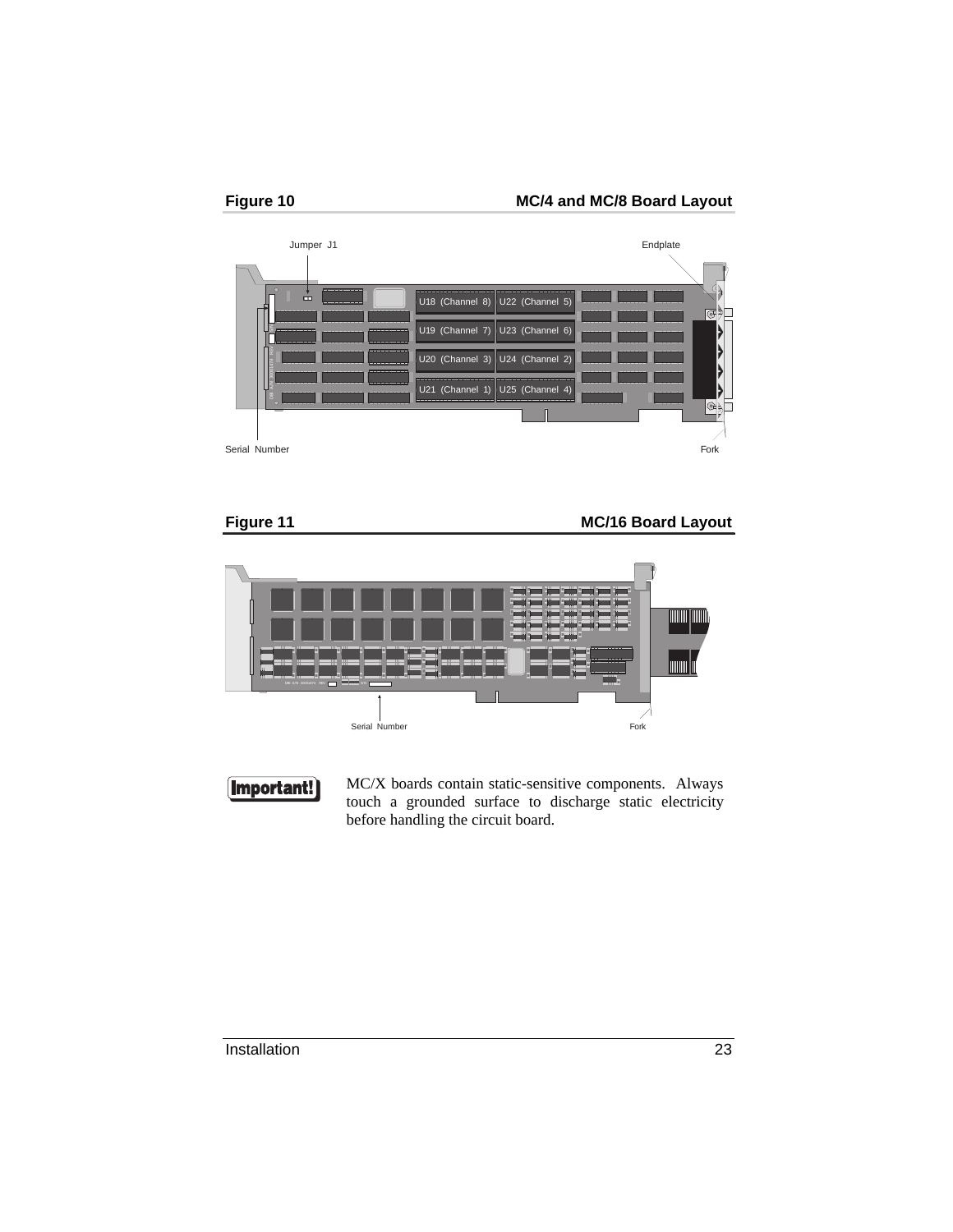**Figure 10** **MC/4 and MC/8 Board Layout**

Jumper J1

Endplate

U18 (Channel 8) U22 (Channel 5)

U19 (Channel 7) U23 (Channel 6)

U20 (Channel 3) U24 (Channel 2)

U21 (Channel 1) U25 (Channel 4)

Serial Number

Fork

**Figure 11** **MC/16 Board Layout**

Serial Number

Fork

**Important!** MC/X boards contain static-sensitive components. Always touch a grounded surface to discharge static electricity before handling the circuit board.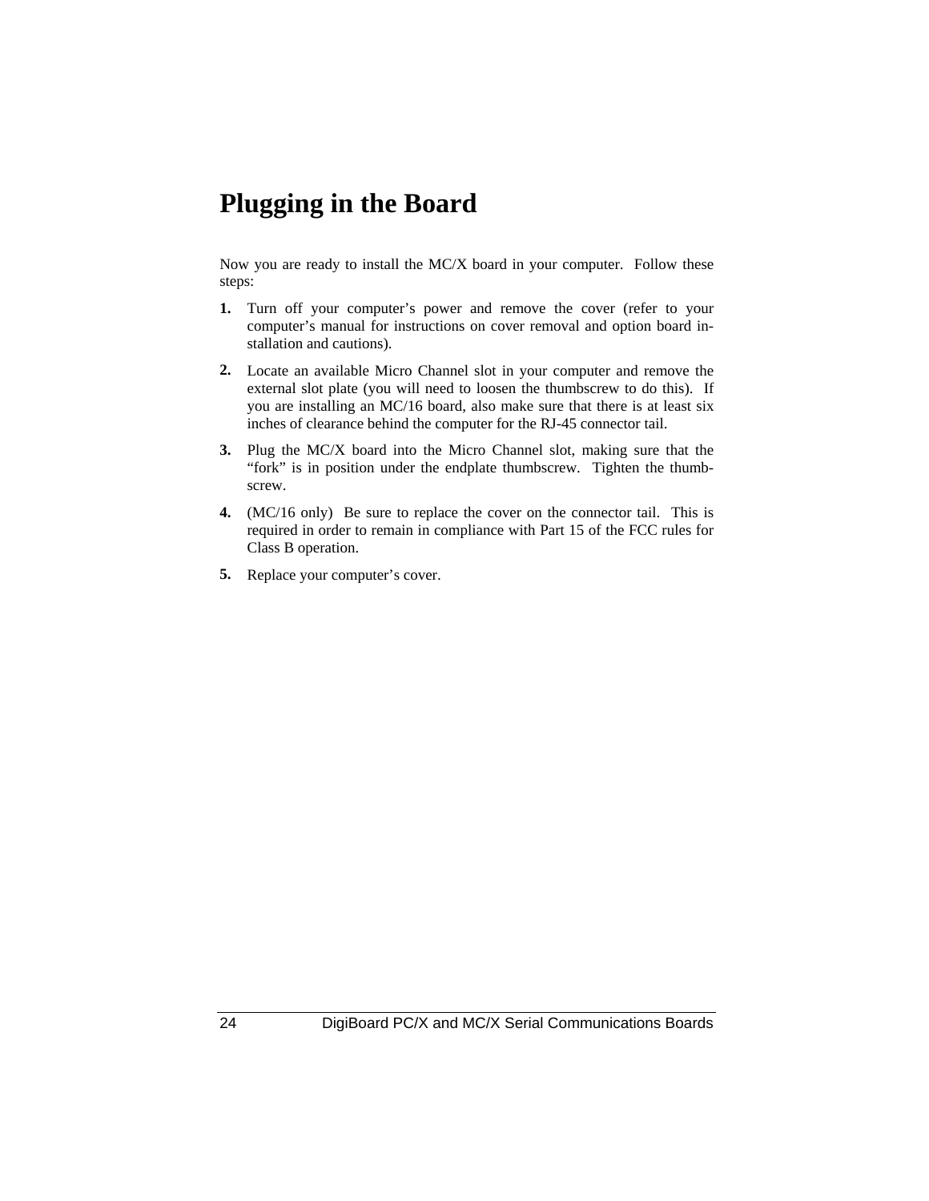# Plugging in the Board

Now you are ready to install the MC/X board in your computer. Follow these steps:

1. Turn off your computer's power and remove the cover (refer to your computer's manual for instructions on cover removal and option board installation and cautions).
2. Locate an available Micro Channel slot in your computer and remove the external slot plate (you will need to loosen the thumbscrew to do this). If you are installing an MC/16 board, also make sure that there is at least six inches of clearance behind the computer for the RJ-45 connector tail.
3. Plug the MC/X board into the Micro Channel slot, making sure that the "fork" is in position under the endplate thumbscrew. Tighten the thumbscrew.
4. (MC/16 only) Be sure to replace the cover on the connector tail. This is required in order to remain in compliance with Part 15 of the FCC rules for Class B operation.
5. Replace your computer's cover.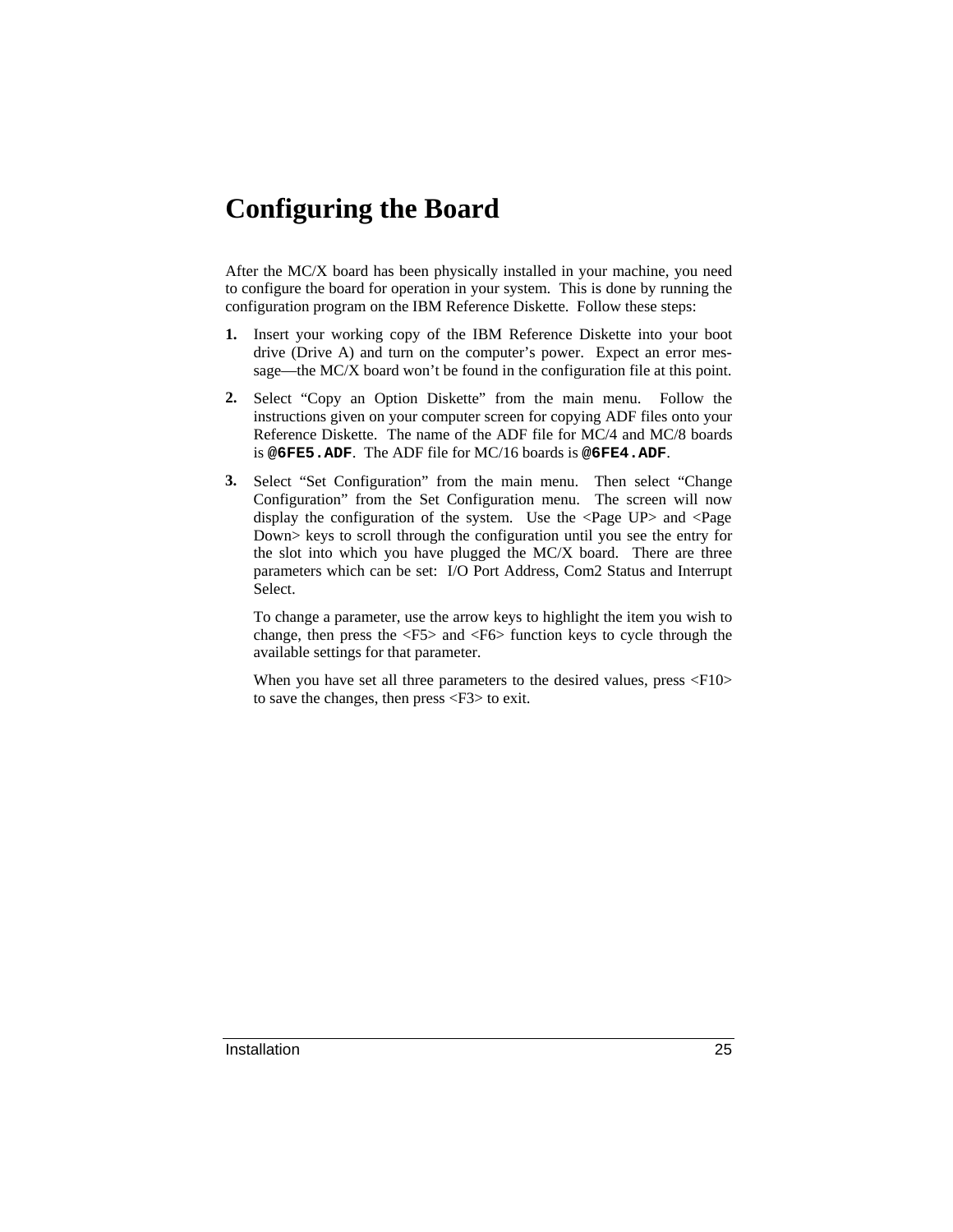# Configuring the Board

After the MC/X board has been physically installed in your machine, you need to configure the board for operation in your system. This is done by running the configuration program on the IBM Reference Diskette. Follow these steps:

1. Insert your working copy of the IBM Reference Diskette into your boot drive (Drive A) and turn on the computer's power. Expect an error message—the MC/X board won't be found in the configuration file at this point.

2. Select "Copy an Option Diskette" from the main menu. Follow the instructions given on your computer screen for copying ADF files onto your Reference Diskette. The name of the ADF file for MC/4 and MC/8 boards is **`@6FE5.ADF`**. The ADF file for MC/16 boards is **`@6FE4.ADF`**.

3. Select "Set Configuration" from the main menu. Then select "Change Configuration" from the Set Configuration menu. The screen will now display the configuration of the system. Use the <Page UP> and <Page Down> keys to scroll through the configuration until you see the entry for the slot into which you have plugged the MC/X board. There are three parameters which can be set: I/O Port Address, Com2 Status and Interrupt Select.

   To change a parameter, use the arrow keys to highlight the item you wish to change, then press the <F5> and <F6> function keys to cycle through the available settings for that parameter.

   When you have set all three parameters to the desired values, press <F10> to save the changes, then press <F3> to exit.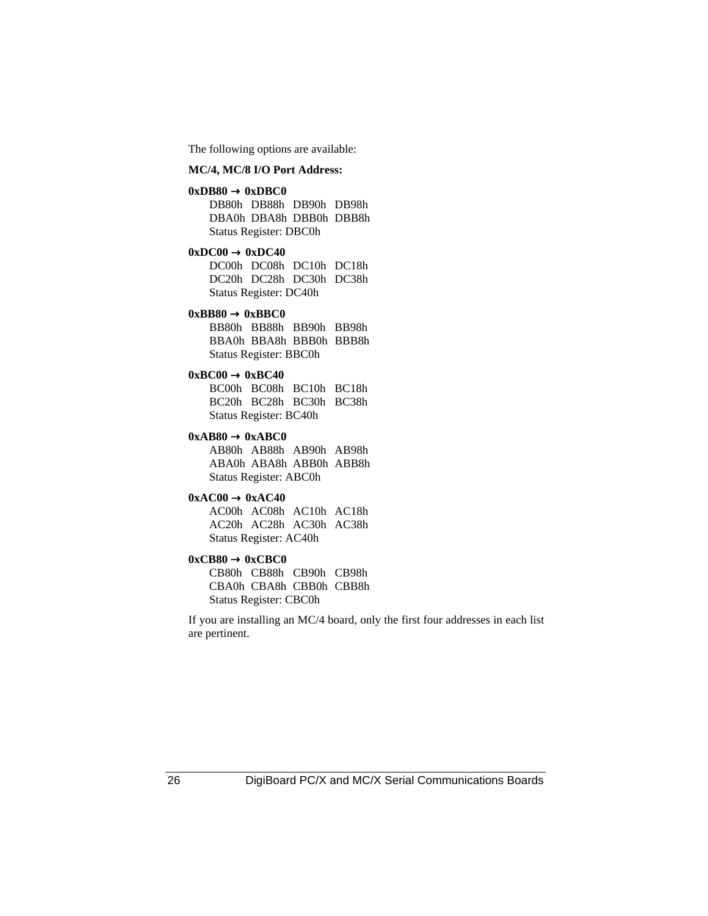The following options are available:

**MC/4, MC/8 I/O Port Address:**

**0xDB80 → 0xDBC0**

DB80h DB88h DB90h DB98h
DBA0h DBA8h DBB0h DBB8h
Status Register: DBC0h

**0xDC00 → 0xDC40**

DC00h DC08h DC10h DC18h
DC20h DC28h DC30h DC38h
Status Register: DC40h

**0xBB80 → 0xBBC0**

BB80h BB88h BB90h BB98h
BBA0h BBA8h BBB0h BBB8h
Status Register: BBC0h

**0xBC00 → 0xBC40**

BC00h BC08h BC10h BC18h
BC20h BC28h BC30h BC38h
Status Register: BC40h

**0xAB80 → 0xABC0**

AB80h AB88h AB90h AB98h
ABA0h ABA8h ABB0h ABB8h
Status Register: ABC0h

**0xAC00 → 0xAC40**

AC00h AC08h AC10h AC18h
AC20h AC28h AC30h AC38h
Status Register: AC40h

**0xCB80 → 0xCBC0**

CB80h CB88h CB90h CB98h
CBA0h CBA8h CBB0h CBB8h
Status Register: CBC0h

If you are installing an MC/4 board, only the first four addresses in each list are pertinent.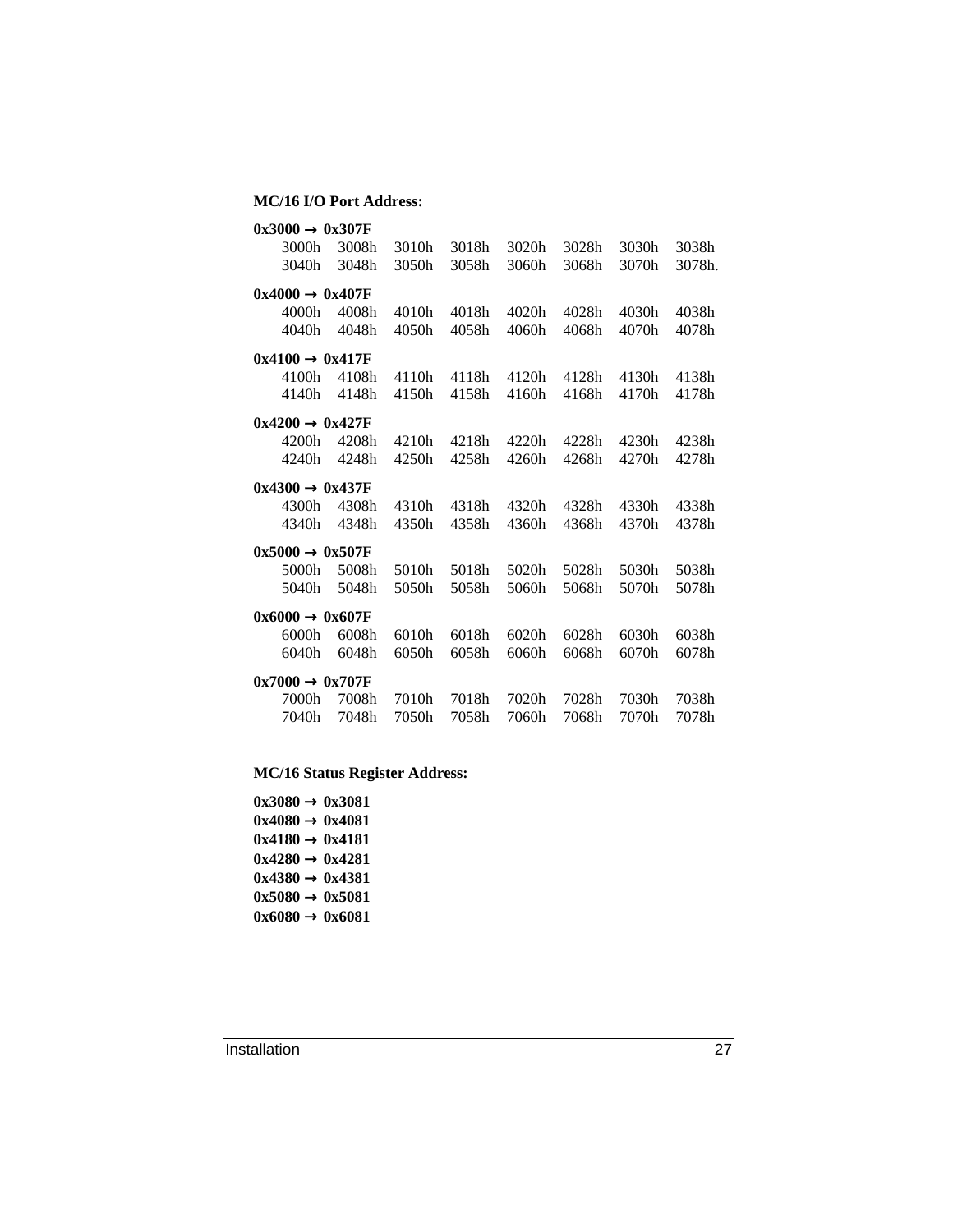**MC/16 I/O Port Address:**

**0x3000 → 0x307F**

3000h 3008h 3010h 3018h 3020h 3028h 3030h 3038h
3040h 3048h 3050h 3058h 3060h 3068h 3070h 3078h.

**0x4000 → 0x407F**

4000h 4008h 4010h 4018h 4020h 4028h 4030h 4038h
4040h 4048h 4050h 4058h 4060h 4068h 4070h 4078h

**0x4100 → 0x417F**

4100h 4108h 4110h 4118h 4120h 4128h 4130h 4138h
4140h 4148h 4150h 4158h 4160h 4168h 4170h 4178h

**0x4200 → 0x427F**

4200h 4208h 4210h 4218h 4220h 4228h 4230h 4238h
4240h 4248h 4250h 4258h 4260h 4268h 4270h 4278h

**0x4300 → 0x437F**

4300h 4308h 4310h 4318h 4320h 4328h 4330h 4338h
4340h 4348h 4350h 4358h 4360h 4368h 4370h 4378h

**0x5000 → 0x507F**

5000h 5008h 5010h 5018h 5020h 5028h 5030h 5038h
5040h 5048h 5050h 5058h 5060h 5068h 5070h 5078h

**0x6000 → 0x607F**

6000h 6008h 6010h 6018h 6020h 6028h 6030h 6038h
6040h 6048h 6050h 6058h 6060h 6068h 6070h 6078h

**0x7000 → 0x707F**

7000h 7008h 7010h 7018h 7020h 7028h 7030h 7038h
7040h 7048h 7050h 7058h 7060h 7068h 7070h 7078h

**MC/16 Status Register Address:**

**0x3080 → 0x3081**
**0x4080 → 0x4081**
**0x4180 → 0x4181**
**0x4280 → 0x4281**
**0x4380 → 0x4381**
**0x5080 → 0x5081**
**0x6080 → 0x6081**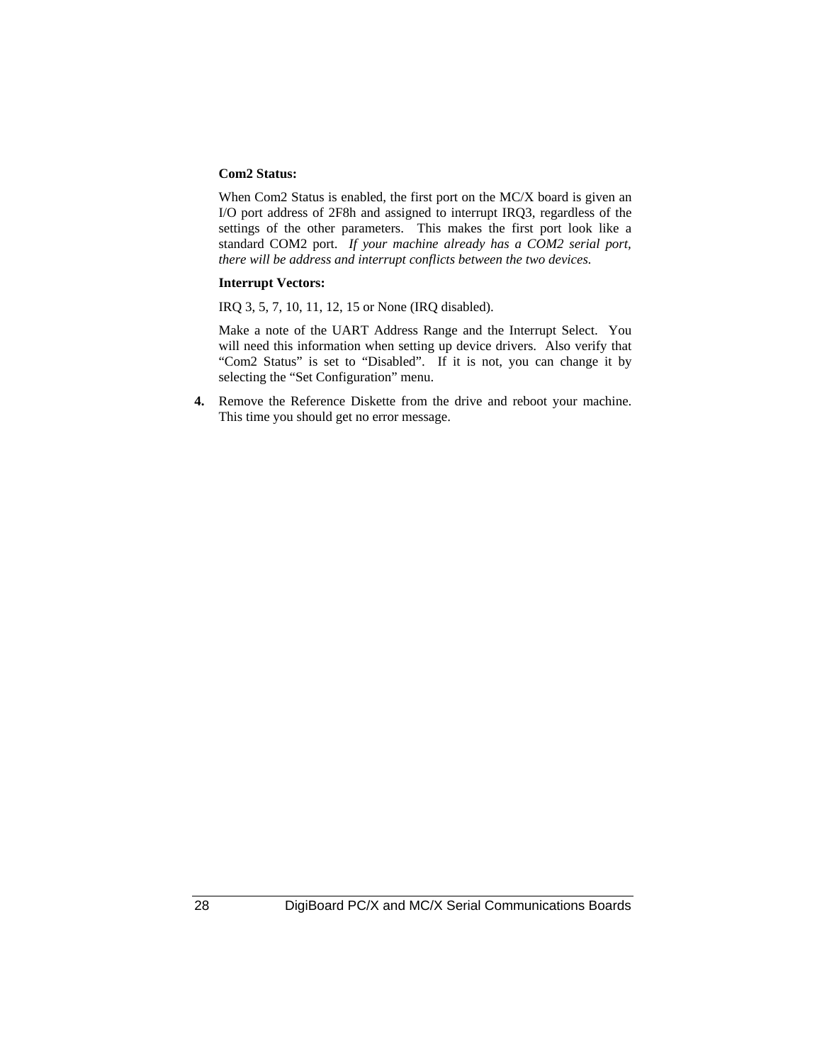**Com2 Status:**

When Com2 Status is enabled, the first port on the MC/X board is given an I/O port address of 2F8h and assigned to interrupt IRQ3, regardless of the settings of the other parameters. This makes the first port look like a standard COM2 port. *If your machine already has a COM2 serial port, there will be address and interrupt conflicts between the two devices.*

**Interrupt Vectors:**

IRQ 3, 5, 7, 10, 11, 12, 15 or None (IRQ disabled).

Make a note of the UART Address Range and the Interrupt Select. You will need this information when setting up device drivers. Also verify that “Com2 Status” is set to “Disabled”. If it is not, you can change it by selecting the “Set Configuration” menu.

**4.** Remove the Reference Diskette from the drive and reboot your machine. This time you should get no error message.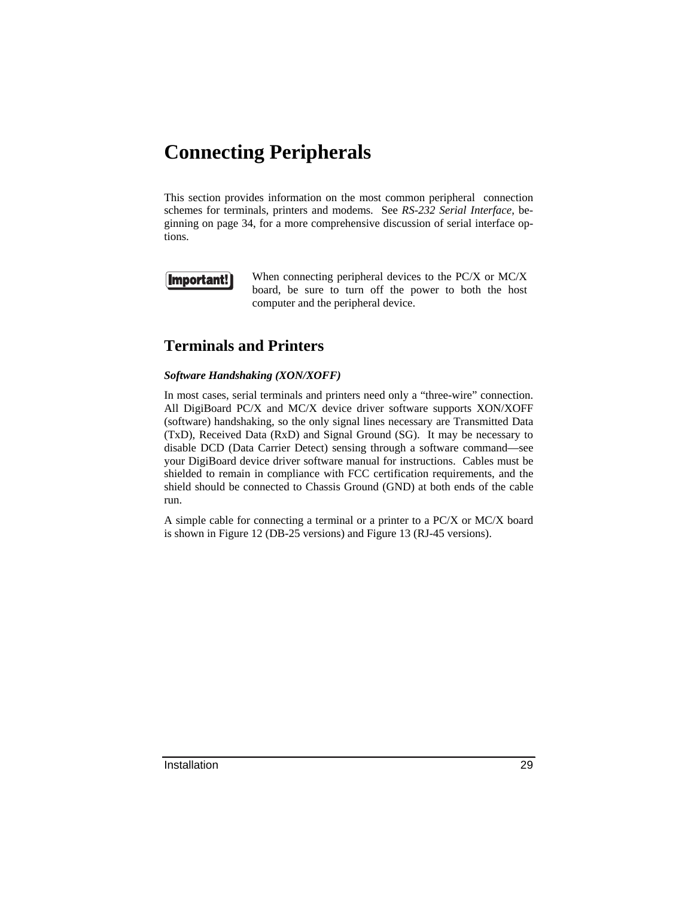# Connecting Peripherals

This section provides information on the most common peripheral connection schemes for terminals, printers and modems. See *RS-232 Serial Interface*, beginning on page 34, for a more comprehensive discussion of serial interface options.

**Important!** When connecting peripheral devices to the PC/X or MC/X board, be sure to turn off the power to both the host computer and the peripheral device.

## Terminals and Printers

***Software Handshaking (XON/XOFF)***

In most cases, serial terminals and printers need only a "three-wire" connection. All DigiBoard PC/X and MC/X device driver software supports XON/XOFF (software) handshaking, so the only signal lines necessary are Transmitted Data (TxD), Received Data (RxD) and Signal Ground (SG). It may be necessary to disable DCD (Data Carrier Detect) sensing through a software command—see your DigiBoard device driver software manual for instructions. Cables must be shielded to remain in compliance with FCC certification requirements, and the shield should be connected to Chassis Ground (GND) at both ends of the cable run.

A simple cable for connecting a terminal or a printer to a PC/X or MC/X board is shown in Figure 12 (DB-25 versions) and Figure 13 (RJ-45 versions).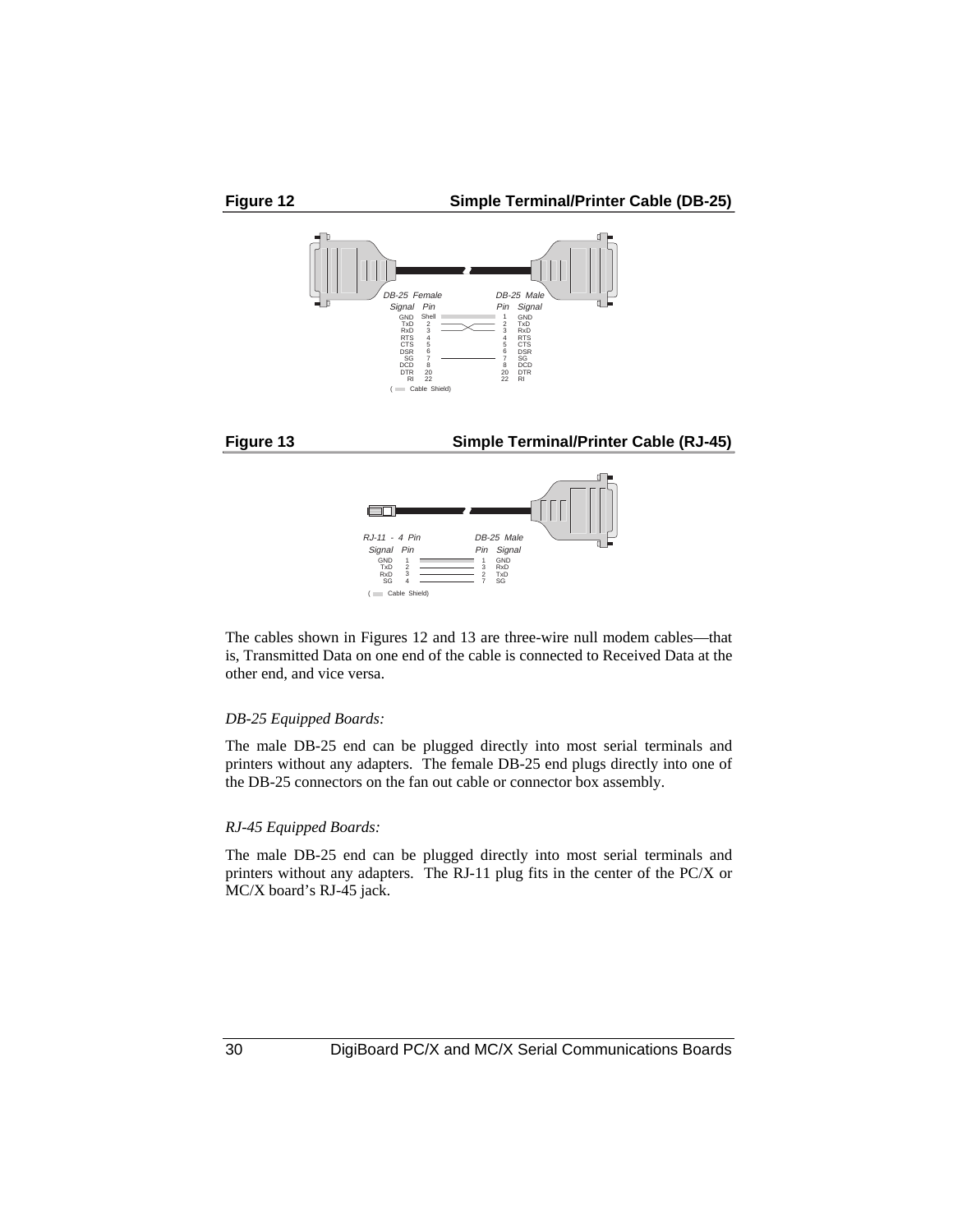**Figure 12** **Simple Terminal/Printer Cable (DB-25)**

| DB-25 Female Signal | Pin | | Pin | DB-25 Male Signal |
|---|---|---|---|---|
| GND | Shell | | 1 | GND |
| TxD | 2 | | 2 | TxD |
| RxD | 3 | | 3 | RxD |
| RTS | 4 | | 4 | RTS |
| CTS | 5 | | 5 | CTS |
| DSR | 6 | | 6 | DSR |
| SG | 7 | | 7 | SG |
| DCD | 8 | | 8 | DCD |
| DTR | 20 | | 20 | DTR |
| RI | 22 | | 22 | RI |

( Cable Shield)

**Figure 13** **Simple Terminal/Printer Cable (RJ-45)**

| RJ-11 - 4 Pin Signal | Pin | | Pin | DB-25 Male Signal |
|---|---|---|---|---|
| GND | 1 | | 1 | GND |
| TxD | 2 | | 3 | RxD |
| RxD | 3 | | 2 | TxD |
| SG | 4 | | 7 | SG |

( Cable Shield)

The cables shown in Figures 12 and 13 are three-wire null modem cables—that is, Transmitted Data on one end of the cable is connected to Received Data at the other end, and vice versa.

*DB-25 Equipped Boards:*

The male DB-25 end can be plugged directly into most serial terminals and printers without any adapters. The female DB-25 end plugs directly into one of the DB-25 connectors on the fan out cable or connector box assembly.

*RJ-45 Equipped Boards:*

The male DB-25 end can be plugged directly into most serial terminals and printers without any adapters. The RJ-11 plug fits in the center of the PC/X or MC/X board's RJ-45 jack.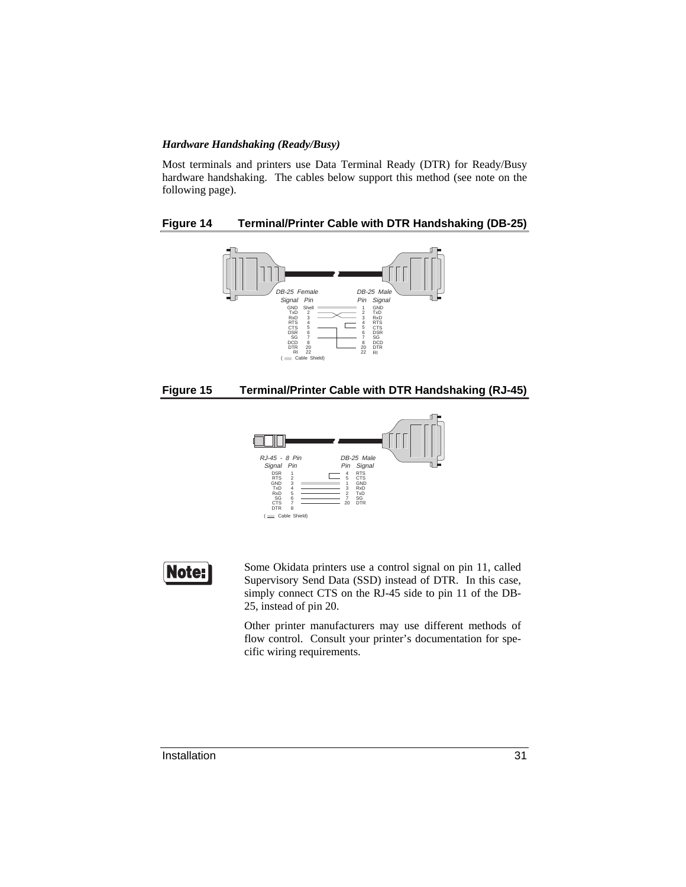### *Hardware Handshaking (Ready/Busy)*

Most terminals and printers use Data Terminal Ready (DTR) for Ready/Busy hardware handshaking. The cables below support this method (see note on the following page).

**Figure 14 Terminal/Printer Cable with DTR Handshaking (DB-25)**

DB-25 Female

| Signal | Pin |
|---|---|
| GND | Shell |
| TxD | 2 |
| RxD | 3 |
| RTS | 4 |
| CTS | 5 |
| DSR | 6 |
| SG | 7 |
| DCD | 8 |
| DTR | 20 |
| RI | 22 |

DB-25 Male

| Pin | Signal |
|---|---|
| 1 | GND |
| 2 | TxD |
| 3 | RxD |
| 4 | RTS |
| 5 | CTS |
| 6 | DSR |
| 7 | SG |
| 8 | DCD |
| 20 | DTR |
| 22 | RI |

( Cable Shield)

**Figure 15 Terminal/Printer Cable with DTR Handshaking (RJ-45)**

RJ-45 - 8 Pin

| Signal | Pin |
|---|---|
| DSR | 1 |
| RTS | 2 |
| GND | 3 |
| TxD | 4 |
| RxD | 5 |
| SG | 6 |
| CTS | 7 |
| DTR | 8 |

DB-25 Male

| Pin | Signal |
|---|---|
| 4 | RTS |
| 5 | CTS |
| 1 | GND |
| 3 | RxD |
| 2 | TxD |
| 7 | SG |
| 20 | DTR |

( Cable Shield)

**Note:**

Some Okidata printers use a control signal on pin 11, called Supervisory Send Data (SSD) instead of DTR. In this case, simply connect CTS on the RJ-45 side to pin 11 of the DB-25, instead of pin 20.

Other printer manufacturers may use different methods of flow control. Consult your printer's documentation for specific wiring requirements.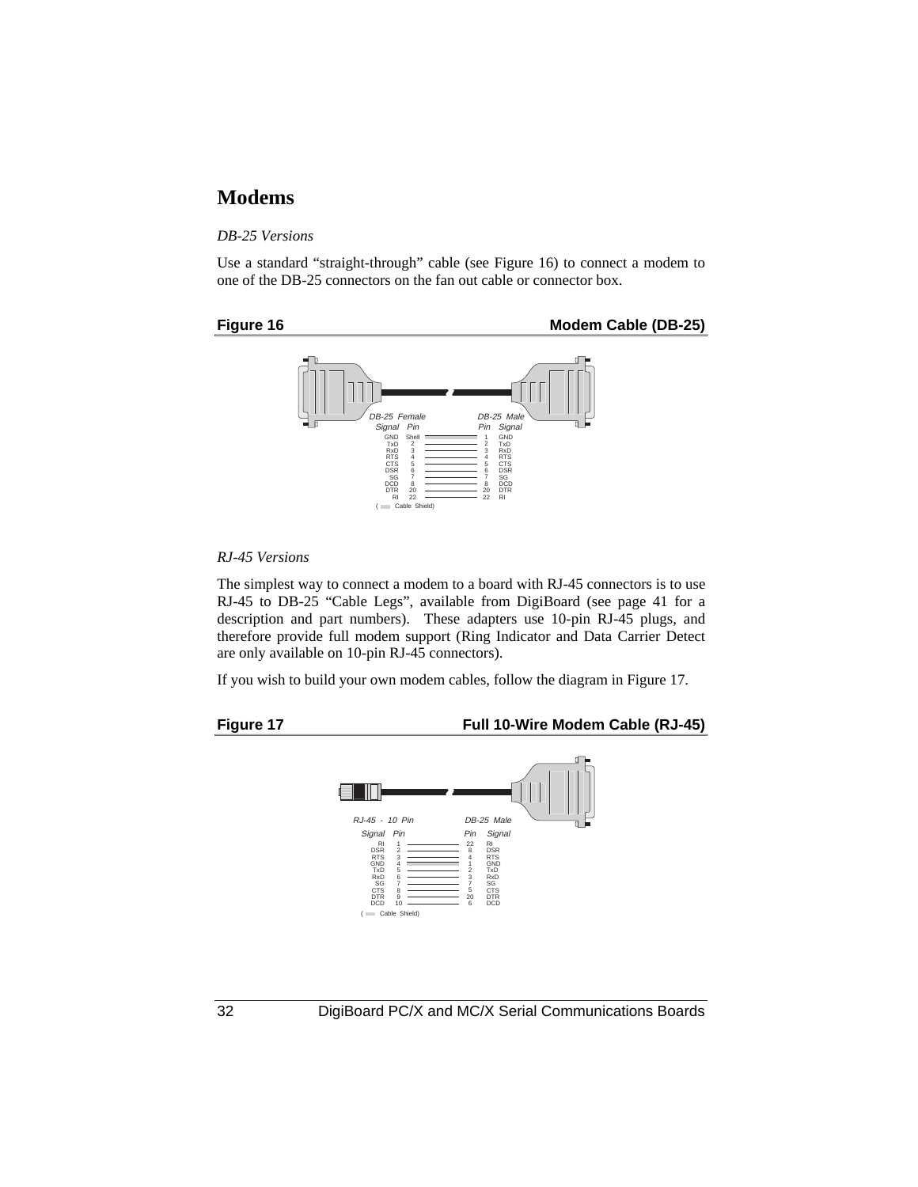## Modems

*DB-25 Versions*

Use a standard "straight-through" cable (see Figure 16) to connect a modem to one of the DB-25 connectors on the fan out cable or connector box.

**Figure 16** **Modem Cable (DB-25)**

| DB-25 Female Signal | Pin | DB-25 Male Pin | Signal |
|---|---|---|---|
| GND | Shell | 1 | GND |
| TxD | 2 | 2 | TxD |
| RxD | 3 | 3 | RxD |
| RTS | 4 | 4 | RTS |
| CTS | 5 | 5 | CTS |
| DSR | 6 | 6 | DSR |
| SG | 7 | 7 | SG |
| DCD | 8 | 8 | DCD |
| DTR | 20 | 20 | DTR |
| RI | 22 | 22 | RI |

( Cable Shield)

*RJ-45 Versions*

The simplest way to connect a modem to a board with RJ-45 connectors is to use RJ-45 to DB-25 "Cable Legs", available from DigiBoard (see page 41 for a description and part numbers). These adapters use 10-pin RJ-45 plugs, and therefore provide full modem support (Ring Indicator and Data Carrier Detect are only available on 10-pin RJ-45 connectors).

If you wish to build your own modem cables, follow the diagram in Figure 17.

**Figure 17** **Full 10-Wire Modem Cable (RJ-45)**

| RJ-45 - 10 Pin Signal | Pin | DB-25 Male Pin | Signal |
|---|---|---|---|
| RI | 1 | 22 | RI |
| DSR | 2 | 8 | DSR |
| RTS | 3 | 4 | RTS |
| GND | 4 | 1 | GND |
| TxD | 5 | 2 | TxD |
| RxD | 6 | 3 | RxD |
| SG | 7 | 7 | SG |
| CTS | 8 | 5 | CTS |
| DTR | 9 | 20 | DTR |
| DCD | 10 | 6 | DCD |

( Cable Shield)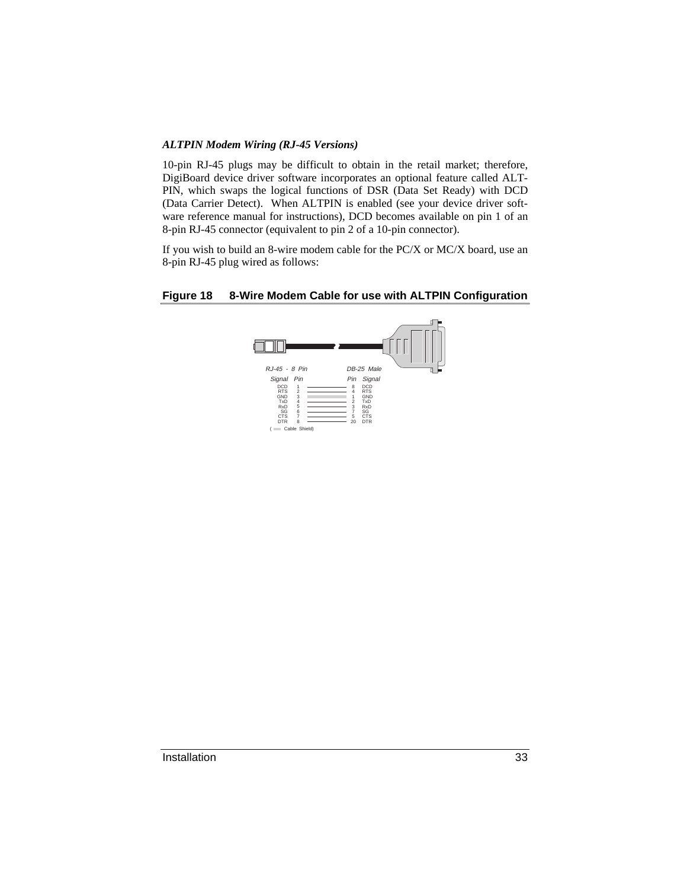### *ALTPIN Modem Wiring (RJ-45 Versions)*

10-pin RJ-45 plugs may be difficult to obtain in the retail market; therefore, DigiBoard device driver software incorporates an optional feature called ALTPIN, which swaps the logical functions of DSR (Data Set Ready) with DCD (Data Carrier Detect). When ALTPIN is enabled (see your device driver software reference manual for instructions), DCD becomes available on pin 1 of an 8-pin RJ-45 connector (equivalent to pin 2 of a 10-pin connector).

If you wish to build an 8-wire modem cable for the PC/X or MC/X board, use an 8-pin RJ-45 plug wired as follows:

**Figure 18 8-Wire Modem Cable for use with ALTPIN Configuration**

| RJ-45 - 8 Pin Signal | Pin | | DB-25 Male Pin | Signal |
|---|---|---|---|---|
| DCD | 1 | — | 8 | DCD |
| RTS | 2 | — | 4 | RTS |
| GND | 3 | (Cable Shield) | 1 | GND |
| TxD | 4 | — | 2 | TxD |
| RxD | 5 | — | 3 | RxD |
| SG | 6 | — | 7 | SG |
| CTS | 7 | — | 5 | CTS |
| DTR | 8 | — | 20 | DTR |

( Cable Shield)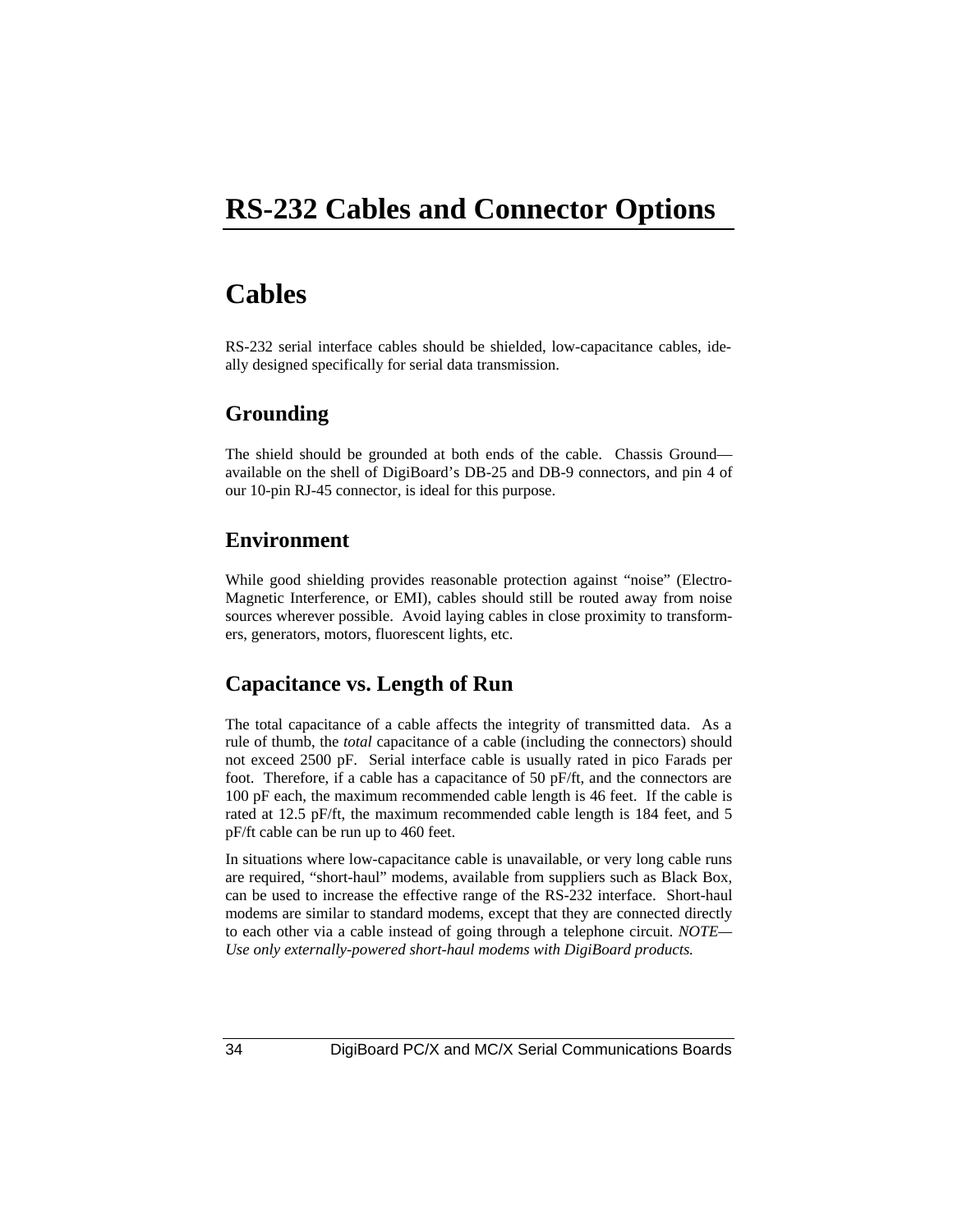# RS-232 Cables and Connector Options

## Cables

RS-232 serial interface cables should be shielded, low-capacitance cables, ideally designed specifically for serial data transmission.

### Grounding

The shield should be grounded at both ends of the cable. Chassis Ground—available on the shell of DigiBoard's DB-25 and DB-9 connectors, and pin 4 of our 10-pin RJ-45 connector, is ideal for this purpose.

### Environment

While good shielding provides reasonable protection against "noise" (Electro-Magnetic Interference, or EMI), cables should still be routed away from noise sources wherever possible. Avoid laying cables in close proximity to transformers, generators, motors, fluorescent lights, etc.

### Capacitance vs. Length of Run

The total capacitance of a cable affects the integrity of transmitted data. As a rule of thumb, the *total* capacitance of a cable (including the connectors) should not exceed 2500 pF. Serial interface cable is usually rated in pico Farads per foot. Therefore, if a cable has a capacitance of 50 pF/ft, and the connectors are 100 pF each, the maximum recommended cable length is 46 feet. If the cable is rated at 12.5 pF/ft, the maximum recommended cable length is 184 feet, and 5 pF/ft cable can be run up to 460 feet.

In situations where low-capacitance cable is unavailable, or very long cable runs are required, "short-haul" modems, available from suppliers such as Black Box, can be used to increase the effective range of the RS-232 interface. Short-haul modems are similar to standard modems, except that they are connected directly to each other via a cable instead of going through a telephone circuit. *NOTE—Use only externally-powered short-haul modems with DigiBoard products.*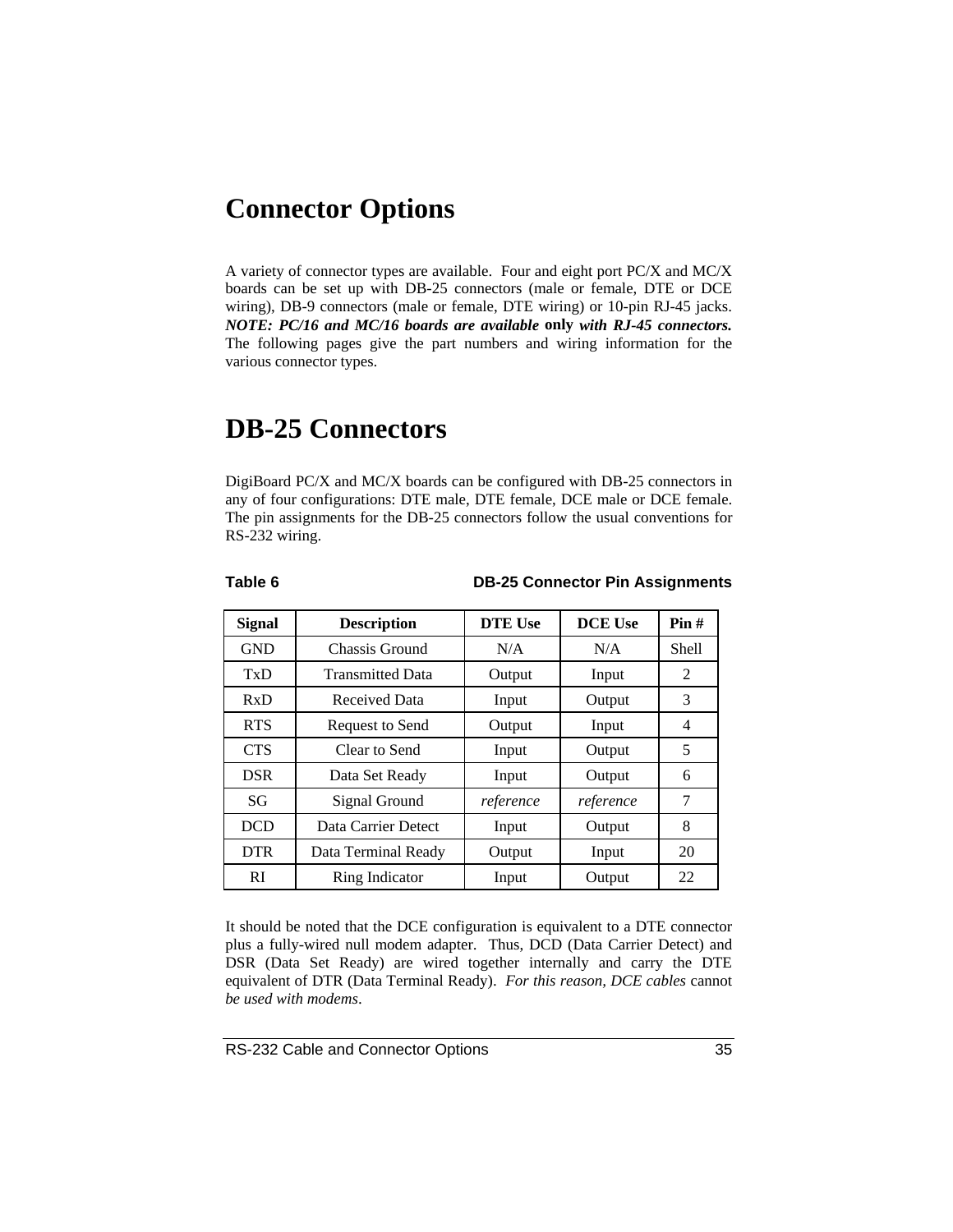# Connector Options

A variety of connector types are available. Four and eight port PC/X and MC/X boards can be set up with DB-25 connectors (male or female, DTE or DCE wiring), DB-9 connectors (male or female, DTE wiring) or 10-pin RJ-45 jacks. ***NOTE: PC/16 and MC/16 boards are available* only *with RJ-45 connectors.*** The following pages give the part numbers and wiring information for the various connector types.

# DB-25 Connectors

DigiBoard PC/X and MC/X boards can be configured with DB-25 connectors in any of four configurations: DTE male, DTE female, DCE male or DCE female. The pin assignments for the DB-25 connectors follow the usual conventions for RS-232 wiring.

**Table 6 DB-25 Connector Pin Assignments**

| Signal | Description | DTE Use | DCE Use | Pin # |
|---|---|---|---|---|
| GND | Chassis Ground | N/A | N/A | Shell |
| TxD | Transmitted Data | Output | Input | 2 |
| RxD | Received Data | Input | Output | 3 |
| RTS | Request to Send | Output | Input | 4 |
| CTS | Clear to Send | Input | Output | 5 |
| DSR | Data Set Ready | Input | Output | 6 |
| SG | Signal Ground | *reference* | *reference* | 7 |
| DCD | Data Carrier Detect | Input | Output | 8 |
| DTR | Data Terminal Ready | Output | Input | 20 |
| RI | Ring Indicator | Input | Output | 22 |

It should be noted that the DCE configuration is equivalent to a DTE connector plus a fully-wired null modem adapter. Thus, DCD (Data Carrier Detect) and DSR (Data Set Ready) are wired together internally and carry the DTE equivalent of DTR (Data Terminal Ready). *For this reason, DCE cables* cannot *be used with modems*.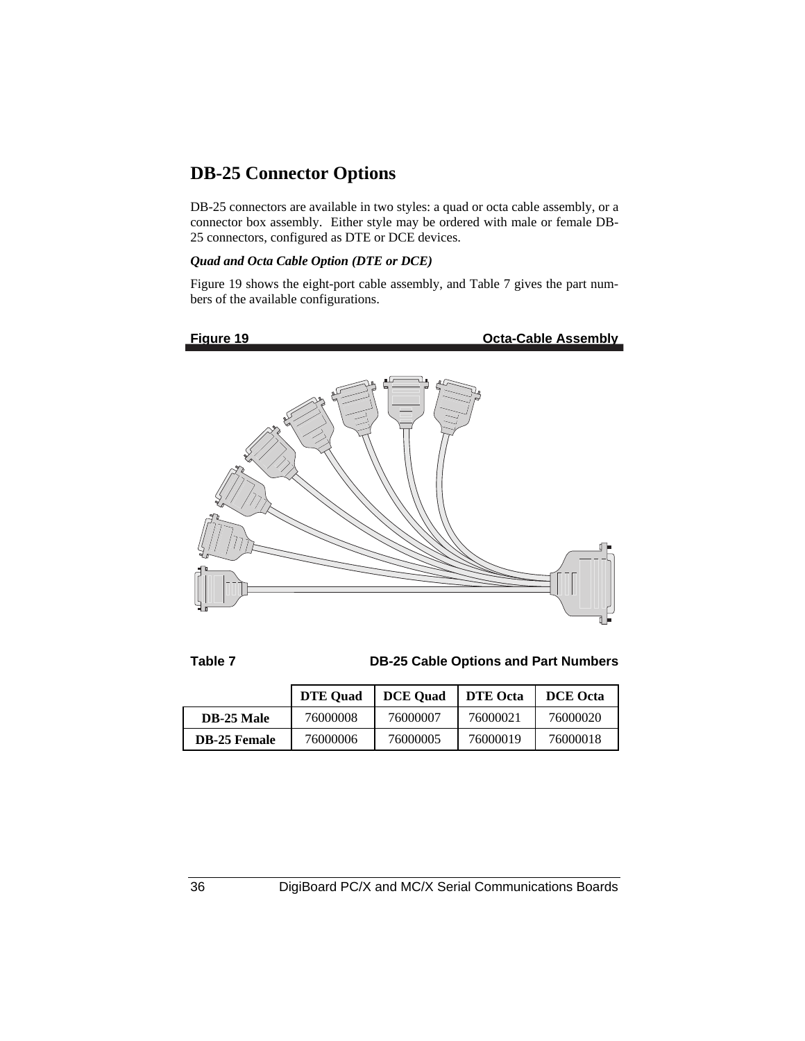## DB-25 Connector Options

DB-25 connectors are available in two styles: a quad or octa cable assembly, or a connector box assembly. Either style may be ordered with male or female DB-25 connectors, configured as DTE or DCE devices.

***Quad and Octa Cable Option (DTE or DCE)***

Figure 19 shows the eight-port cable assembly, and Table 7 gives the part numbers of the available configurations.

**Figure 19 Octa-Cable Assembly**

**Table 7 DB-25 Cable Options and Part Numbers**

| | DTE Quad | DCE Quad | DTE Octa | DCE Octa |
|---|---|---|---|---|
| **DB-25 Male** | 76000008 | 76000007 | 76000021 | 76000020 |
| **DB-25 Female** | 76000006 | 76000005 | 76000019 | 76000018 |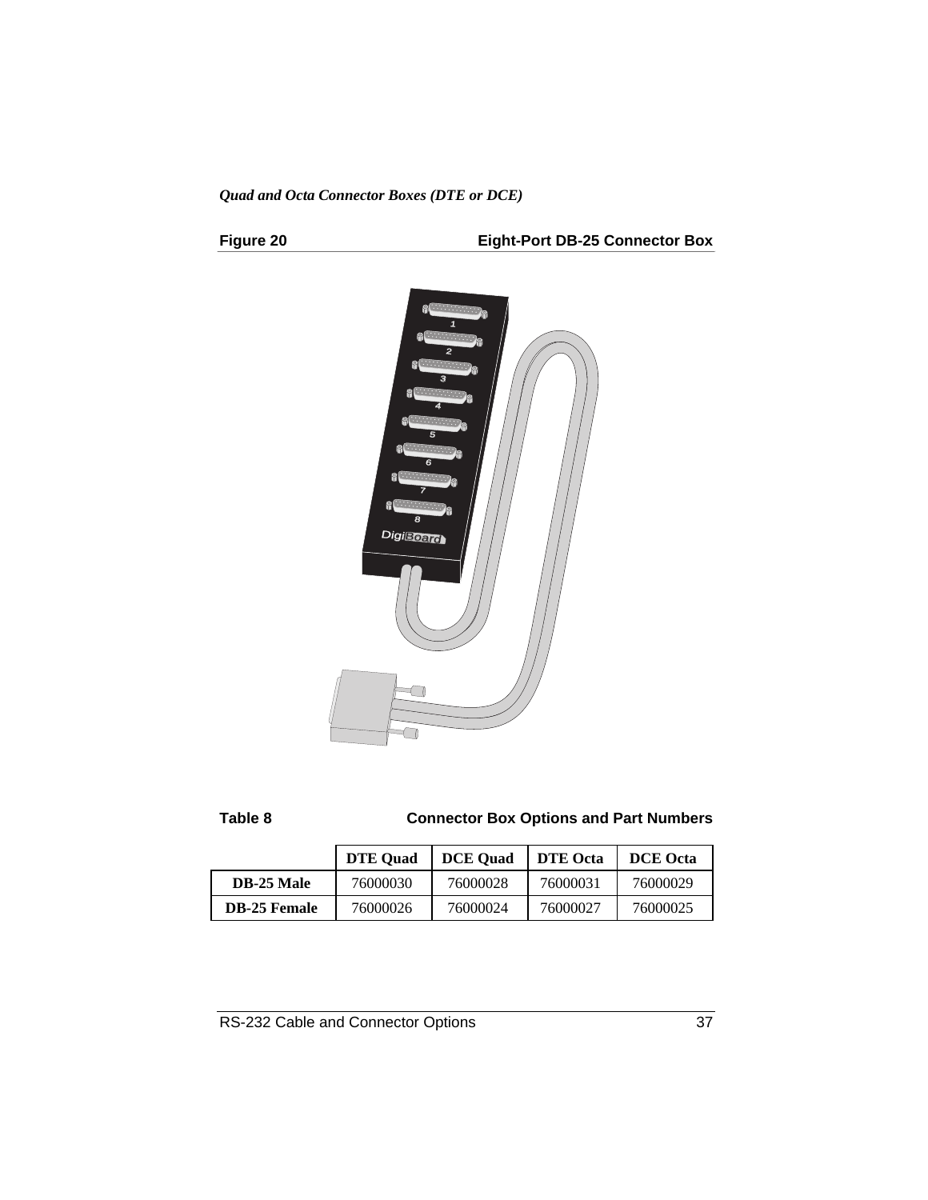*Quad and Octa Connector Boxes (DTE or DCE)*

**Figure 20 Eight-Port DB-25 Connector Box**

**Table 8 Connector Box Options and Part Numbers**

| | DTE Quad | DCE Quad | DTE Octa | DCE Octa |
|---|---|---|---|---|
| **DB-25 Male** | 76000030 | 76000028 | 76000031 | 76000029 |
| **DB-25 Female** | 76000026 | 76000024 | 76000027 | 76000025 |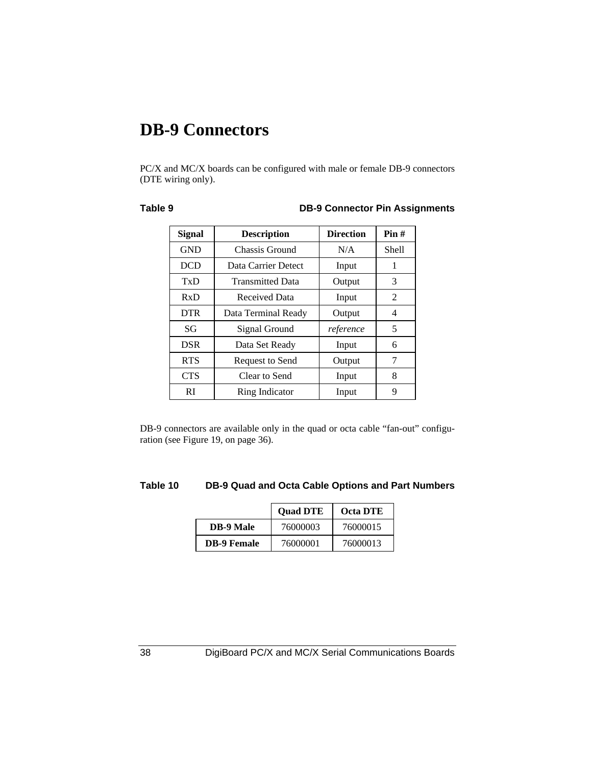# DB-9 Connectors

PC/X and MC/X boards can be configured with male or female DB-9 connectors (DTE wiring only).

**Table 9 DB-9 Connector Pin Assignments**

| Signal | Description | Direction | Pin # |
|---|---|---|---|
| GND | Chassis Ground | N/A | Shell |
| DCD | Data Carrier Detect | Input | 1 |
| TxD | Transmitted Data | Output | 3 |
| RxD | Received Data | Input | 2 |
| DTR | Data Terminal Ready | Output | 4 |
| SG | Signal Ground | *reference* | 5 |
| DSR | Data Set Ready | Input | 6 |
| RTS | Request to Send | Output | 7 |
| CTS | Clear to Send | Input | 8 |
| RI | Ring Indicator | Input | 9 |

DB-9 connectors are available only in the quad or octa cable "fan-out" configuration (see Figure 19, on page 36).

**Table 10 DB-9 Quad and Octa Cable Options and Part Numbers**

| | Quad DTE | Octa DTE |
|---|---|---|
| **DB-9 Male** | 76000003 | 76000015 |
| **DB-9 Female** | 76000001 | 76000013 |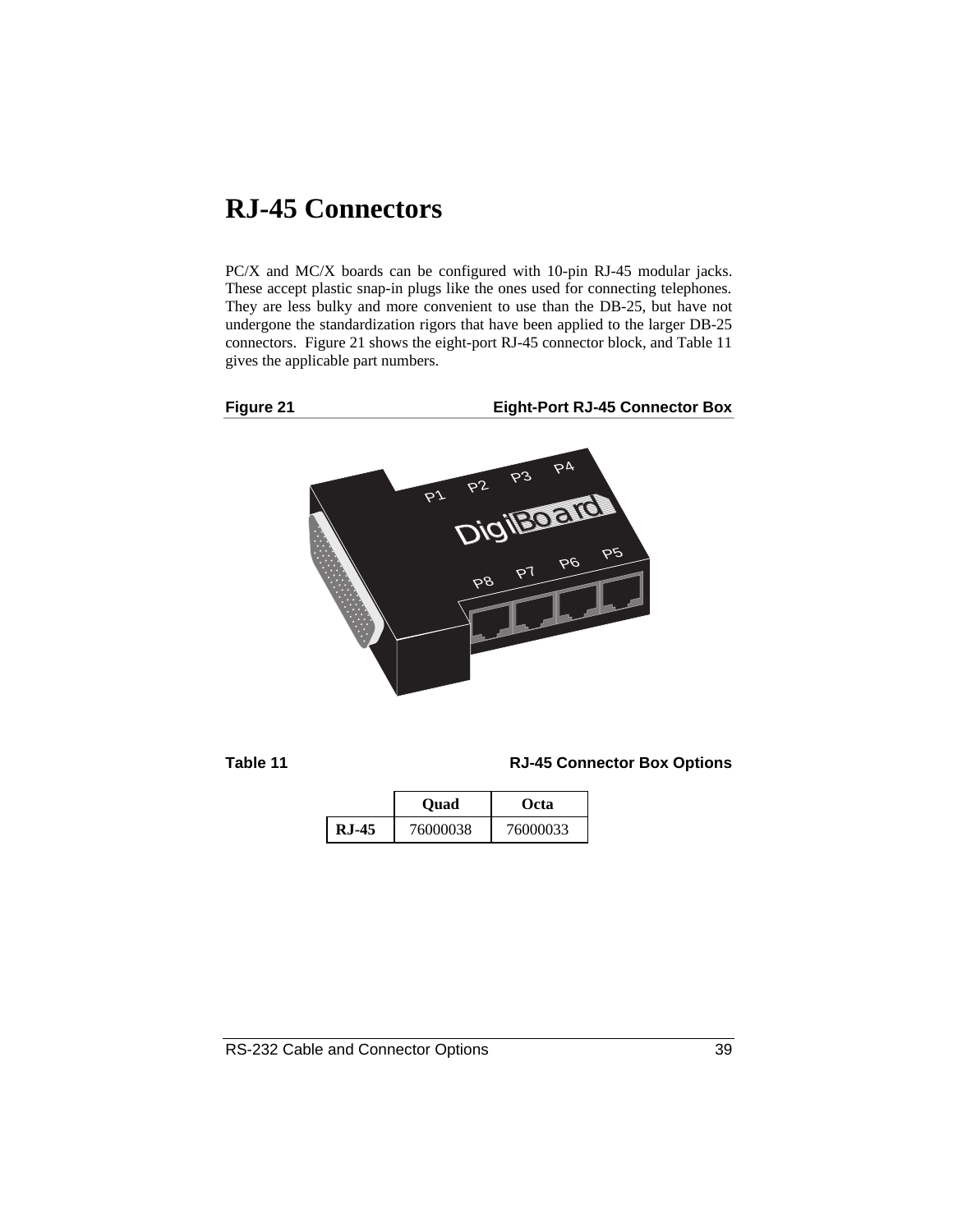# RJ-45 Connectors

PC/X and MC/X boards can be configured with 10-pin RJ-45 modular jacks. These accept plastic snap-in plugs like the ones used for connecting telephones. They are less bulky and more convenient to use than the DB-25, but have not undergone the standardization rigors that have been applied to the larger DB-25 connectors. Figure 21 shows the eight-port RJ-45 connector block, and Table 11 gives the applicable part numbers.

**Figure 21** **Eight-Port RJ-45 Connector Box**

**Table 11** **RJ-45 Connector Box Options**

| | Quad | Octa |
|---|---|---|
| **RJ-45** | 76000038 | 76000033 |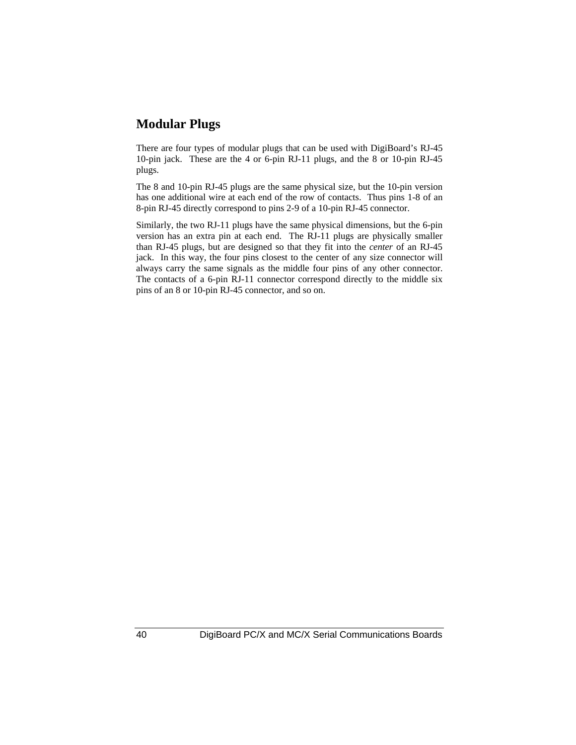## Modular Plugs

There are four types of modular plugs that can be used with DigiBoard's RJ-45 10-pin jack. These are the 4 or 6-pin RJ-11 plugs, and the 8 or 10-pin RJ-45 plugs.

The 8 and 10-pin RJ-45 plugs are the same physical size, but the 10-pin version has one additional wire at each end of the row of contacts. Thus pins 1-8 of an 8-pin RJ-45 directly correspond to pins 2-9 of a 10-pin RJ-45 connector.

Similarly, the two RJ-11 plugs have the same physical dimensions, but the 6-pin version has an extra pin at each end. The RJ-11 plugs are physically smaller than RJ-45 plugs, but are designed so that they fit into the *center* of an RJ-45 jack. In this way, the four pins closest to the center of any size connector will always carry the same signals as the middle four pins of any other connector. The contacts of a 6-pin RJ-11 connector correspond directly to the middle six pins of an 8 or 10-pin RJ-45 connector, and so on.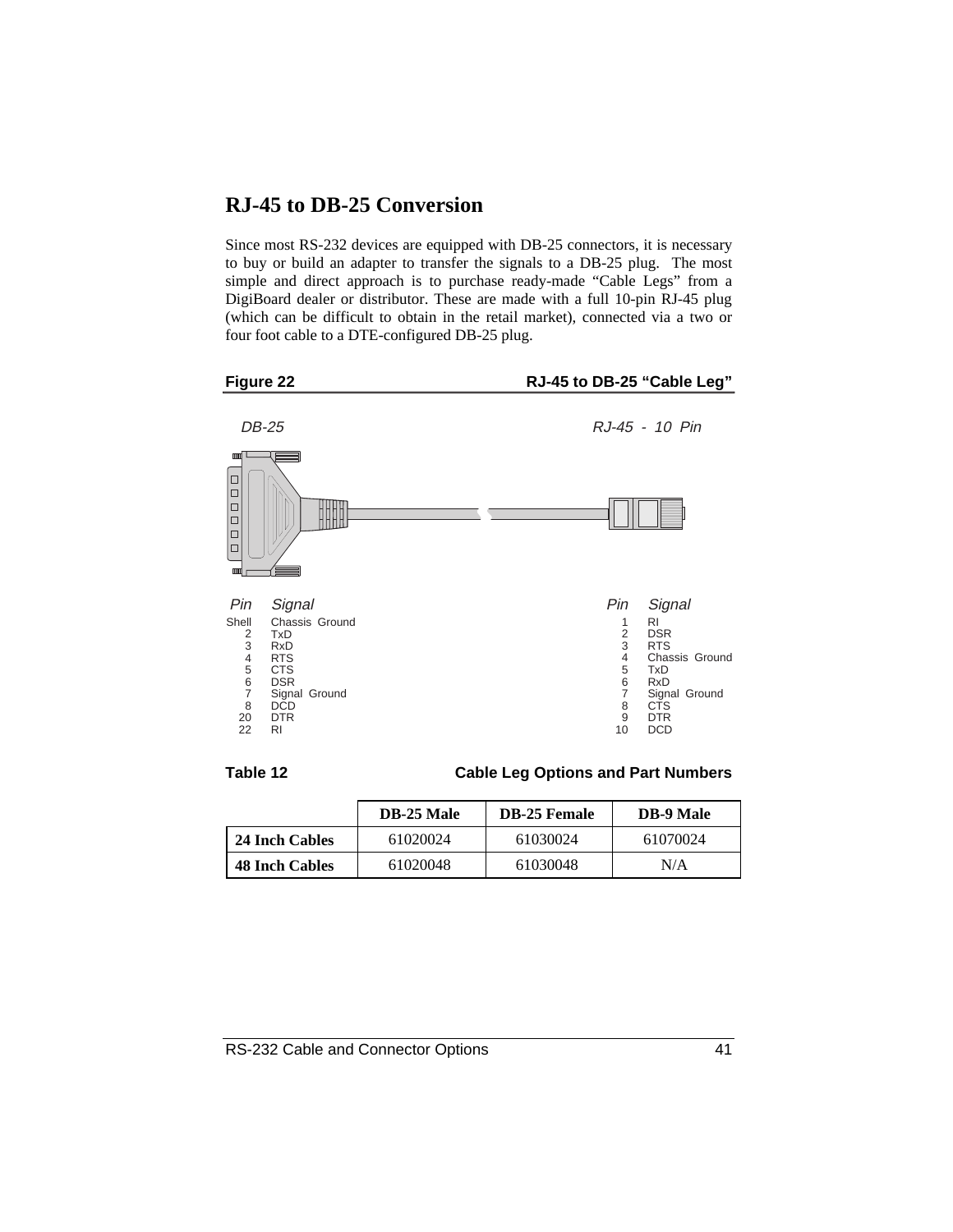## RJ-45 to DB-25 Conversion

Since most RS-232 devices are equipped with DB-25 connectors, it is necessary to buy or build an adapter to transfer the signals to a DB-25 plug. The most simple and direct approach is to purchase ready-made "Cable Legs" from a DigiBoard dealer or distributor. These are made with a full 10-pin RJ-45 plug (which can be difficult to obtain in the retail market), connected via a two or four foot cable to a DTE-configured DB-25 plug.

**Figure 22** **RJ-45 to DB-25 "Cable Leg"**

*DB-25*

| Pin | Signal |
|---|---|
| Shell | Chassis Ground |
| 2 | TxD |
| 3 | RxD |
| 4 | RTS |
| 5 | CTS |
| 6 | DSR |
| 7 | Signal Ground |
| 8 | DCD |
| 20 | DTR |
| 22 | RI |

*RJ-45 - 10 Pin*

| Pin | Signal |
|---|---|
| 1 | RI |
| 2 | DSR |
| 3 | RTS |
| 4 | Chassis Ground |
| 5 | TxD |
| 6 | RxD |
| 7 | Signal Ground |
| 8 | CTS |
| 9 | DTR |
| 10 | DCD |

**Table 12** **Cable Leg Options and Part Numbers**

| | DB-25 Male | DB-25 Female | DB-9 Male |
|---|---|---|---|
| **24 Inch Cables** | 61020024 | 61030024 | 61070024 |
| **48 Inch Cables** | 61020048 | 61030048 | N/A |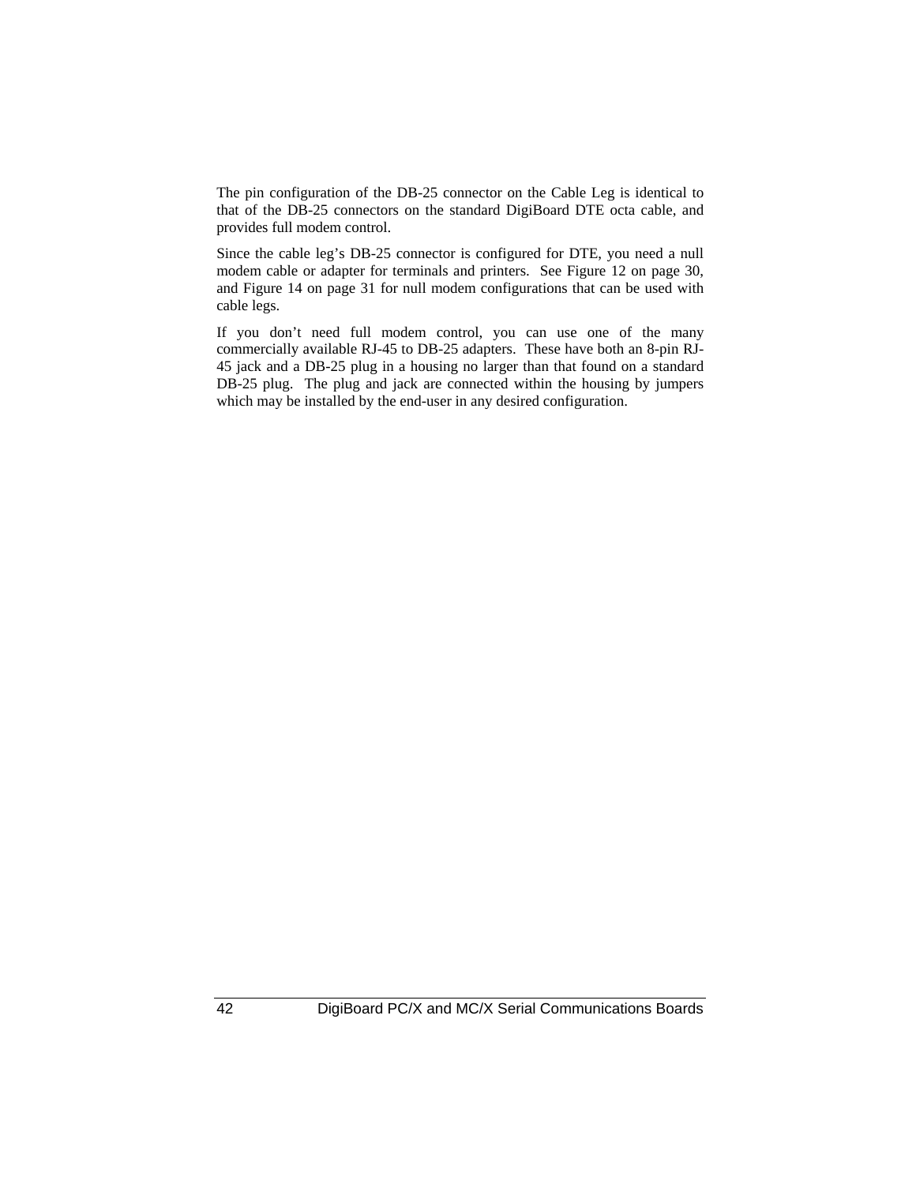The pin configuration of the DB-25 connector on the Cable Leg is identical to that of the DB-25 connectors on the standard DigiBoard DTE octa cable, and provides full modem control.

Since the cable leg's DB-25 connector is configured for DTE, you need a null modem cable or adapter for terminals and printers. See Figure 12 on page 30, and Figure 14 on page 31 for null modem configurations that can be used with cable legs.

If you don't need full modem control, you can use one of the many commercially available RJ-45 to DB-25 adapters. These have both an 8-pin RJ-45 jack and a DB-25 plug in a housing no larger than that found on a standard DB-25 plug. The plug and jack are connected within the housing by jumpers which may be installed by the end-user in any desired configuration.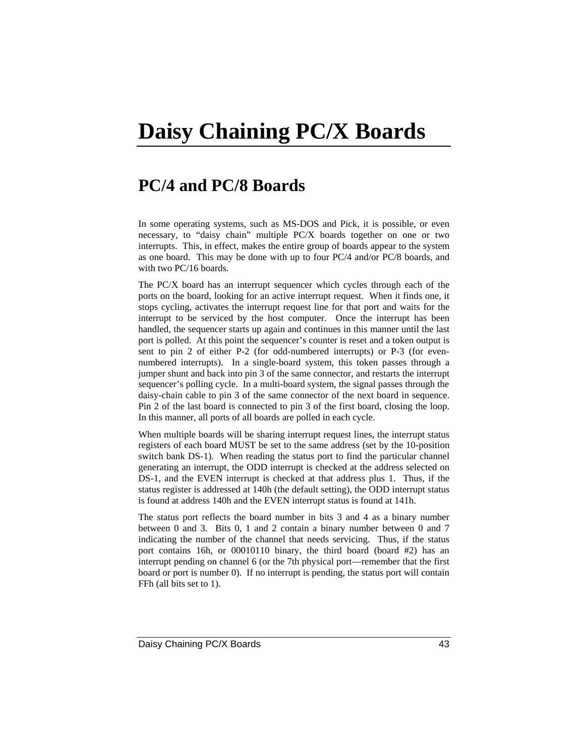# Daisy Chaining PC/X Boards

## PC/4 and PC/8 Boards

In some operating systems, such as MS-DOS and Pick, it is possible, or even necessary, to "daisy chain" multiple PC/X boards together on one or two interrupts. This, in effect, makes the entire group of boards appear to the system as one board. This may be done with up to four PC/4 and/or PC/8 boards, and with two PC/16 boards.

The PC/X board has an interrupt sequencer which cycles through each of the ports on the board, looking for an active interrupt request. When it finds one, it stops cycling, activates the interrupt request line for that port and waits for the interrupt to be serviced by the host computer. Once the interrupt has been handled, the sequencer starts up again and continues in this manner until the last port is polled. At this point the sequencer's counter is reset and a token output is sent to pin 2 of either P-2 (for odd-numbered interrupts) or P-3 (for even-numbered interrupts). In a single-board system, this token passes through a jumper shunt and back into pin 3 of the same connector, and restarts the interrupt sequencer's polling cycle. In a multi-board system, the signal passes through the daisy-chain cable to pin 3 of the same connector of the next board in sequence. Pin 2 of the last board is connected to pin 3 of the first board, closing the loop. In this manner, all ports of all boards are polled in each cycle.

When multiple boards will be sharing interrupt request lines, the interrupt status registers of each board MUST be set to the same address (set by the 10-position switch bank DS-1). When reading the status port to find the particular channel generating an interrupt, the ODD interrupt is checked at the address selected on DS-1, and the EVEN interrupt is checked at that address plus 1. Thus, if the status register is addressed at 140h (the default setting), the ODD interrupt status is found at address 140h and the EVEN interrupt status is found at 141h.

The status port reflects the board number in bits 3 and 4 as a binary number between 0 and 3. Bits 0, 1 and 2 contain a binary number between 0 and 7 indicating the number of the channel that needs servicing. Thus, if the status port contains 16h, or 00010110 binary, the third board (board #2) has an interrupt pending on channel 6 (or the 7th physical port—remember that the first board or port is number 0). If no interrupt is pending, the status port will contain FFh (all bits set to 1).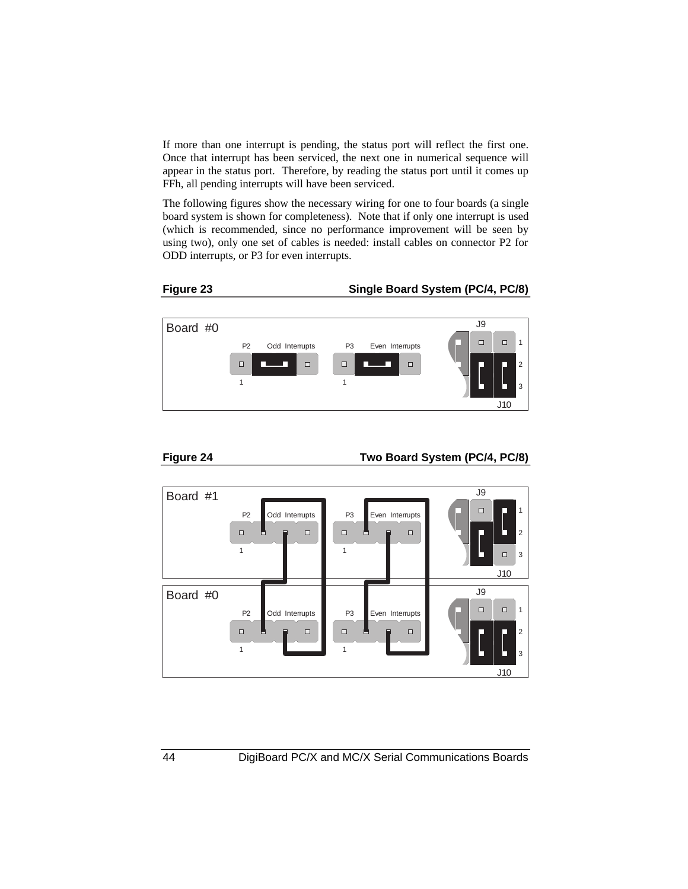If more than one interrupt is pending, the status port will reflect the first one. Once that interrupt has been serviced, the next one in numerical sequence will appear in the status port. Therefore, by reading the status port until it comes up FFh, all pending interrupts will have been serviced.

The following figures show the necessary wiring for one to four boards (a single board system is shown for completeness). Note that if only one interrupt is used (which is recommended, since no performance improvement will be seen by using two), only one set of cables is needed: install cables on connector P2 for ODD interrupts, or P3 for even interrupts.

**Figure 23 — Single Board System (PC/4, PC/8)**

Board #0 — P2 Odd Interrupts, P3 Even Interrupts, J9, J10 (pins 1, 2, 3)

**Figure 24 — Two Board System (PC/4, PC/8)**

Board #1 — P2 Odd Interrupts, P3 Even Interrupts, J9, J10 (pins 1, 2, 3)

Board #0 — P2 Odd Interrupts, P3 Even Interrupts, J9, J10 (pins 1, 2, 3)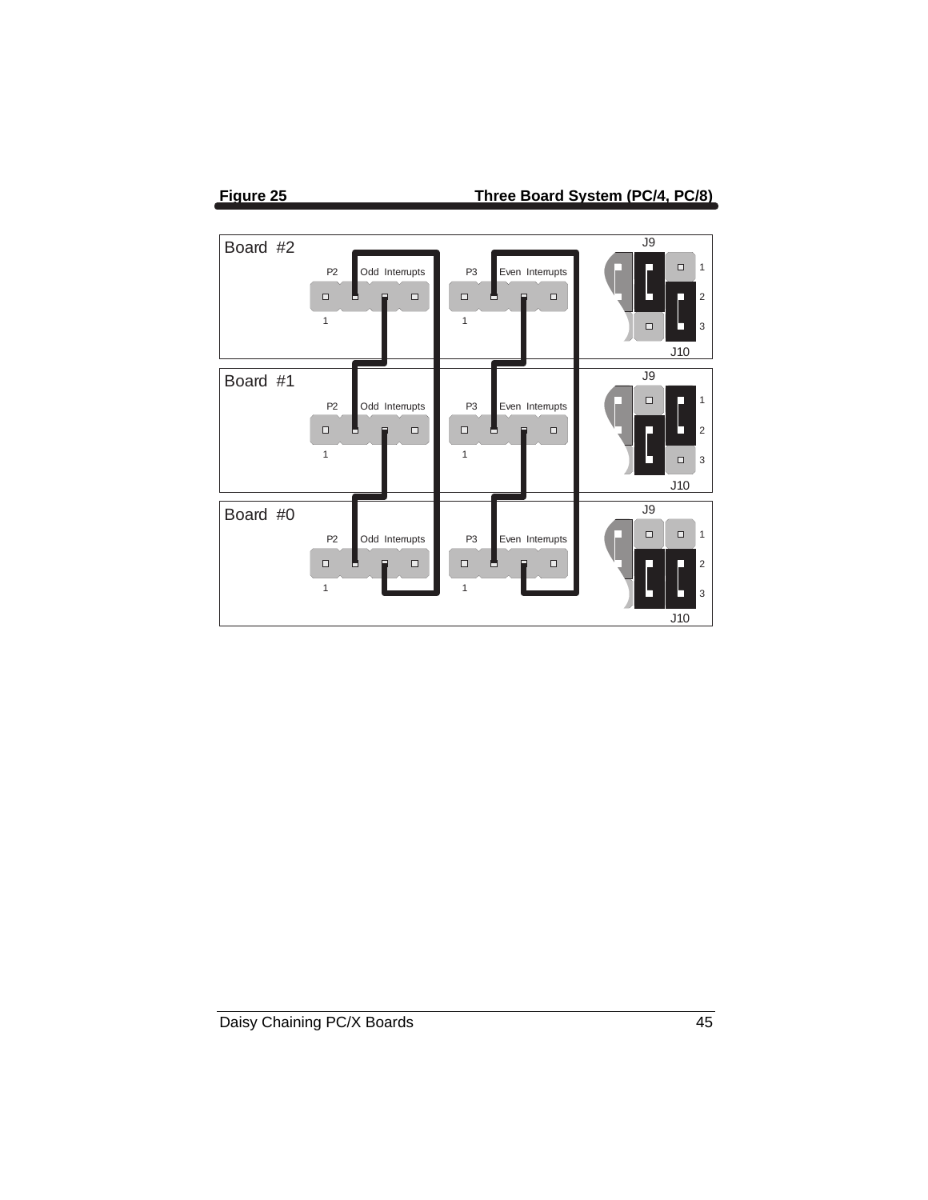**Figure 25** **Three Board System (PC/4, PC/8)**

Board #2

P2 Odd Interrupts

P3 Even Interrupts

J9

J10

Board #1

P2 Odd Interrupts

P3 Even Interrupts

J9

J10

Board #0

P2 Odd Interrupts

P3 Even Interrupts

J9

J10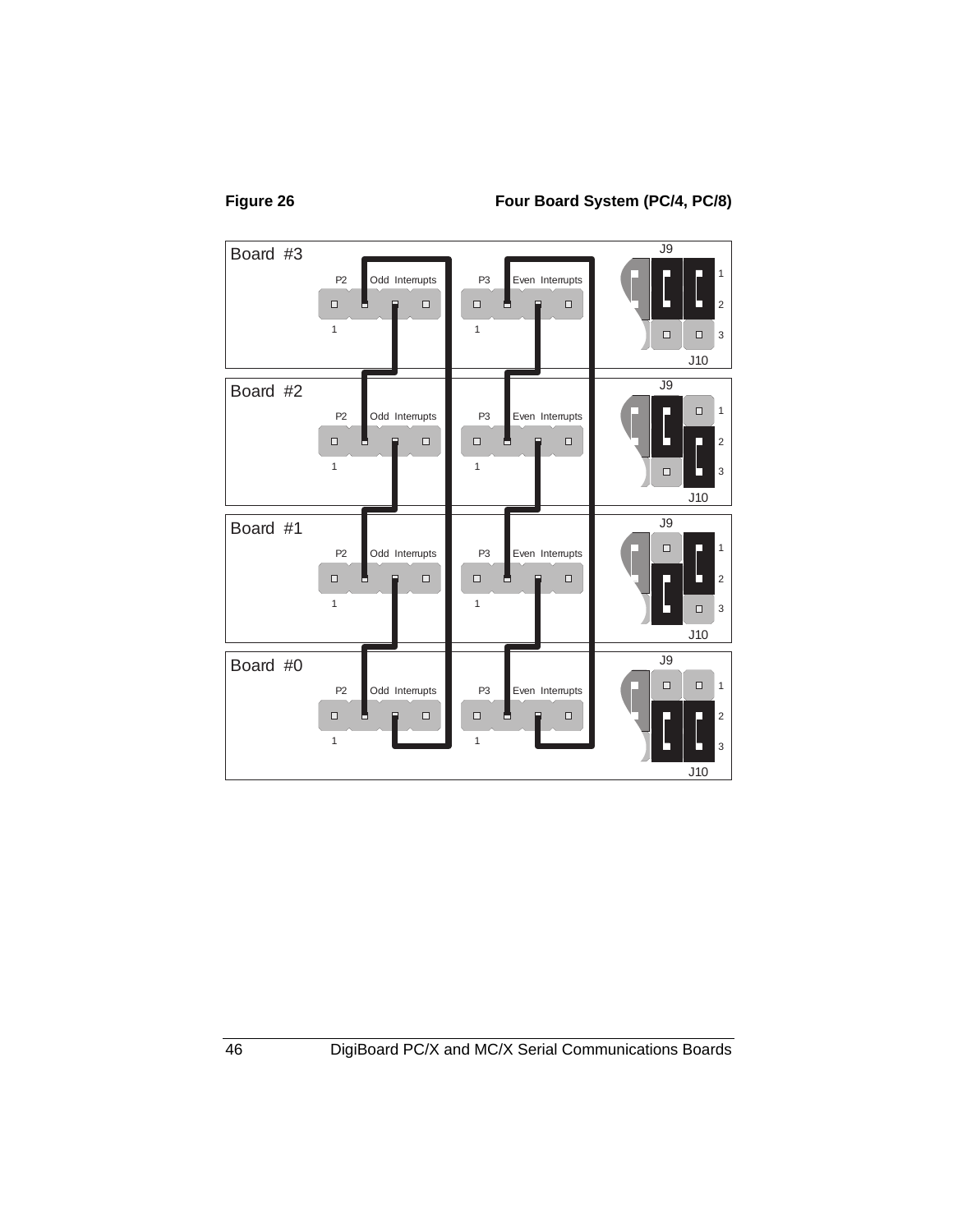**Figure 26** **Four Board System (PC/4, PC/8)**

Board #3

P2 Odd Interrupts

P3 Even Interrupts

J9

J10

Board #2

P2 Odd Interrupts

P3 Even Interrupts

J9

J10

Board #1

P2 Odd Interrupts

P3 Even Interrupts

J9

J10

Board #0

P2 Odd Interrupts

P3 Even Interrupts

J9

J10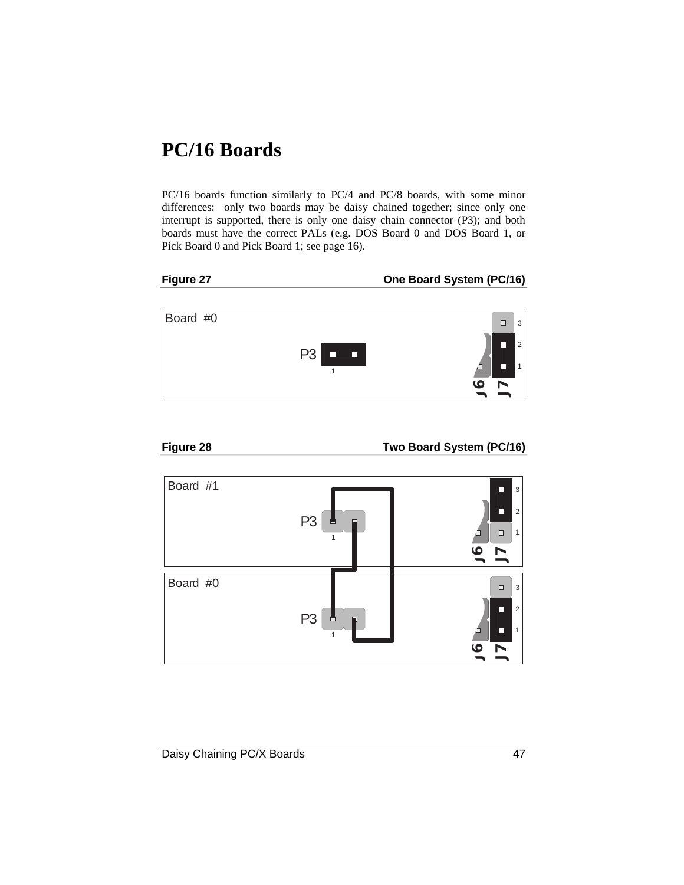# PC/16 Boards

PC/16 boards function similarly to PC/4 and PC/8 boards, with some minor differences: only two boards may be daisy chained together; since only one interrupt is supported, there is only one daisy chain connector (P3); and both boards must have the correct PALs (e.g. DOS Board 0 and DOS Board 1, or Pick Board 0 and Pick Board 1; see page 16).

**Figure 27** **One Board System (PC/16)**

Board #0

P3

1

J6 J7

3 2 1

**Figure 28** **Two Board System (PC/16)**

Board #1

P3

1

J6 J7

3 2 1

Board #0

P3

1

J6 J7

3 2 1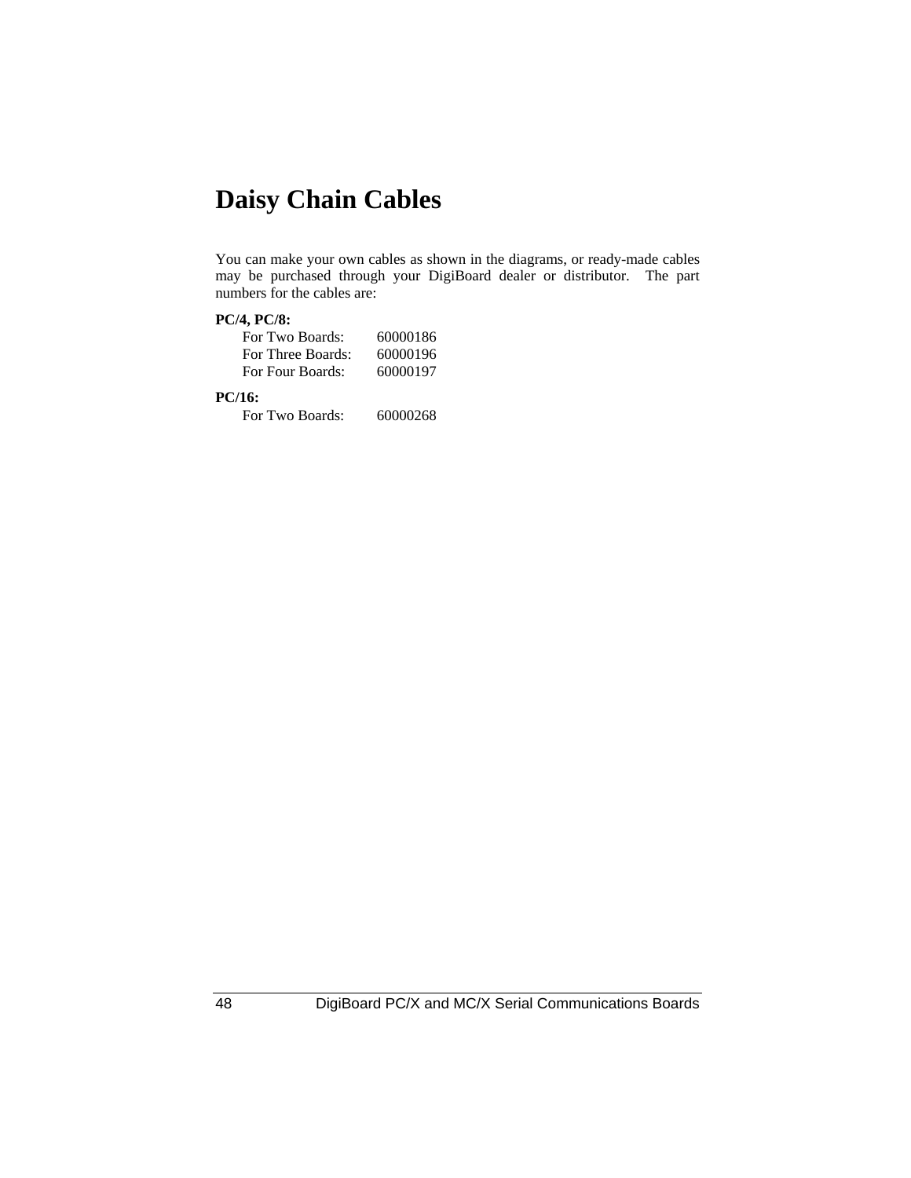# Daisy Chain Cables

You can make your own cables as shown in the diagrams, or ready-made cables may be purchased through your DigiBoard dealer or distributor. The part numbers for the cables are:

**PC/4, PC/8:**

| | |
|---|---|
| For Two Boards: | 60000186 |
| For Three Boards: | 60000196 |
| For Four Boards: | 60000197 |

**PC/16:**

| | |
|---|---|
| For Two Boards: | 60000268 |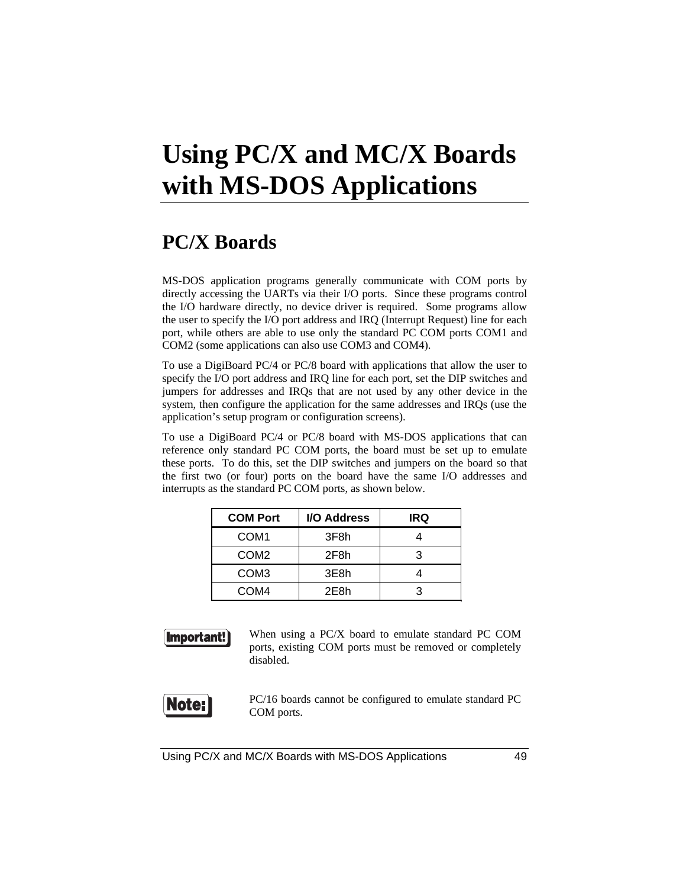# Using PC/X and MC/X Boards with MS-DOS Applications

## PC/X Boards

MS-DOS application programs generally communicate with COM ports by directly accessing the UARTs via their I/O ports. Since these programs control the I/O hardware directly, no device driver is required. Some programs allow the user to specify the I/O port address and IRQ (Interrupt Request) line for each port, while others are able to use only the standard PC COM ports COM1 and COM2 (some applications can also use COM3 and COM4).

To use a DigiBoard PC/4 or PC/8 board with applications that allow the user to specify the I/O port address and IRQ line for each port, set the DIP switches and jumpers for addresses and IRQs that are not used by any other device in the system, then configure the application for the same addresses and IRQs (use the application's setup program or configuration screens).

To use a DigiBoard PC/4 or PC/8 board with MS-DOS applications that can reference only standard PC COM ports, the board must be set up to emulate these ports. To do this, set the DIP switches and jumpers on the board so that the first two (or four) ports on the board have the same I/O addresses and interrupts as the standard PC COM ports, as shown below.

| COM Port | I/O Address | IRQ |
|---|---|---|
| COM1 | 3F8h | 4 |
| COM2 | 2F8h | 3 |
| COM3 | 3E8h | 4 |
| COM4 | 2E8h | 3 |

**Important!** When using a PC/X board to emulate standard PC COM ports, existing COM ports must be removed or completely disabled.

**Note:** PC/16 boards cannot be configured to emulate standard PC COM ports.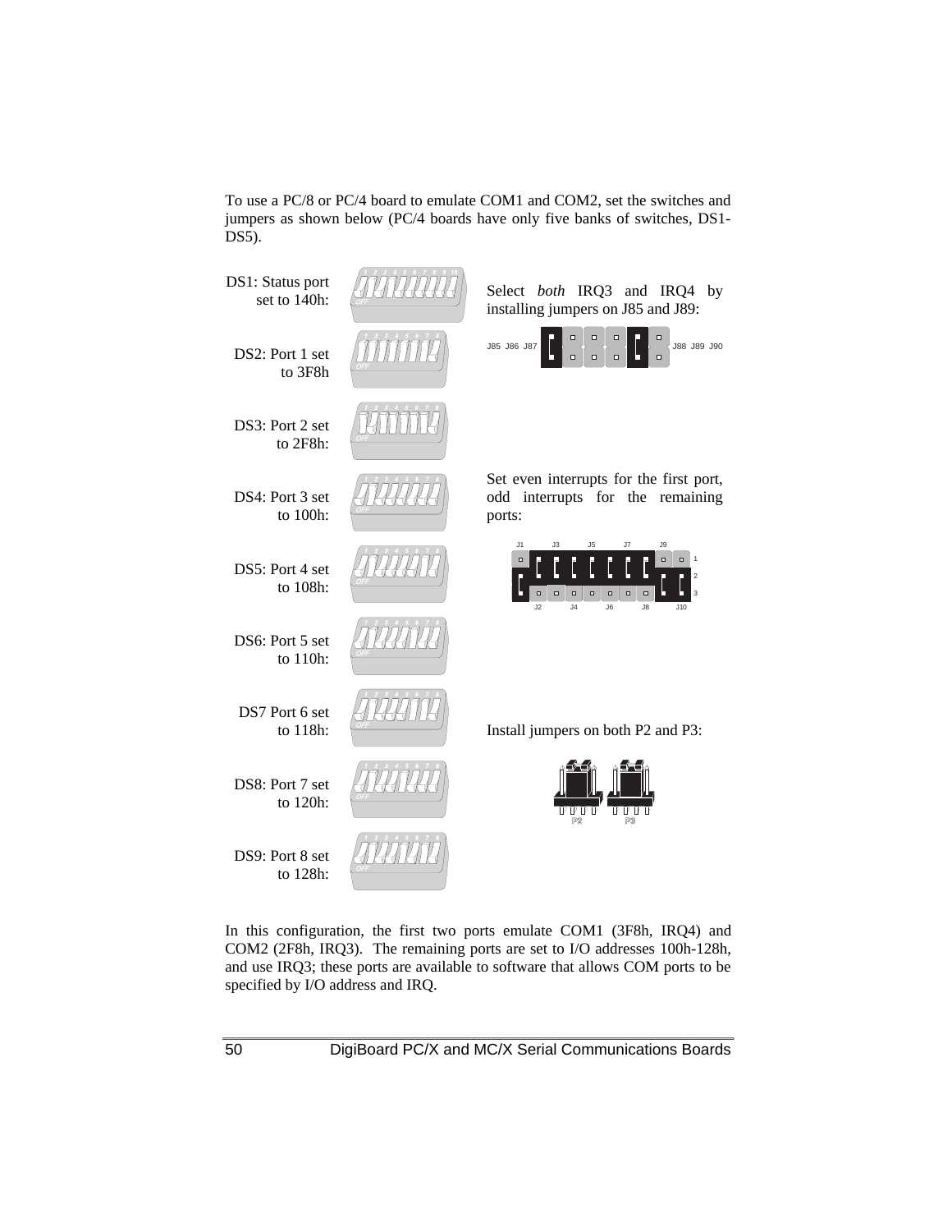To use a PC/8 or PC/4 board to emulate COM1 and COM2, set the switches and jumpers as shown below (PC/4 boards have only five banks of switches, DS1-DS5).

DS1: Status port set to 140h:

DS2: Port 1 set to 3F8h

DS3: Port 2 set to 2F8h:

DS4: Port 3 set to 100h:

DS5: Port 4 set to 108h:

DS6: Port 5 set to 110h:

DS7 Port 6 set to 118h:

DS8: Port 7 set to 120h:

DS9: Port 8 set to 128h:

Select *both* IRQ3 and IRQ4 by installing jumpers on J85 and J89:

J85 J86 J87 J88 J89 J90

Set even interrupts for the first port, odd interrupts for the remaining ports:

J1 J3 J5 J7 J9
J2 J4 J6 J8 J10

Install jumpers on both P2 and P3:

P2 P3

In this configuration, the first two ports emulate COM1 (3F8h, IRQ4) and COM2 (2F8h, IRQ3). The remaining ports are set to I/O addresses 100h-128h, and use IRQ3; these ports are available to software that allows COM ports to be specified by I/O address and IRQ.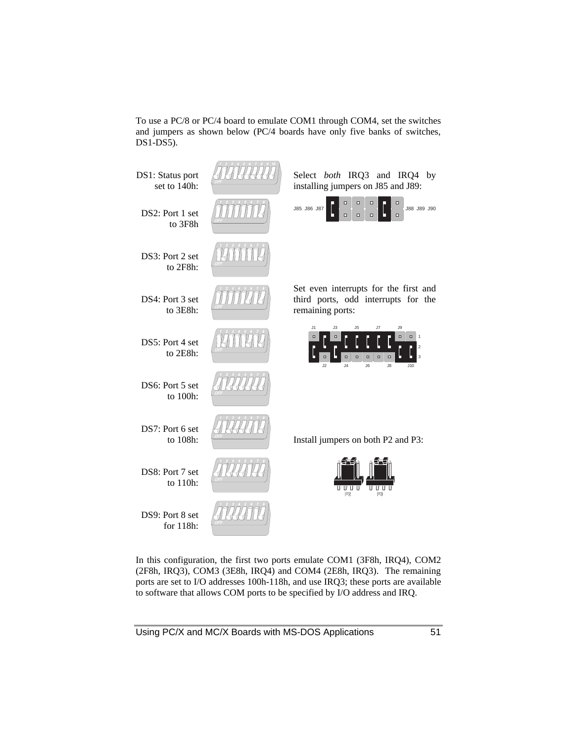To use a PC/8 or PC/4 board to emulate COM1 through COM4, set the switches and jumpers as shown below (PC/4 boards have only five banks of switches, DS1-DS5).

DS1: Status port set to 140h:

DS2: Port 1 set to 3F8h

DS3: Port 2 set to 2F8h:

DS4: Port 3 set to 3E8h:

DS5: Port 4 set to 2E8h:

DS6: Port 5 set to 100h:

DS7: Port 6 set to 108h:

DS8: Port 7 set to 110h:

DS9: Port 8 set for 118h:

Select *both* IRQ3 and IRQ4 by installing jumpers on J85 and J89:

J85 J86 J87 J88 J89 J90

Set even interrupts for the first and third ports, odd interrupts for the remaining ports:

J1 J3 J5 J7 J9

J2 J4 J6 J8 J10

Install jumpers on both P2 and P3:

P2 P3

In this configuration, the first two ports emulate COM1 (3F8h, IRQ4), COM2 (2F8h, IRQ3), COM3 (3E8h, IRQ4) and COM4 (2E8h, IRQ3). The remaining ports are set to I/O addresses 100h-118h, and use IRQ3; these ports are available to software that allows COM ports to be specified by I/O address and IRQ.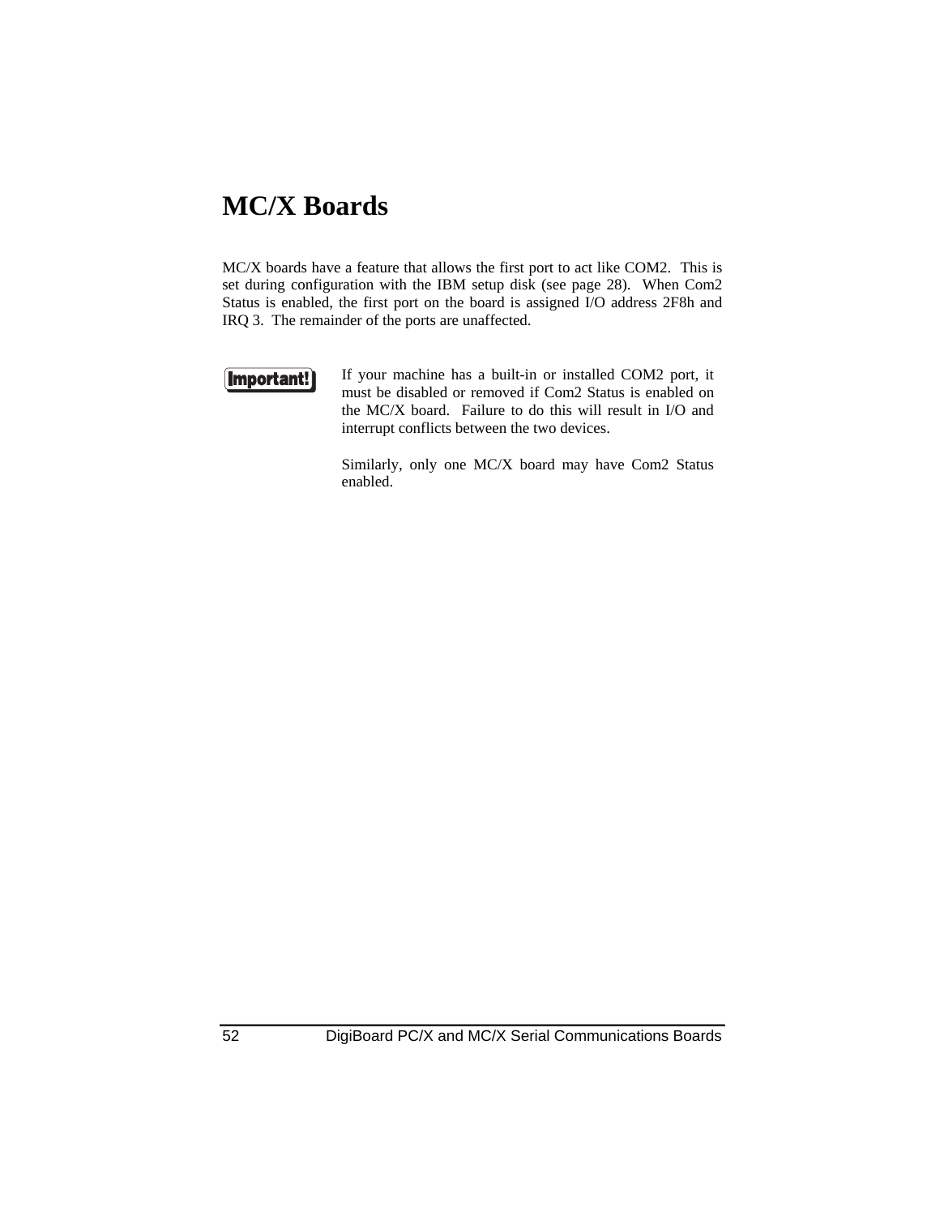# MC/X Boards

MC/X boards have a feature that allows the first port to act like COM2. This is set during configuration with the IBM setup disk (see page 28). When Com2 Status is enabled, the first port on the board is assigned I/O address 2F8h and IRQ 3. The remainder of the ports are unaffected.

**Important!**

If your machine has a built-in or installed COM2 port, it must be disabled or removed if Com2 Status is enabled on the MC/X board. Failure to do this will result in I/O and interrupt conflicts between the two devices.

Similarly, only one MC/X board may have Com2 Status enabled.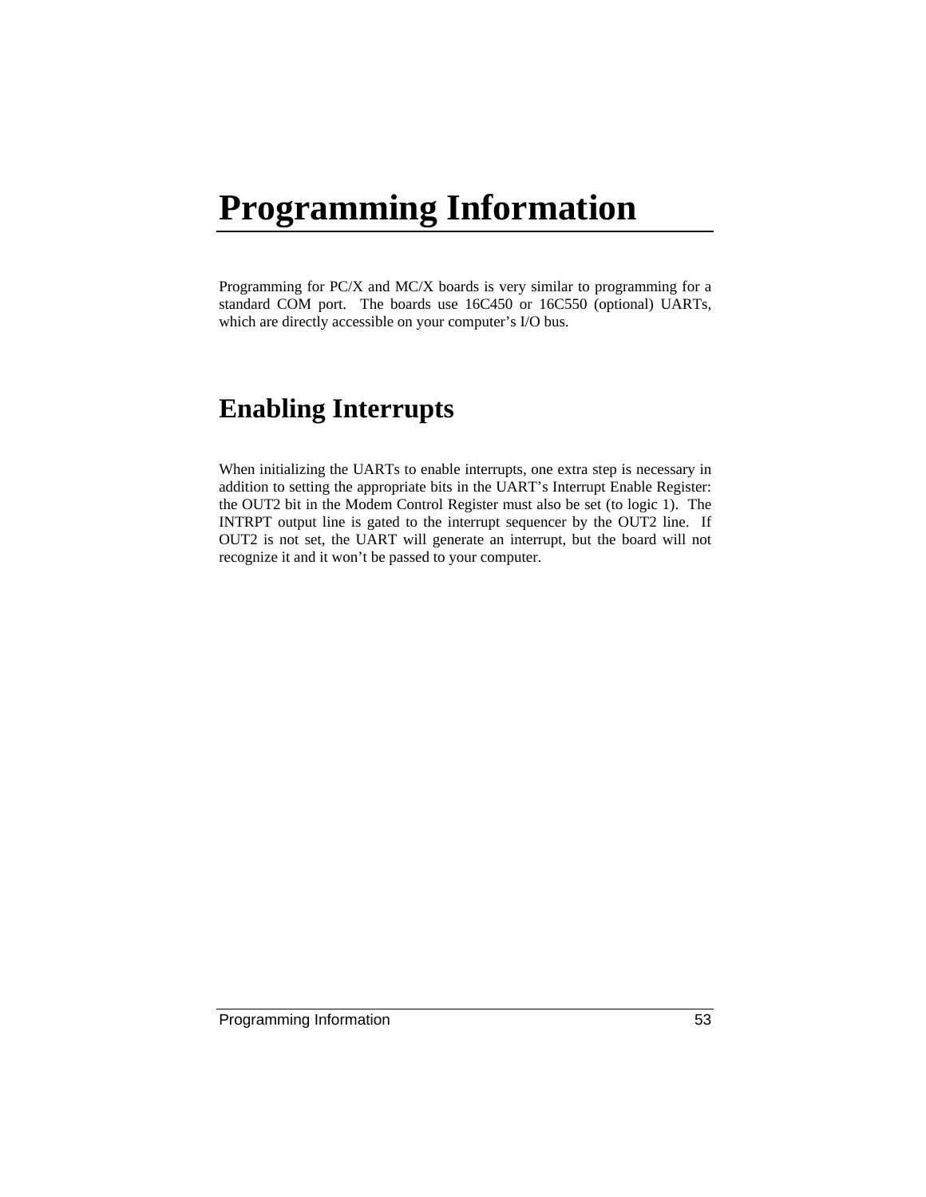# Programming Information

Programming for PC/X and MC/X boards is very similar to programming for a standard COM port. The boards use 16C450 or 16C550 (optional) UARTs, which are directly accessible on your computer's I/O bus.

## Enabling Interrupts

When initializing the UARTs to enable interrupts, one extra step is necessary in addition to setting the appropriate bits in the UART's Interrupt Enable Register: the OUT2 bit in the Modem Control Register must also be set (to logic 1). The INTRPT output line is gated to the interrupt sequencer by the OUT2 line. If OUT2 is not set, the UART will generate an interrupt, but the board will not recognize it and it won't be passed to your computer.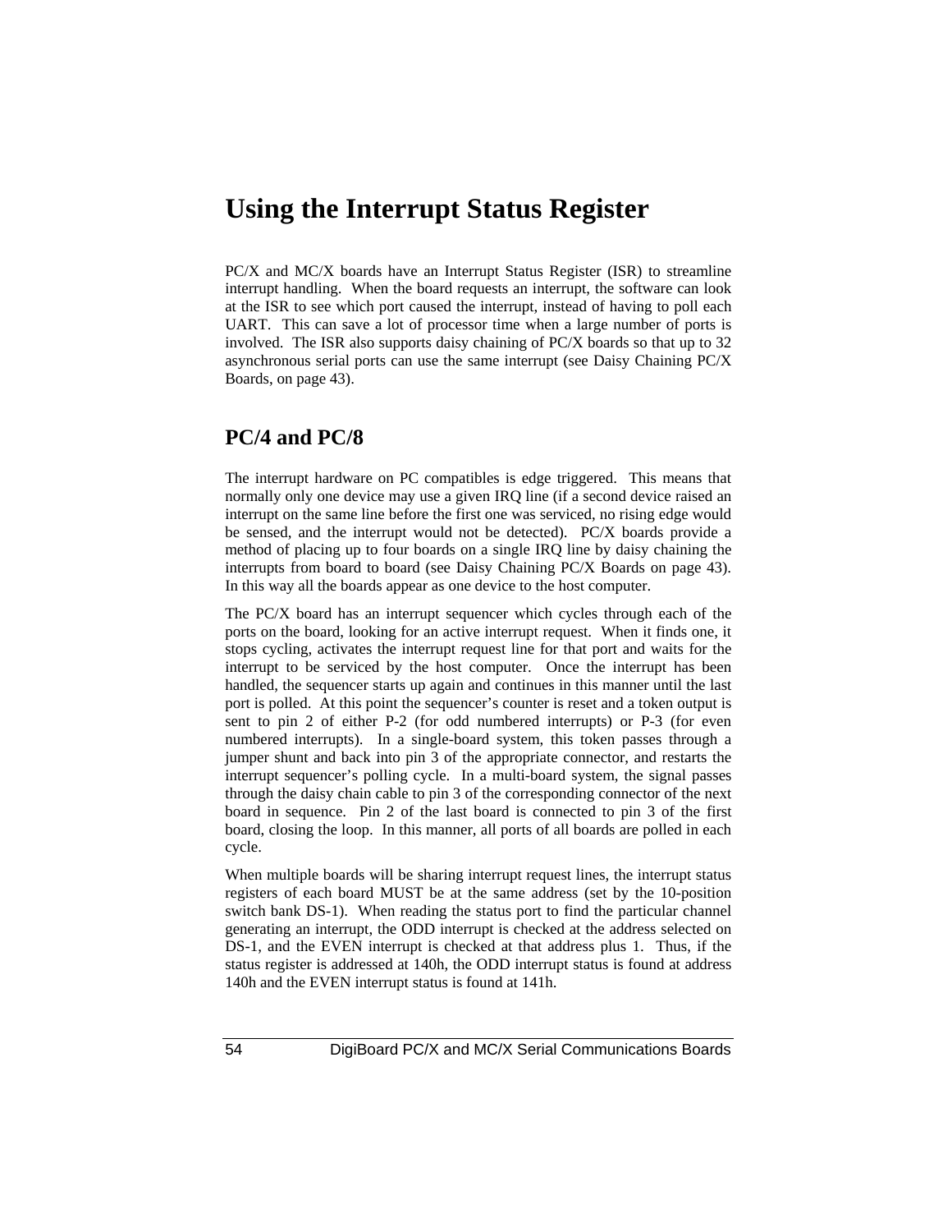# Using the Interrupt Status Register

PC/X and MC/X boards have an Interrupt Status Register (ISR) to streamline interrupt handling. When the board requests an interrupt, the software can look at the ISR to see which port caused the interrupt, instead of having to poll each UART. This can save a lot of processor time when a large number of ports is involved. The ISR also supports daisy chaining of PC/X boards so that up to 32 asynchronous serial ports can use the same interrupt (see Daisy Chaining PC/X Boards, on page 43).

## PC/4 and PC/8

The interrupt hardware on PC compatibles is edge triggered. This means that normally only one device may use a given IRQ line (if a second device raised an interrupt on the same line before the first one was serviced, no rising edge would be sensed, and the interrupt would not be detected). PC/X boards provide a method of placing up to four boards on a single IRQ line by daisy chaining the interrupts from board to board (see Daisy Chaining PC/X Boards on page 43). In this way all the boards appear as one device to the host computer.

The PC/X board has an interrupt sequencer which cycles through each of the ports on the board, looking for an active interrupt request. When it finds one, it stops cycling, activates the interrupt request line for that port and waits for the interrupt to be serviced by the host computer. Once the interrupt has been handled, the sequencer starts up again and continues in this manner until the last port is polled. At this point the sequencer's counter is reset and a token output is sent to pin 2 of either P-2 (for odd numbered interrupts) or P-3 (for even numbered interrupts). In a single-board system, this token passes through a jumper shunt and back into pin 3 of the appropriate connector, and restarts the interrupt sequencer's polling cycle. In a multi-board system, the signal passes through the daisy chain cable to pin 3 of the corresponding connector of the next board in sequence. Pin 2 of the last board is connected to pin 3 of the first board, closing the loop. In this manner, all ports of all boards are polled in each cycle.

When multiple boards will be sharing interrupt request lines, the interrupt status registers of each board MUST be at the same address (set by the 10-position switch bank DS-1). When reading the status port to find the particular channel generating an interrupt, the ODD interrupt is checked at the address selected on DS-1, and the EVEN interrupt is checked at that address plus 1. Thus, if the status register is addressed at 140h, the ODD interrupt status is found at address 140h and the EVEN interrupt status is found at 141h.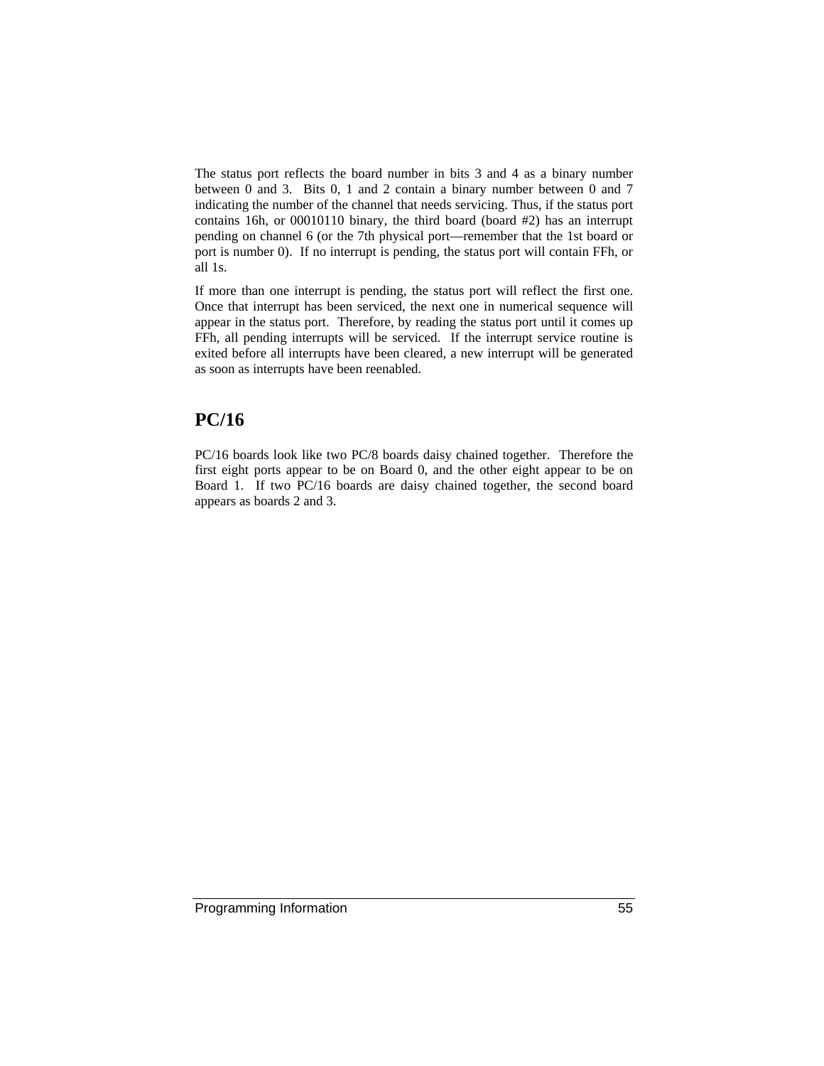The status port reflects the board number in bits 3 and 4 as a binary number between 0 and 3. Bits 0, 1 and 2 contain a binary number between 0 and 7 indicating the number of the channel that needs servicing. Thus, if the status port contains 16h, or 00010110 binary, the third board (board #2) has an interrupt pending on channel 6 (or the 7th physical port—remember that the 1st board or port is number 0). If no interrupt is pending, the status port will contain FFh, or all 1s.

If more than one interrupt is pending, the status port will reflect the first one. Once that interrupt has been serviced, the next one in numerical sequence will appear in the status port. Therefore, by reading the status port until it comes up FFh, all pending interrupts will be serviced. If the interrupt service routine is exited before all interrupts have been cleared, a new interrupt will be generated as soon as interrupts have been reenabled.

## PC/16

PC/16 boards look like two PC/8 boards daisy chained together. Therefore the first eight ports appear to be on Board 0, and the other eight appear to be on Board 1. If two PC/16 boards are daisy chained together, the second board appears as boards 2 and 3.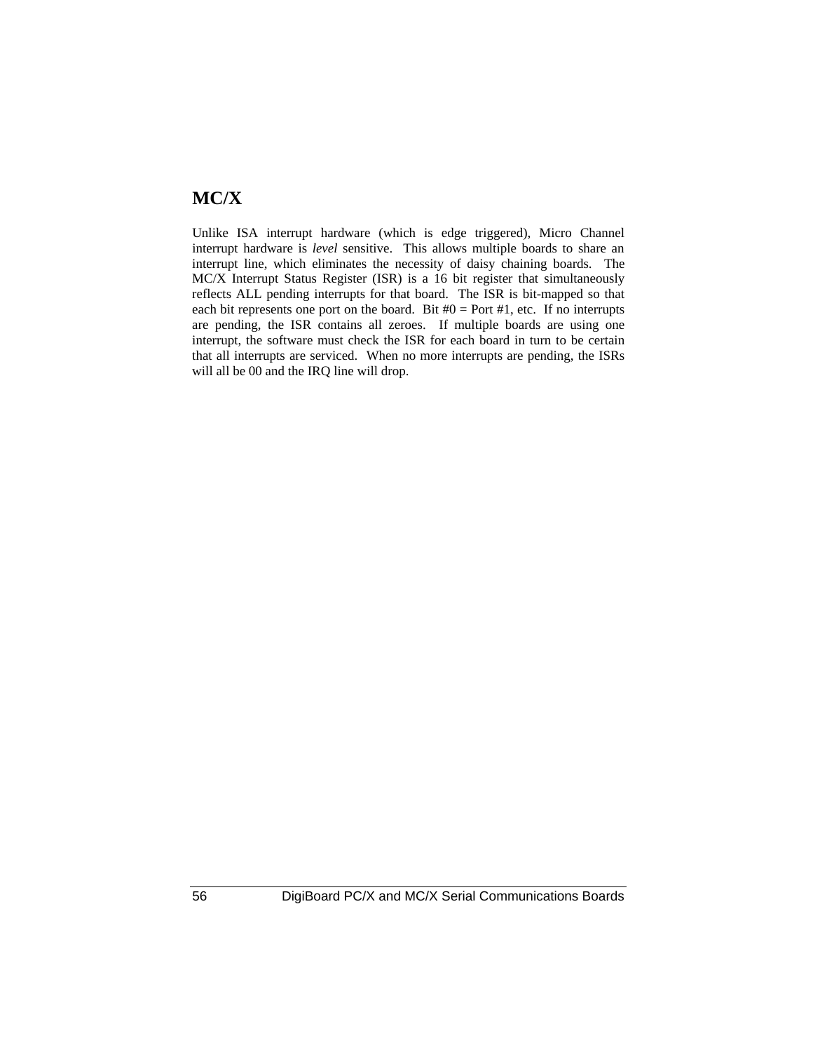## MC/X

Unlike ISA interrupt hardware (which is edge triggered), Micro Channel interrupt hardware is *level* sensitive. This allows multiple boards to share an interrupt line, which eliminates the necessity of daisy chaining boards. The MC/X Interrupt Status Register (ISR) is a 16 bit register that simultaneously reflects ALL pending interrupts for that board. The ISR is bit-mapped so that each bit represents one port on the board. Bit #0 = Port #1, etc. If no interrupts are pending, the ISR contains all zeroes. If multiple boards are using one interrupt, the software must check the ISR for each board in turn to be certain that all interrupts are serviced. When no more interrupts are pending, the ISRs will all be 00 and the IRQ line will drop.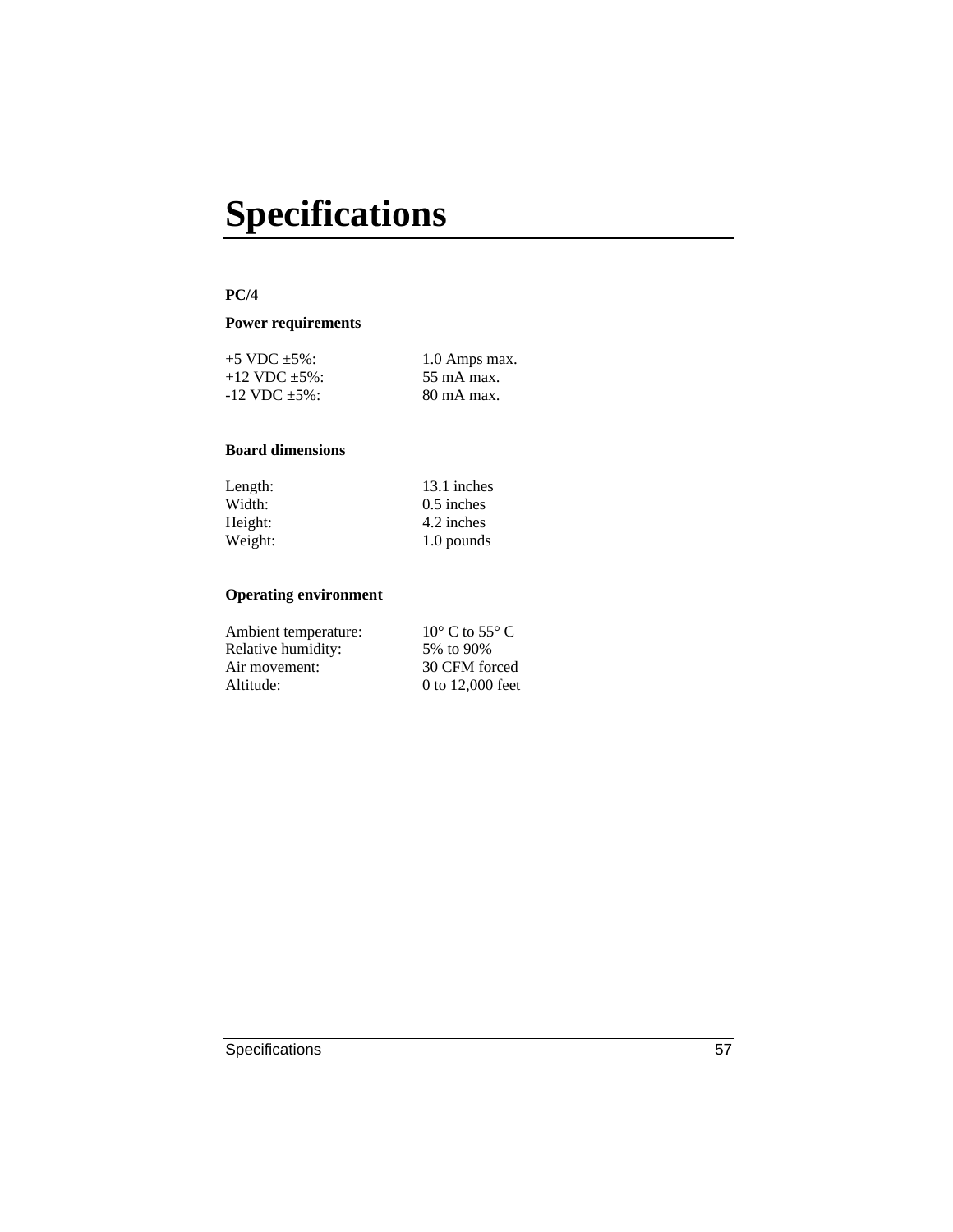# Specifications

**PC/4**

**Power requirements**

| | |
|---|---|
| +5 VDC ±5%: | 1.0 Amps max. |
| +12 VDC ±5%: | 55 mA max. |
| -12 VDC ±5%: | 80 mA max. |

**Board dimensions**

| | |
|---|---|
| Length: | 13.1 inches |
| Width: | 0.5 inches |
| Height: | 4.2 inches |
| Weight: | 1.0 pounds |

**Operating environment**

| | |
|---|---|
| Ambient temperature: | 10° C to 55° C |
| Relative humidity: | 5% to 90% |
| Air movement: | 30 CFM forced |
| Altitude: | 0 to 12,000 feet |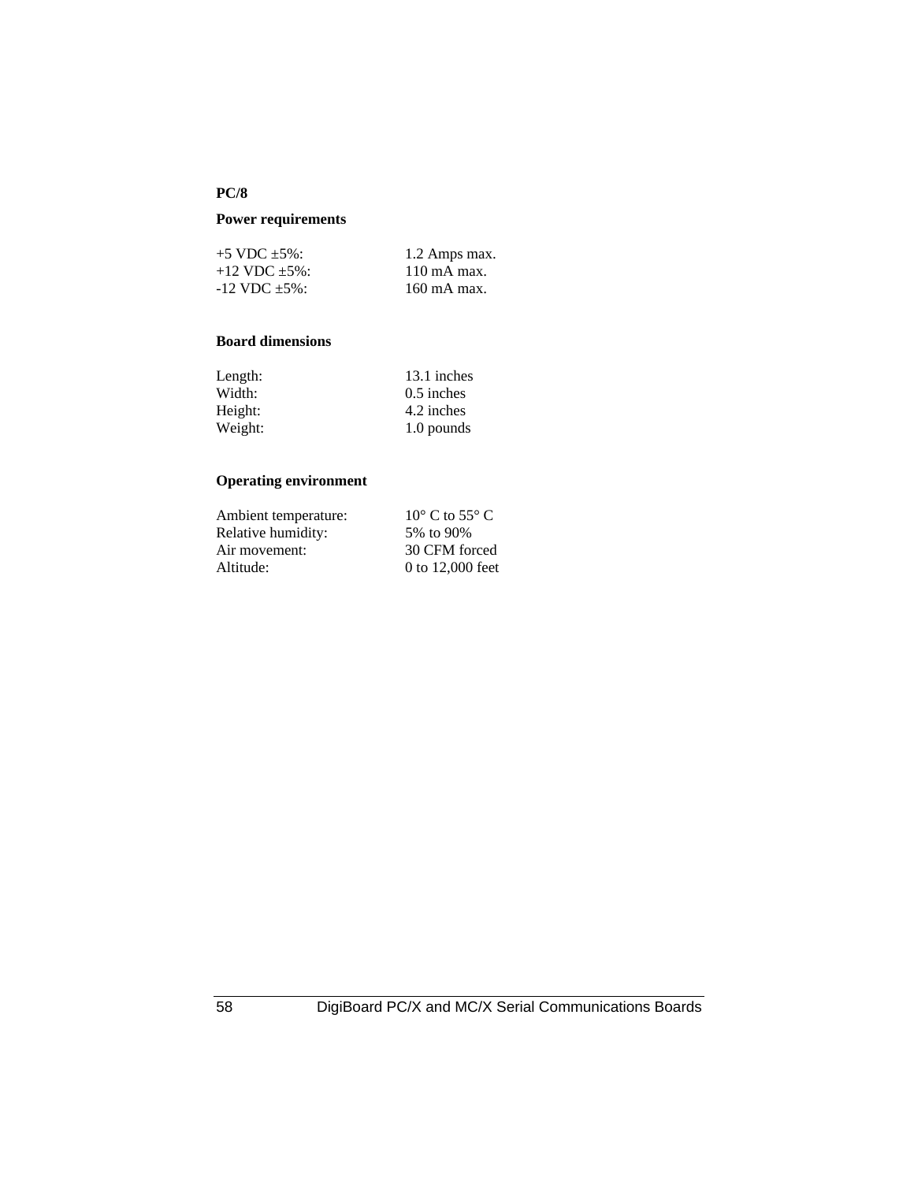**PC/8**

**Power requirements**

| | |
|---|---|
| +5 VDC ±5%: | 1.2 Amps max. |
| +12 VDC ±5%: | 110 mA max. |
| -12 VDC ±5%: | 160 mA max. |

**Board dimensions**

| | |
|---|---|
| Length: | 13.1 inches |
| Width: | 0.5 inches |
| Height: | 4.2 inches |
| Weight: | 1.0 pounds |

**Operating environment**

| | |
|---|---|
| Ambient temperature: | 10° C to 55° C |
| Relative humidity: | 5% to 90% |
| Air movement: | 30 CFM forced |
| Altitude: | 0 to 12,000 feet |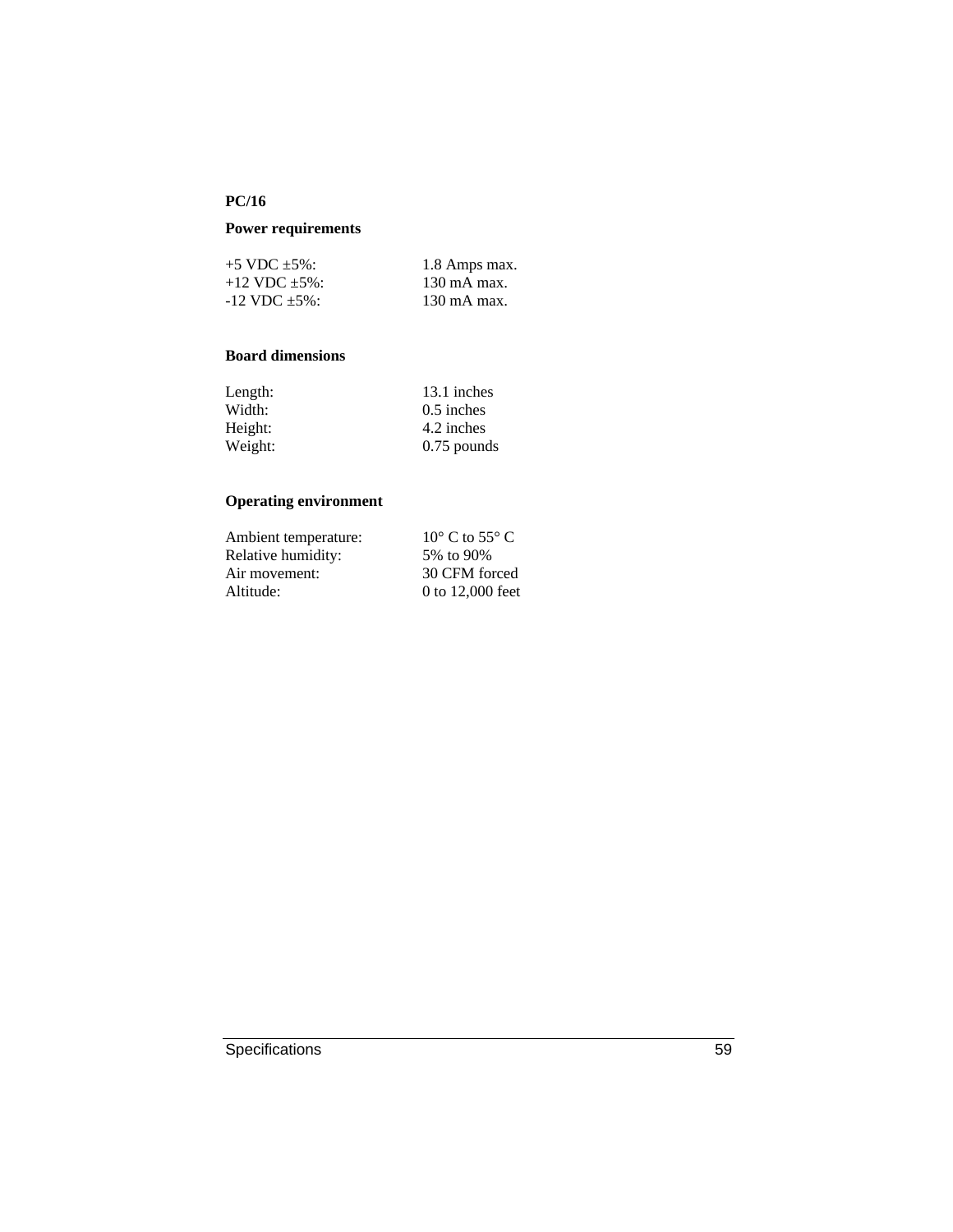**PC/16**

**Power requirements**

| | |
|---|---|
| +5 VDC ±5%: | 1.8 Amps max. |
| +12 VDC ±5%: | 130 mA max. |
| -12 VDC ±5%: | 130 mA max. |

**Board dimensions**

| | |
|---|---|
| Length: | 13.1 inches |
| Width: | 0.5 inches |
| Height: | 4.2 inches |
| Weight: | 0.75 pounds |

**Operating environment**

| | |
|---|---|
| Ambient temperature: | 10° C to 55° C |
| Relative humidity: | 5% to 90% |
| Air movement: | 30 CFM forced |
| Altitude: | 0 to 12,000 feet |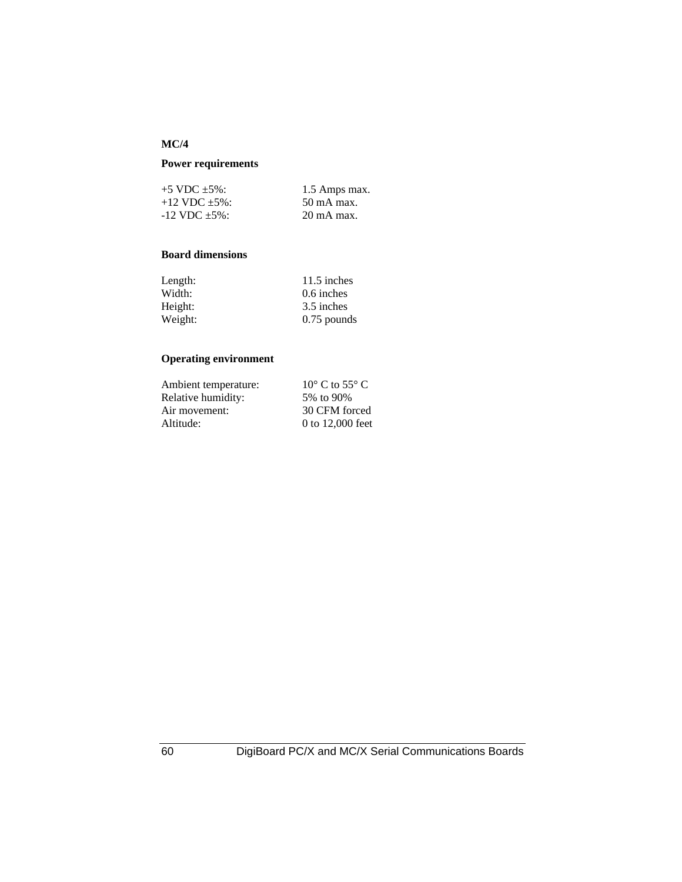**MC/4**

**Power requirements**

| | |
|---|---|
| +5 VDC ±5%: | 1.5 Amps max. |
| +12 VDC ±5%: | 50 mA max. |
| -12 VDC ±5%: | 20 mA max. |

**Board dimensions**

| | |
|---|---|
| Length: | 11.5 inches |
| Width: | 0.6 inches |
| Height: | 3.5 inches |
| Weight: | 0.75 pounds |

**Operating environment**

| | |
|---|---|
| Ambient temperature: | 10° C to 55° C |
| Relative humidity: | 5% to 90% |
| Air movement: | 30 CFM forced |
| Altitude: | 0 to 12,000 feet |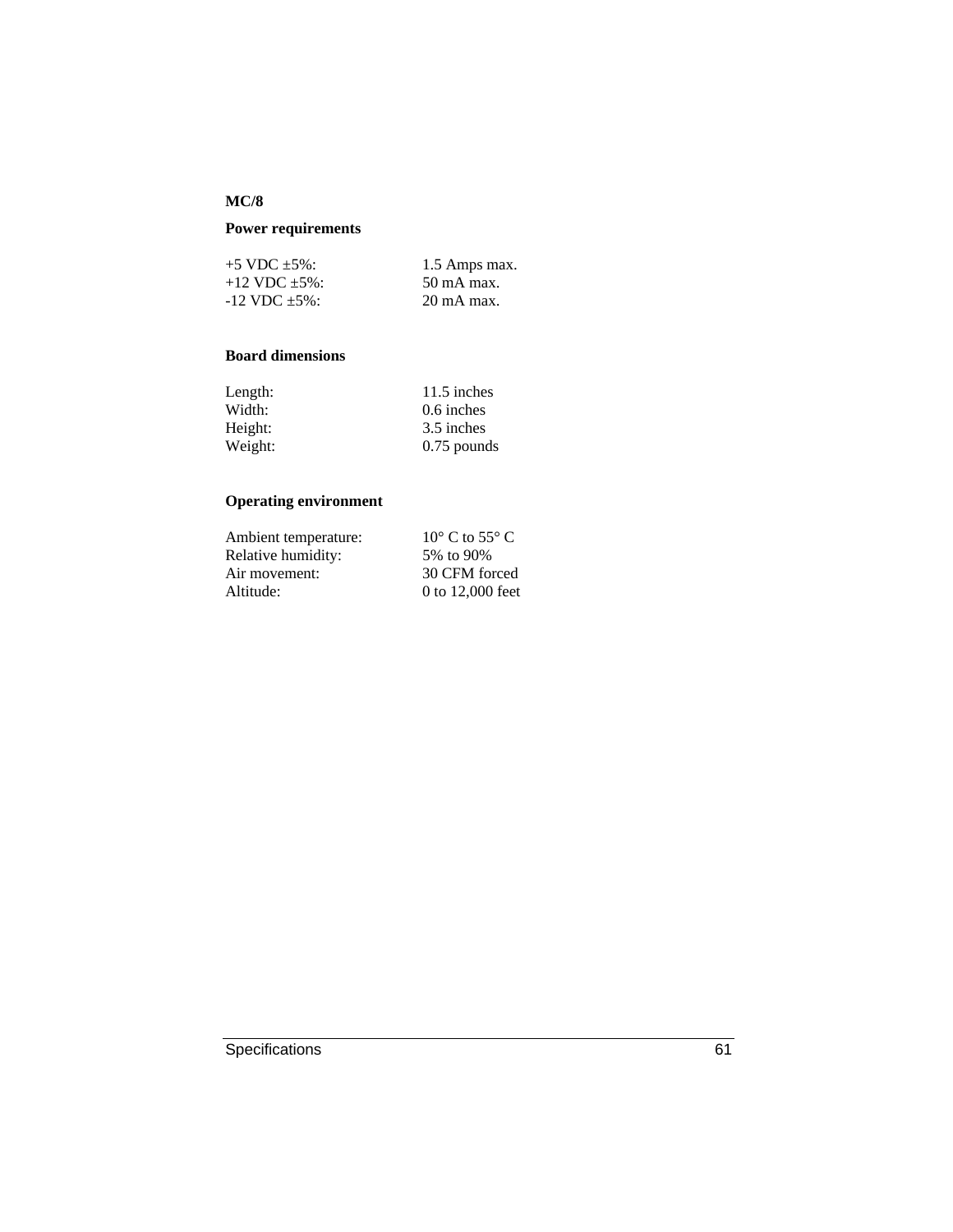**MC/8**

**Power requirements**

| | |
|---|---|
| +5 VDC ±5%: | 1.5 Amps max. |
| +12 VDC ±5%: | 50 mA max. |
| -12 VDC ±5%: | 20 mA max. |

**Board dimensions**

| | |
|---|---|
| Length: | 11.5 inches |
| Width: | 0.6 inches |
| Height: | 3.5 inches |
| Weight: | 0.75 pounds |

**Operating environment**

| | |
|---|---|
| Ambient temperature: | 10° C to 55° C |
| Relative humidity: | 5% to 90% |
| Air movement: | 30 CFM forced |
| Altitude: | 0 to 12,000 feet |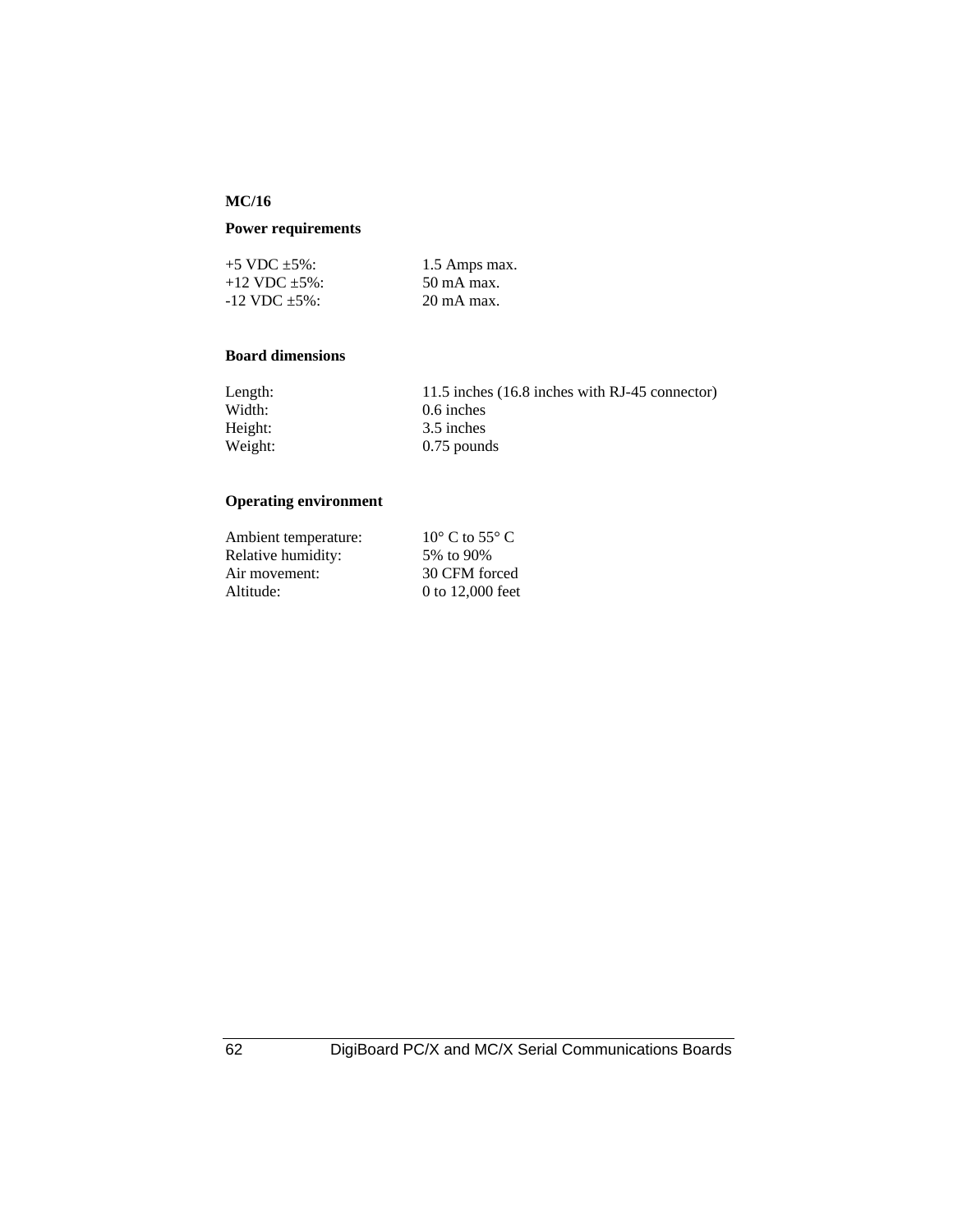### MC/16

#### Power requirements

| | |
|---|---|
| +5 VDC ±5%: | 1.5 Amps max. |
| +12 VDC ±5%: | 50 mA max. |
| -12 VDC ±5%: | 20 mA max. |

#### Board dimensions

| | |
|---|---|
| Length: | 11.5 inches (16.8 inches with RJ-45 connector) |
| Width: | 0.6 inches |
| Height: | 3.5 inches |
| Weight: | 0.75 pounds |

#### Operating environment

| | |
|---|---|
| Ambient temperature: | 10° C to 55° C |
| Relative humidity: | 5% to 90% |
| Air movement: | 30 CFM forced |
| Altitude: | 0 to 12,000 feet |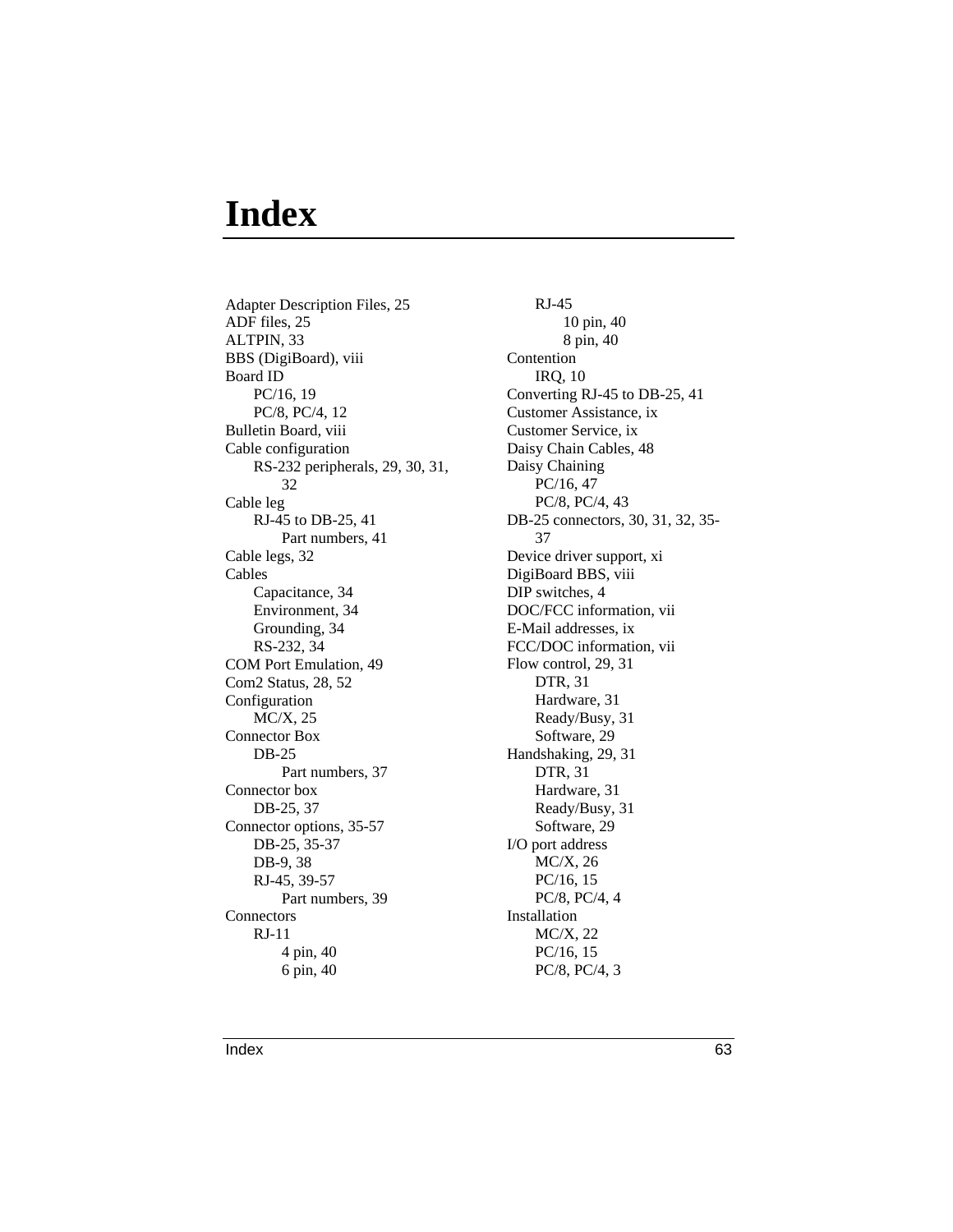# Index

Adapter Description Files, 25
ADF files, 25
ALTPIN, 33
BBS (DigiBoard), viii
Board ID
- PC/16, 19
- PC/8, PC/4, 12

Bulletin Board, viii
Cable configuration
- RS-232 peripherals, 29, 30, 31, 32

Cable leg
- RJ-45 to DB-25, 41
  - Part numbers, 41

Cable legs, 32
Cables
- Capacitance, 34
- Environment, 34
- Grounding, 34
- RS-232, 34

COM Port Emulation, 49
Com2 Status, 28, 52
Configuration
- MC/X, 25

Connector Box
- DB-25
  - Part numbers, 37

Connector box
- DB-25, 37

Connector options, 35-57
- DB-25, 35-37
- DB-9, 38
- RJ-45, 39-57
  - Part numbers, 39

Connectors
- RJ-11
  - 4 pin, 40
  - 6 pin, 40
- RJ-45
  - 10 pin, 40
  - 8 pin, 40

Contention
- IRQ, 10

Converting RJ-45 to DB-25, 41
Customer Assistance, ix
Customer Service, ix
Daisy Chain Cables, 48
Daisy Chaining
- PC/16, 47
- PC/8, PC/4, 43

DB-25 connectors, 30, 31, 32, 35-37
Device driver support, xi
DigiBoard BBS, viii
DIP switches, 4
DOC/FCC information, vii
E-Mail addresses, ix
FCC/DOC information, vii
Flow control, 29, 31
- DTR, 31
- Hardware, 31
- Ready/Busy, 31
- Software, 29

Handshaking, 29, 31
- DTR, 31
- Hardware, 31
- Ready/Busy, 31
- Software, 29

I/O port address
- MC/X, 26
- PC/16, 15
- PC/8, PC/4, 4

Installation
- MC/X, 22
- PC/16, 15
- PC/8, PC/4, 3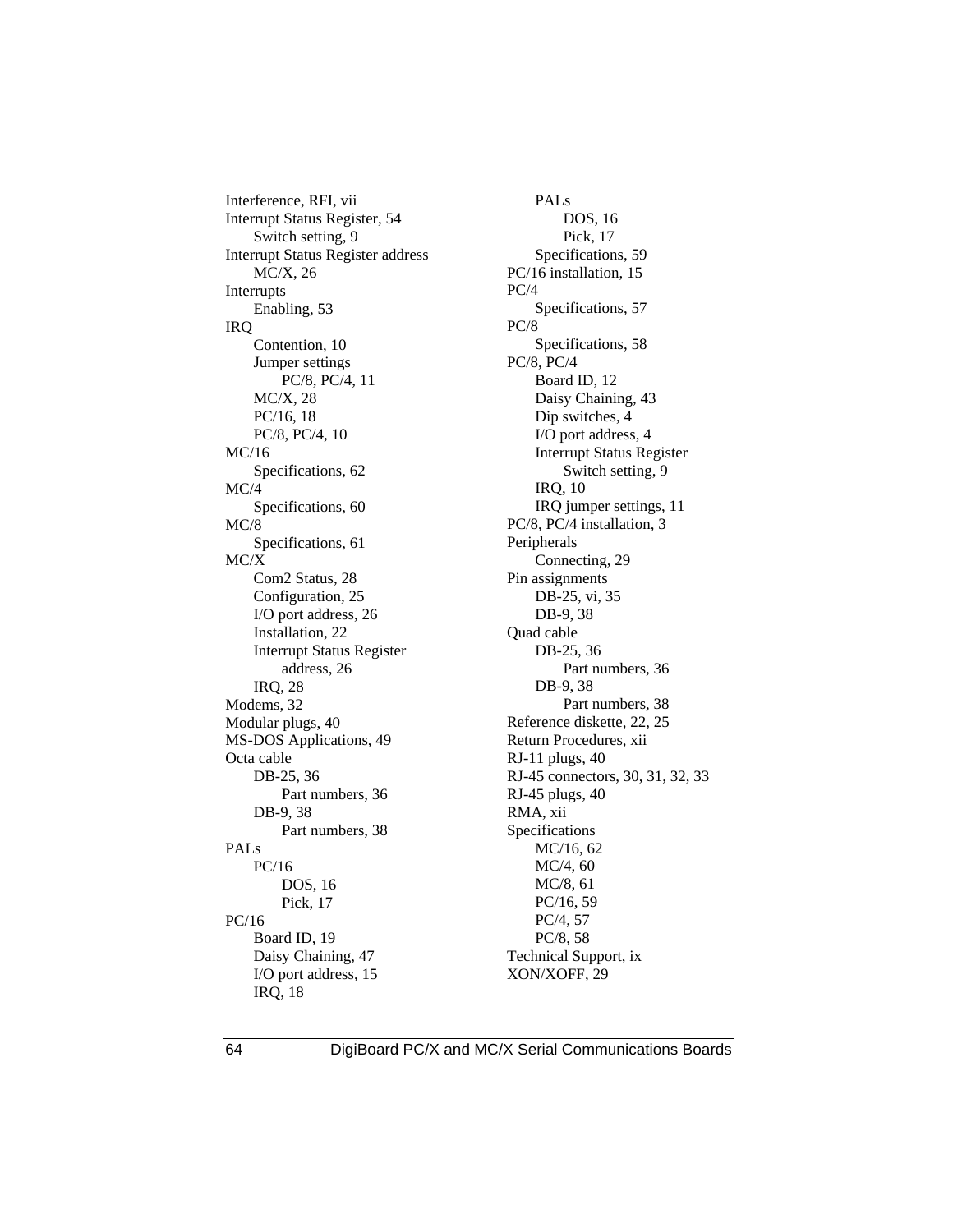Interference, RFI, vii
Interrupt Status Register, 54
- Switch setting, 9

Interrupt Status Register address
- MC/X, 26

Interrupts
- Enabling, 53

IRQ
- Contention, 10
- Jumper settings
  - PC/8, PC/4, 11
- MC/X, 28
- PC/16, 18
- PC/8, PC/4, 10

MC/16
- Specifications, 62

MC/4
- Specifications, 60

MC/8
- Specifications, 61

MC/X
- Com2 Status, 28
- Configuration, 25
- I/O port address, 26
- Installation, 22
- Interrupt Status Register
  - address, 26
- IRQ, 28

Modems, 32
Modular plugs, 40
MS-DOS Applications, 49
Octa cable
- DB-25, 36
  - Part numbers, 36
- DB-9, 38
  - Part numbers, 38

PALs
- PC/16
  - DOS, 16
  - Pick, 17

PC/16
- Board ID, 19
- Daisy Chaining, 47
- I/O port address, 15
- IRQ, 18
- PALs
  - DOS, 16
  - Pick, 17
- Specifications, 59

PC/16 installation, 15
PC/4
- Specifications, 57

PC/8
- Specifications, 58

PC/8, PC/4
- Board ID, 12
- Daisy Chaining, 43
- Dip switches, 4
- I/O port address, 4
- Interrupt Status Register
  - Switch setting, 9
- IRQ, 10
- IRQ jumper settings, 11

PC/8, PC/4 installation, 3
Peripherals
- Connecting, 29

Pin assignments
- DB-25, vi, 35
- DB-9, 38

Quad cable
- DB-25, 36
  - Part numbers, 36
- DB-9, 38
  - Part numbers, 38

Reference diskette, 22, 25
Return Procedures, xii
RJ-11 plugs, 40
RJ-45 connectors, 30, 31, 32, 33
RJ-45 plugs, 40
RMA, xii
Specifications
- MC/16, 62
- MC/4, 60
- MC/8, 61
- PC/16, 59
- PC/4, 57
- PC/8, 58

Technical Support, ix
XON/XOFF, 29